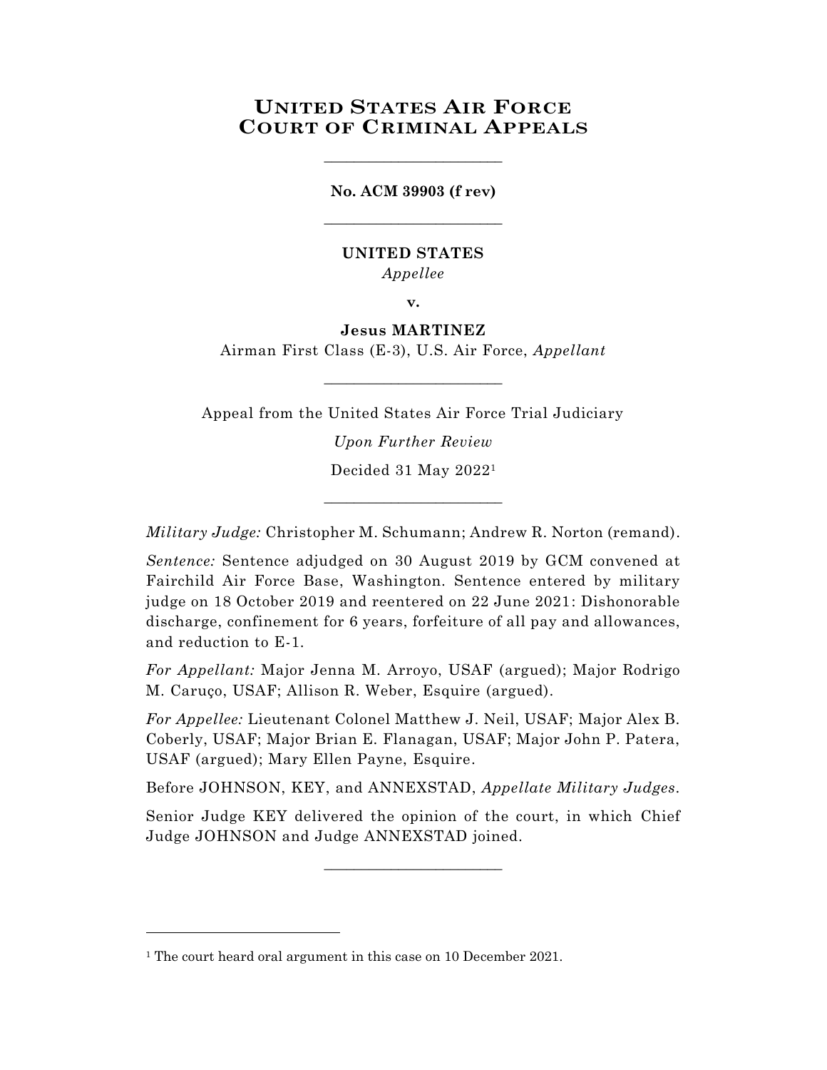# UNITED STATES AIR FORCE COURT OF CRIMINAL APPEALS

________________________

**No. ACM 39903 (f rev)**

________________________

**UNITED STATES**

*Appellee*

**v.**

**Jesus MARTINEZ**

Airman First Class (E-3), U.S. Air Force, *Appellant*

________________________

Appeal from the United States Air Force Trial Judiciary

*Upon Further Review*

Decided 31 May 2022[1]

________________________

*Military Judge:* Christopher M. Schumann; Andrew R. Norton (remand).

*Sentence:* Sentence adjudged on 30 August 2019 by GCM convened at Fairchild Air Force Base, Washington. Sentence entered by military judge on 18 October 2019 and reentered on 22 June 2021: Dishonorable discharge, confinement for 6 years, forfeiture of all pay and allowances, and reduction to E-1.

*For Appellant:* Major Jenna M. Arroyo, USAF (argued); Major Rodrigo M. Caruço, USAF; Allison R. Weber, Esquire (argued).

*For Appellee:* Lieutenant Colonel Matthew J. Neil, USAF; Major Alex B. Coberly, USAF; Major Brian E. Flanagan, USAF; Major John P. Patera, USAF (argued); Mary Ellen Payne, Esquire.

Before JOHNSON, KEY, and ANNEXSTAD, *Appellate Military Judges*.

Senior Judge KEY delivered the opinion of the court, in which Chief Judge JOHNSON and Judge ANNEXSTAD joined.

________________________

[1] The court heard oral argument in this case on 10 December 2021.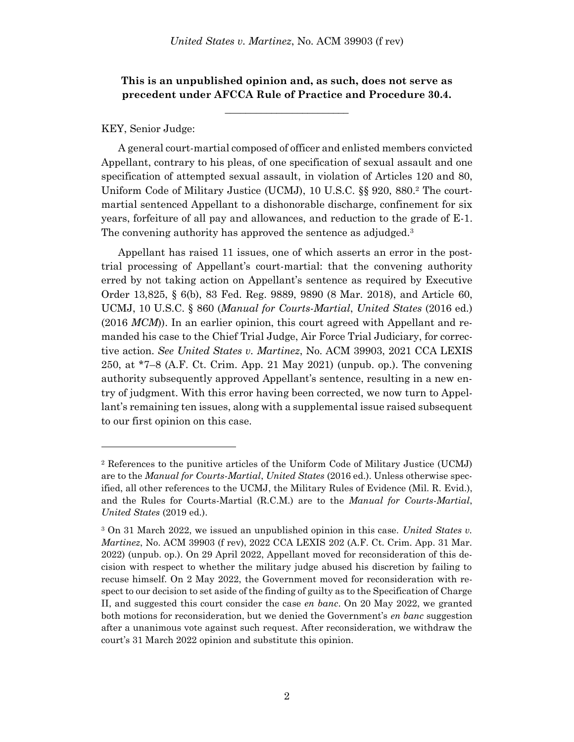**This is an unpublished opinion and, as such, does not serve as precedent under AFCCA Rule of Practice and Procedure 30.4.**

________________________

KEY, Senior Judge:

A general court-martial composed of officer and enlisted members convicted Appellant, contrary to his pleas, of one specification of sexual assault and one specification of attempted sexual assault, in violation of Articles 120 and 80, Uniform Code of Military Justice (UCMJ), 10 U.S.C. §§ 920, 880.[2] The court-martial sentenced Appellant to a dishonorable discharge, confinement for six years, forfeiture of all pay and allowances, and reduction to the grade of E-1. The convening authority has approved the sentence as adjudged.[3]

Appellant has raised 11 issues, one of which asserts an error in the post-trial processing of Appellant's court-martial: that the convening authority erred by not taking action on Appellant's sentence as required by Executive Order 13,825, § 6(b), 83 Fed. Reg. 9889, 9890 (8 Mar. 2018), and Article 60, UCMJ, 10 U.S.C. § 860 (*Manual for Courts-Martial*, *United States* (2016 ed.) (2016 *MCM*)). In an earlier opinion, this court agreed with Appellant and remanded his case to the Chief Trial Judge, Air Force Trial Judiciary, for corrective action. *See United States v. Martinez*, No. ACM 39903, 2021 CCA LEXIS 250, at *7–8 (A.F. Ct. Crim. App. 21 May 2021) (unpub. op.). The convening authority subsequently approved Appellant's sentence, resulting in a new entry of judgment. With this error having been corrected, we now turn to Appellant's remaining ten issues, along with a supplemental issue raised subsequent to our first opinion on this case.

---

[2] References to the punitive articles of the Uniform Code of Military Justice (UCMJ) are to the *Manual for Courts-Martial*, *United States* (2016 ed.). Unless otherwise specified, all other references to the UCMJ, the Military Rules of Evidence (Mil. R. Evid.), and the Rules for Courts-Martial (R.C.M.) are to the *Manual for Courts-Martial*, *United States* (2019 ed.).

[3] On 31 March 2022, we issued an unpublished opinion in this case. *United States v. Martinez*, No. ACM 39903 (f rev), 2022 CCA LEXIS 202 (A.F. Ct. Crim. App. 31 Mar. 2022) (unpub. op.). On 29 April 2022, Appellant moved for reconsideration of this decision with respect to whether the military judge abused his discretion by failing to recuse himself. On 2 May 2022, the Government moved for reconsideration with respect to our decision to set aside of the finding of guilty as to the Specification of Charge II, and suggested this court consider the case *en banc*. On 20 May 2022, we granted both motions for reconsideration, but we denied the Government's *en banc* suggestion after a unanimous vote against such request. After reconsideration, we withdraw the court's 31 March 2022 opinion and substitute this opinion.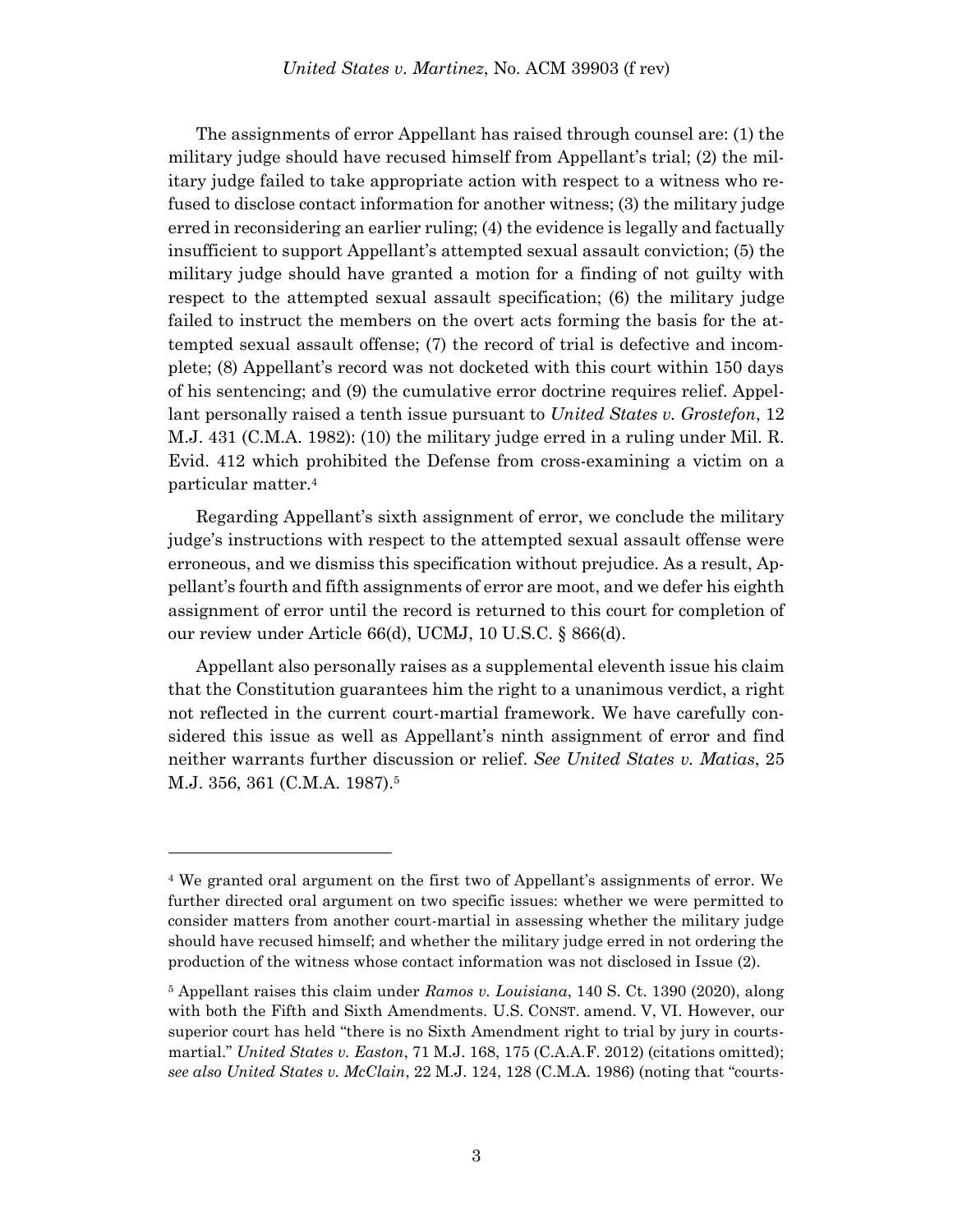The assignments of error Appellant has raised through counsel are: (1) the military judge should have recused himself from Appellant's trial; (2) the military judge failed to take appropriate action with respect to a witness who refused to disclose contact information for another witness; (3) the military judge erred in reconsidering an earlier ruling; (4) the evidence is legally and factually insufficient to support Appellant's attempted sexual assault conviction; (5) the military judge should have granted a motion for a finding of not guilty with respect to the attempted sexual assault specification; (6) the military judge failed to instruct the members on the overt acts forming the basis for the attempted sexual assault offense; (7) the record of trial is defective and incomplete; (8) Appellant's record was not docketed with this court within 150 days of his sentencing; and (9) the cumulative error doctrine requires relief. Appellant personally raised a tenth issue pursuant to *United States v. Grostefon*, 12 M.J. 431 (C.M.A. 1982): (10) the military judge erred in a ruling under Mil. R. Evid. 412 which prohibited the Defense from cross-examining a victim on a particular matter.[4]

Regarding Appellant's sixth assignment of error, we conclude the military judge's instructions with respect to the attempted sexual assault offense were erroneous, and we dismiss this specification without prejudice. As a result, Appellant's fourth and fifth assignments of error are moot, and we defer his eighth assignment of error until the record is returned to this court for completion of our review under Article 66(d), UCMJ, 10 U.S.C. § 866(d).

Appellant also personally raises as a supplemental eleventh issue his claim that the Constitution guarantees him the right to a unanimous verdict, a right not reflected in the current court-martial framework. We have carefully considered this issue as well as Appellant's ninth assignment of error and find neither warrants further discussion or relief. *See United States v. Matias*, 25 M.J. 356, 361 (C.M.A. 1987).[5]

---

[4] We granted oral argument on the first two of Appellant's assignments of error. We further directed oral argument on two specific issues: whether we were permitted to consider matters from another court-martial in assessing whether the military judge should have recused himself; and whether the military judge erred in not ordering the production of the witness whose contact information was not disclosed in Issue (2).

[5] Appellant raises this claim under *Ramos v. Louisiana*, 140 S. Ct. 1390 (2020), along with both the Fifth and Sixth Amendments. U.S. CONST. amend. V, VI. However, our superior court has held "there is no Sixth Amendment right to trial by jury in courts-martial." *United States v. Easton*, 71 M.J. 168, 175 (C.A.A.F. 2012) (citations omitted); *see also United States v. McClain*, 22 M.J. 124, 128 (C.M.A. 1986) (noting that "courts-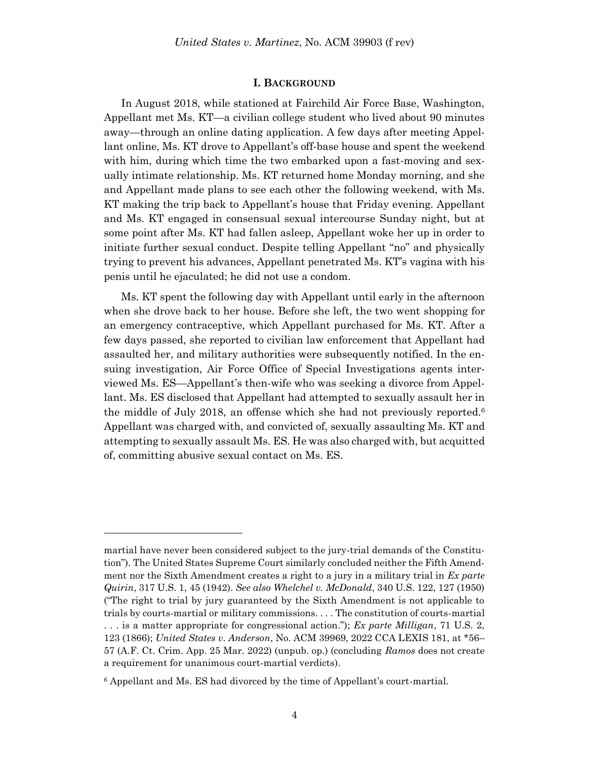## I. BACKGROUND

In August 2018, while stationed at Fairchild Air Force Base, Washington, Appellant met Ms. KT—a civilian college student who lived about 90 minutes away—through an online dating application. A few days after meeting Appellant online, Ms. KT drove to Appellant's off-base house and spent the weekend with him, during which time the two embarked upon a fast-moving and sexually intimate relationship. Ms. KT returned home Monday morning, and she and Appellant made plans to see each other the following weekend, with Ms. KT making the trip back to Appellant's house that Friday evening. Appellant and Ms. KT engaged in consensual sexual intercourse Sunday night, but at some point after Ms. KT had fallen asleep, Appellant woke her up in order to initiate further sexual conduct. Despite telling Appellant "no" and physically trying to prevent his advances, Appellant penetrated Ms. KT's vagina with his penis until he ejaculated; he did not use a condom.

Ms. KT spent the following day with Appellant until early in the afternoon when she drove back to her house. Before she left, the two went shopping for an emergency contraceptive, which Appellant purchased for Ms. KT. After a few days passed, she reported to civilian law enforcement that Appellant had assaulted her, and military authorities were subsequently notified. In the ensuing investigation, Air Force Office of Special Investigations agents interviewed Ms. ES—Appellant's then-wife who was seeking a divorce from Appellant. Ms. ES disclosed that Appellant had attempted to sexually assault her in the middle of July 2018, an offense which she had not previously reported.[6] Appellant was charged with, and convicted of, sexually assaulting Ms. KT and attempting to sexually assault Ms. ES. He was also charged with, but acquitted of, committing abusive sexual contact on Ms. ES.

---

martial have never been considered subject to the jury-trial demands of the Constitution"). The United States Supreme Court similarly concluded neither the Fifth Amendment nor the Sixth Amendment creates a right to a jury in a military trial in *Ex parte Quirin*, 317 U.S. 1, 45 (1942). *See also Whelchel v. McDonald*, 340 U.S. 122, 127 (1950) ("The right to trial by jury guaranteed by the Sixth Amendment is not applicable to trials by courts-martial or military commissions. . . . The constitution of courts-martial . . . is a matter appropriate for congressional action."); *Ex parte Milligan*, 71 U.S. 2, 123 (1866); *United States v. Anderson*, No. ACM 39969, 2022 CCA LEXIS 181, at *56–57 (A.F. Ct. Crim. App. 25 Mar. 2022) (unpub. op.) (concluding *Ramos* does not create a requirement for unanimous court-martial verdicts).

[6] Appellant and Ms. ES had divorced by the time of Appellant's court-martial.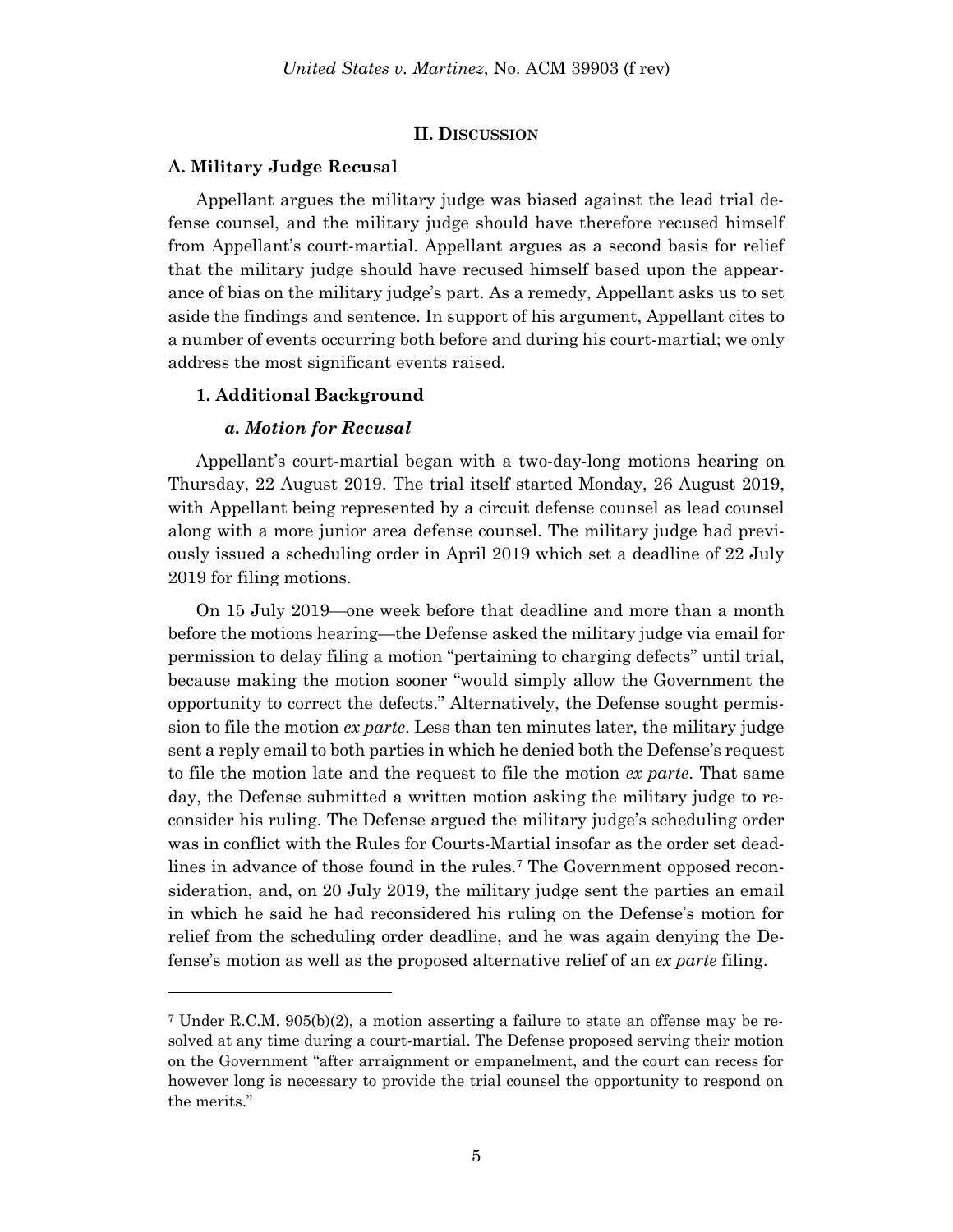## II. DISCUSSION

### A. Military Judge Recusal

Appellant argues the military judge was biased against the lead trial defense counsel, and the military judge should have therefore recused himself from Appellant's court-martial. Appellant argues as a second basis for relief that the military judge should have recused himself based upon the appearance of bias on the military judge's part. As a remedy, Appellant asks us to set aside the findings and sentence. In support of his argument, Appellant cites to a number of events occurring both before and during his court-martial; we only address the most significant events raised.

#### 1. Additional Background

##### *a. Motion for Recusal*

Appellant's court-martial began with a two-day-long motions hearing on Thursday, 22 August 2019. The trial itself started Monday, 26 August 2019, with Appellant being represented by a circuit defense counsel as lead counsel along with a more junior area defense counsel. The military judge had previously issued a scheduling order in April 2019 which set a deadline of 22 July 2019 for filing motions.

On 15 July 2019—one week before that deadline and more than a month before the motions hearing—the Defense asked the military judge via email for permission to delay filing a motion "pertaining to charging defects" until trial, because making the motion sooner "would simply allow the Government the opportunity to correct the defects." Alternatively, the Defense sought permission to file the motion *ex parte*. Less than ten minutes later, the military judge sent a reply email to both parties in which he denied both the Defense's request to file the motion late and the request to file the motion *ex parte*. That same day, the Defense submitted a written motion asking the military judge to reconsider his ruling. The Defense argued the military judge's scheduling order was in conflict with the Rules for Courts-Martial insofar as the order set deadlines in advance of those found in the rules.[7] The Government opposed reconsideration, and, on 20 July 2019, the military judge sent the parties an email in which he said he had reconsidered his ruling on the Defense's motion for relief from the scheduling order deadline, and he was again denying the Defense's motion as well as the proposed alternative relief of an *ex parte* filing.

---

[7] Under R.C.M. 905(b)(2), a motion asserting a failure to state an offense may be resolved at any time during a court-martial. The Defense proposed serving their motion on the Government "after arraignment or empanelment, and the court can recess for however long is necessary to provide the trial counsel the opportunity to respond on the merits."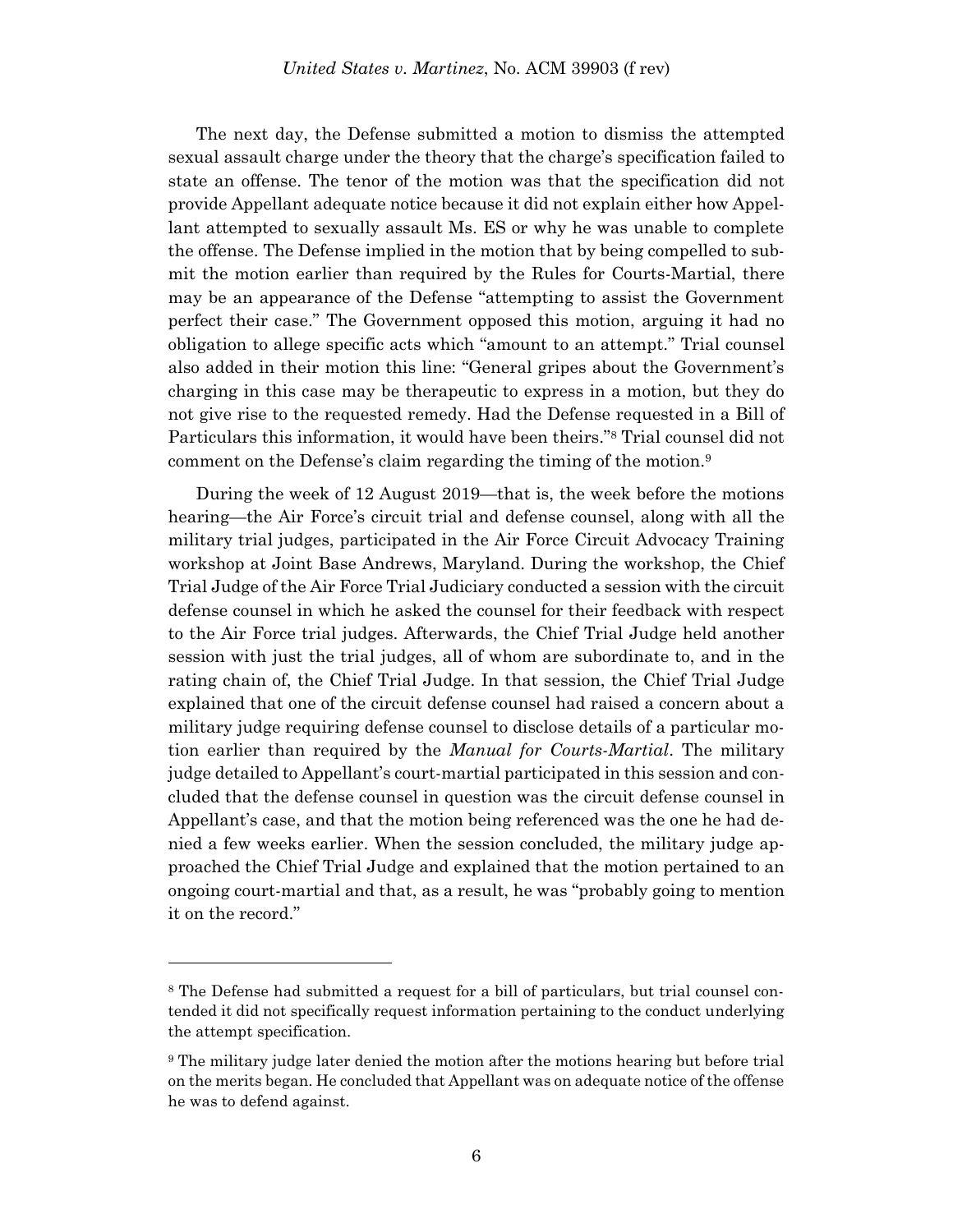The next day, the Defense submitted a motion to dismiss the attempted sexual assault charge under the theory that the charge's specification failed to state an offense. The tenor of the motion was that the specification did not provide Appellant adequate notice because it did not explain either how Appellant attempted to sexually assault Ms. ES or why he was unable to complete the offense. The Defense implied in the motion that by being compelled to submit the motion earlier than required by the Rules for Courts-Martial, there may be an appearance of the Defense "attempting to assist the Government perfect their case." The Government opposed this motion, arguing it had no obligation to allege specific acts which "amount to an attempt." Trial counsel also added in their motion this line: "General gripes about the Government's charging in this case may be therapeutic to express in a motion, but they do not give rise to the requested remedy. Had the Defense requested in a Bill of Particulars this information, it would have been theirs."[8] Trial counsel did not comment on the Defense's claim regarding the timing of the motion.[9]

During the week of 12 August 2019—that is, the week before the motions hearing—the Air Force's circuit trial and defense counsel, along with all the military trial judges, participated in the Air Force Circuit Advocacy Training workshop at Joint Base Andrews, Maryland. During the workshop, the Chief Trial Judge of the Air Force Trial Judiciary conducted a session with the circuit defense counsel in which he asked the counsel for their feedback with respect to the Air Force trial judges. Afterwards, the Chief Trial Judge held another session with just the trial judges, all of whom are subordinate to, and in the rating chain of, the Chief Trial Judge. In that session, the Chief Trial Judge explained that one of the circuit defense counsel had raised a concern about a military judge requiring defense counsel to disclose details of a particular motion earlier than required by the *Manual for Courts-Martial*. The military judge detailed to Appellant's court-martial participated in this session and concluded that the defense counsel in question was the circuit defense counsel in Appellant's case, and that the motion being referenced was the one he had denied a few weeks earlier. When the session concluded, the military judge approached the Chief Trial Judge and explained that the motion pertained to an ongoing court-martial and that, as a result, he was "probably going to mention it on the record."

---

[8] The Defense had submitted a request for a bill of particulars, but trial counsel contended it did not specifically request information pertaining to the conduct underlying the attempt specification.

[9] The military judge later denied the motion after the motions hearing but before trial on the merits began. He concluded that Appellant was on adequate notice of the offense he was to defend against.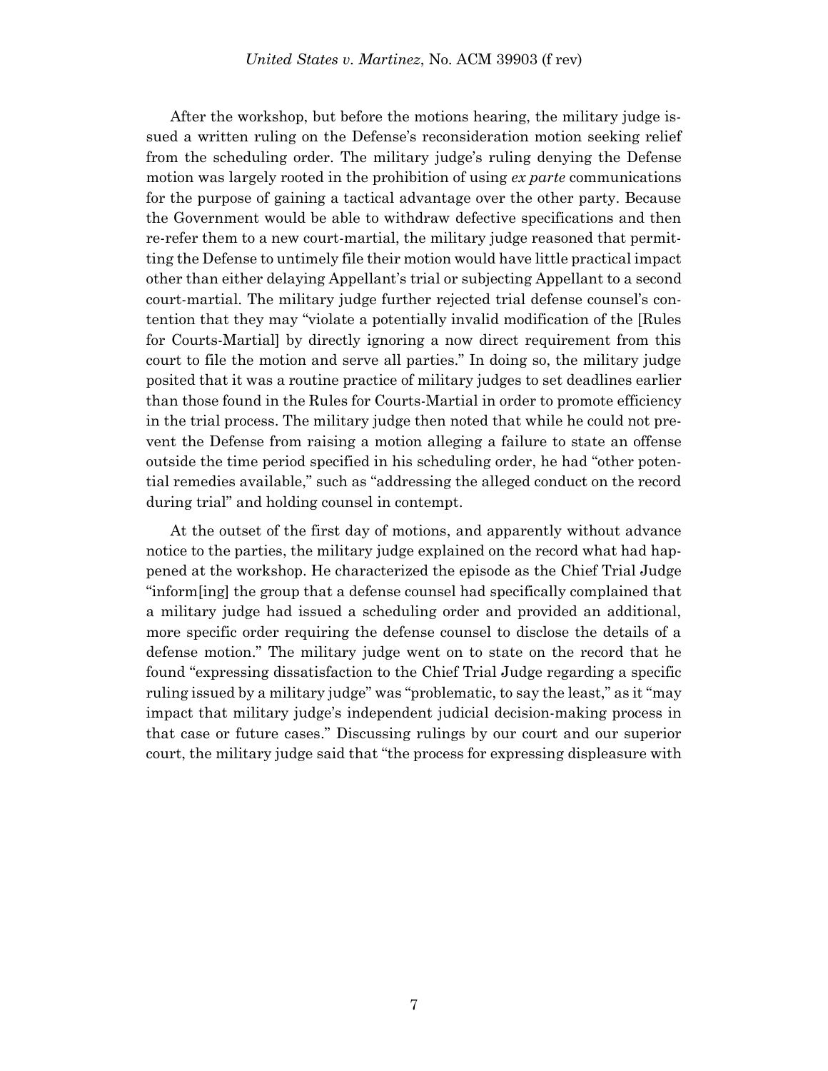After the workshop, but before the motions hearing, the military judge issued a written ruling on the Defense's reconsideration motion seeking relief from the scheduling order. The military judge's ruling denying the Defense motion was largely rooted in the prohibition of using *ex parte* communications for the purpose of gaining a tactical advantage over the other party. Because the Government would be able to withdraw defective specifications and then re-refer them to a new court-martial, the military judge reasoned that permitting the Defense to untimely file their motion would have little practical impact other than either delaying Appellant's trial or subjecting Appellant to a second court-martial. The military judge further rejected trial defense counsel's contention that they may "violate a potentially invalid modification of the [Rules for Courts-Martial] by directly ignoring a now direct requirement from this court to file the motion and serve all parties." In doing so, the military judge posited that it was a routine practice of military judges to set deadlines earlier than those found in the Rules for Courts-Martial in order to promote efficiency in the trial process. The military judge then noted that while he could not prevent the Defense from raising a motion alleging a failure to state an offense outside the time period specified in his scheduling order, he had "other potential remedies available," such as "addressing the alleged conduct on the record during trial" and holding counsel in contempt.

At the outset of the first day of motions, and apparently without advance notice to the parties, the military judge explained on the record what had happened at the workshop. He characterized the episode as the Chief Trial Judge "inform[ing] the group that a defense counsel had specifically complained that a military judge had issued a scheduling order and provided an additional, more specific order requiring the defense counsel to disclose the details of a defense motion." The military judge went on to state on the record that he found "expressing dissatisfaction to the Chief Trial Judge regarding a specific ruling issued by a military judge" was "problematic, to say the least," as it "may impact that military judge's independent judicial decision-making process in that case or future cases." Discussing rulings by our court and our superior court, the military judge said that "the process for expressing displeasure with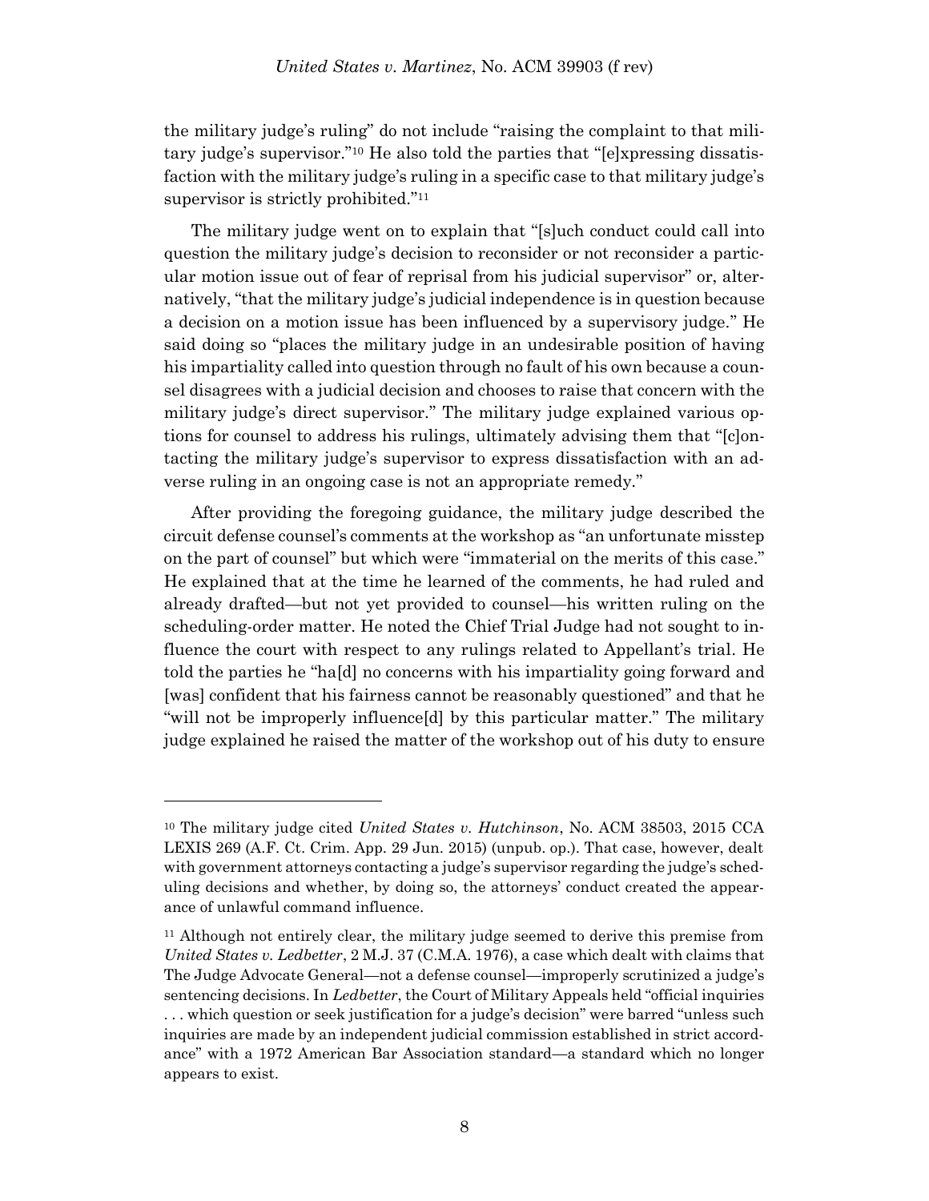the military judge's ruling" do not include "raising the complaint to that military judge's supervisor."[10] He also told the parties that "[e]xpressing dissatisfaction with the military judge's ruling in a specific case to that military judge's supervisor is strictly prohibited."[11]

The military judge went on to explain that "[s]uch conduct could call into question the military judge's decision to reconsider or not reconsider a particular motion issue out of fear of reprisal from his judicial supervisor" or, alternatively, "that the military judge's judicial independence is in question because a decision on a motion issue has been influenced by a supervisory judge." He said doing so "places the military judge in an undesirable position of having his impartiality called into question through no fault of his own because a counsel disagrees with a judicial decision and chooses to raise that concern with the military judge's direct supervisor." The military judge explained various options for counsel to address his rulings, ultimately advising them that "[c]ontacting the military judge's supervisor to express dissatisfaction with an adverse ruling in an ongoing case is not an appropriate remedy."

After providing the foregoing guidance, the military judge described the circuit defense counsel's comments at the workshop as "an unfortunate misstep on the part of counsel" but which were "immaterial on the merits of this case." He explained that at the time he learned of the comments, he had ruled and already drafted—but not yet provided to counsel—his written ruling on the scheduling-order matter. He noted the Chief Trial Judge had not sought to influence the court with respect to any rulings related to Appellant's trial. He told the parties he "ha[d] no concerns with his impartiality going forward and [was] confident that his fairness cannot be reasonably questioned" and that he "will not be improperly influence[d] by this particular matter." The military judge explained he raised the matter of the workshop out of his duty to ensure

---

[10] The military judge cited *United States v. Hutchinson*, No. ACM 38503, 2015 CCA LEXIS 269 (A.F. Ct. Crim. App. 29 Jun. 2015) (unpub. op.). That case, however, dealt with government attorneys contacting a judge's supervisor regarding the judge's scheduling decisions and whether, by doing so, the attorneys' conduct created the appearance of unlawful command influence.

[11] Although not entirely clear, the military judge seemed to derive this premise from *United States v. Ledbetter*, 2 M.J. 37 (C.M.A. 1976), a case which dealt with claims that The Judge Advocate General—not a defense counsel—improperly scrutinized a judge's sentencing decisions. In *Ledbetter*, the Court of Military Appeals held "official inquiries . . . which question or seek justification for a judge's decision" were barred "unless such inquiries are made by an independent judicial commission established in strict accordance" with a 1972 American Bar Association standard—a standard which no longer appears to exist.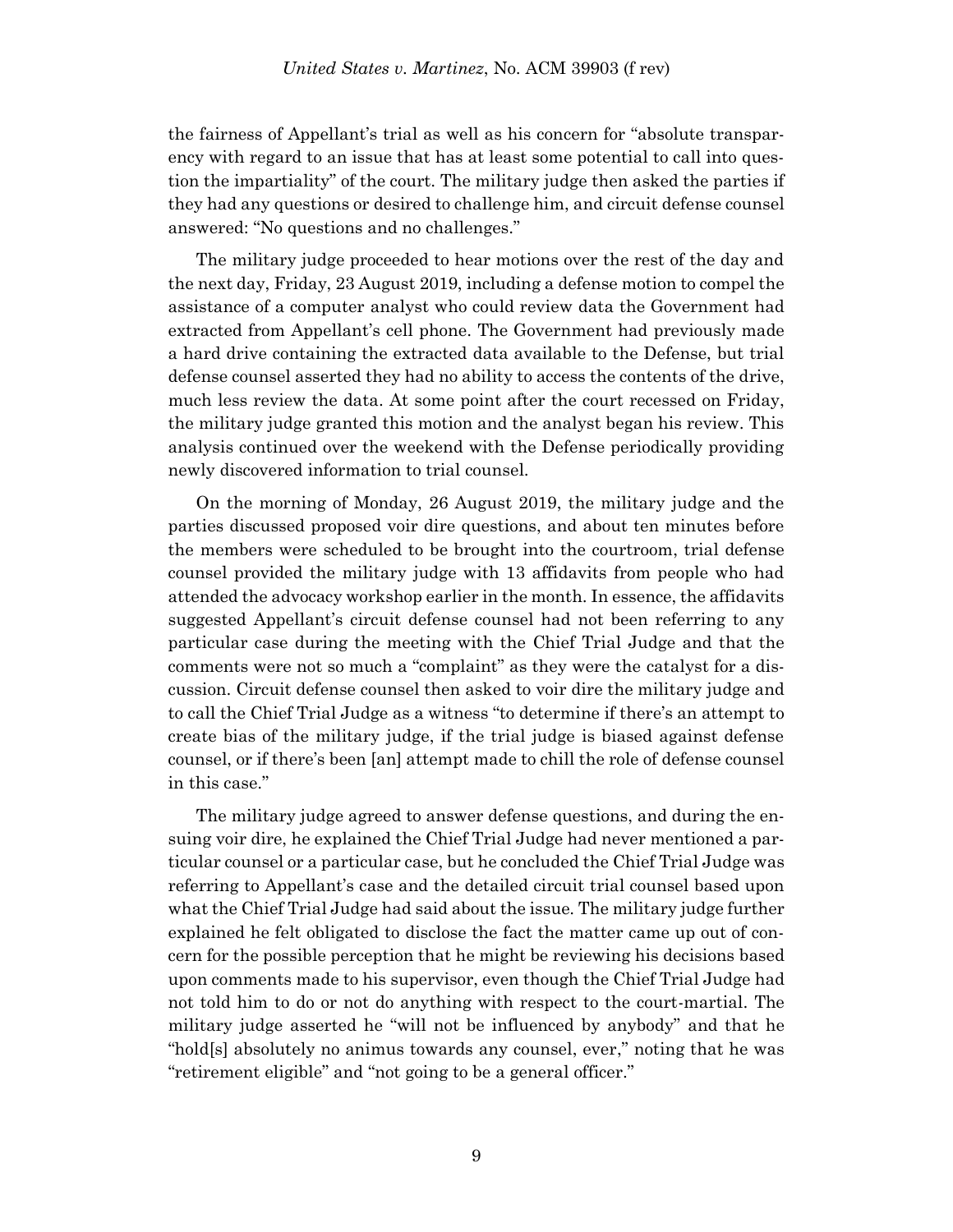the fairness of Appellant's trial as well as his concern for "absolute transparency with regard to an issue that has at least some potential to call into question the impartiality" of the court. The military judge then asked the parties if they had any questions or desired to challenge him, and circuit defense counsel answered: "No questions and no challenges."

The military judge proceeded to hear motions over the rest of the day and the next day, Friday, 23 August 2019, including a defense motion to compel the assistance of a computer analyst who could review data the Government had extracted from Appellant's cell phone. The Government had previously made a hard drive containing the extracted data available to the Defense, but trial defense counsel asserted they had no ability to access the contents of the drive, much less review the data. At some point after the court recessed on Friday, the military judge granted this motion and the analyst began his review. This analysis continued over the weekend with the Defense periodically providing newly discovered information to trial counsel.

On the morning of Monday, 26 August 2019, the military judge and the parties discussed proposed voir dire questions, and about ten minutes before the members were scheduled to be brought into the courtroom, trial defense counsel provided the military judge with 13 affidavits from people who had attended the advocacy workshop earlier in the month. In essence, the affidavits suggested Appellant's circuit defense counsel had not been referring to any particular case during the meeting with the Chief Trial Judge and that the comments were not so much a "complaint" as they were the catalyst for a discussion. Circuit defense counsel then asked to voir dire the military judge and to call the Chief Trial Judge as a witness "to determine if there's an attempt to create bias of the military judge, if the trial judge is biased against defense counsel, or if there's been [an] attempt made to chill the role of defense counsel in this case."

The military judge agreed to answer defense questions, and during the ensuing voir dire, he explained the Chief Trial Judge had never mentioned a particular counsel or a particular case, but he concluded the Chief Trial Judge was referring to Appellant's case and the detailed circuit trial counsel based upon what the Chief Trial Judge had said about the issue. The military judge further explained he felt obligated to disclose the fact the matter came up out of concern for the possible perception that he might be reviewing his decisions based upon comments made to his supervisor, even though the Chief Trial Judge had not told him to do or not do anything with respect to the court-martial. The military judge asserted he "will not be influenced by anybody" and that he "hold[s] absolutely no animus towards any counsel, ever," noting that he was "retirement eligible" and "not going to be a general officer."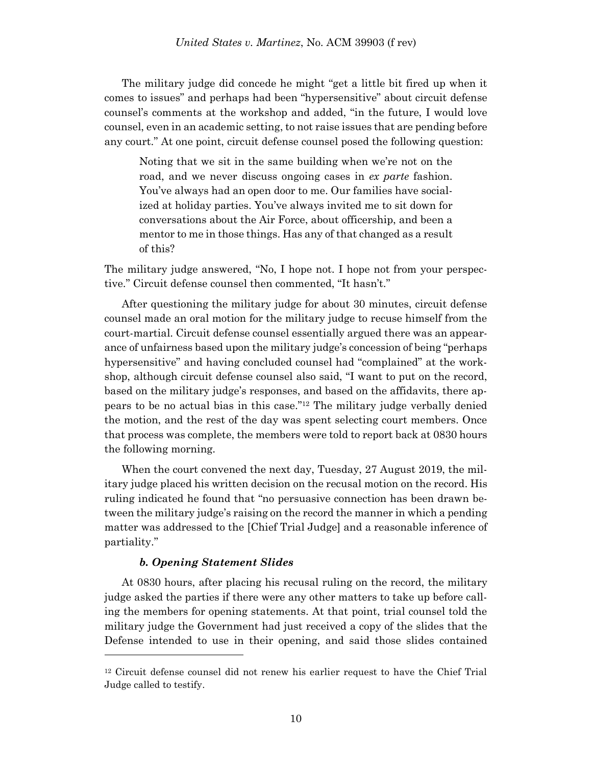The military judge did concede he might "get a little bit fired up when it comes to issues" and perhaps had been "hypersensitive" about circuit defense counsel's comments at the workshop and added, "in the future, I would love counsel, even in an academic setting, to not raise issues that are pending before any court." At one point, circuit defense counsel posed the following question:

> Noting that we sit in the same building when we're not on the road, and we never discuss ongoing cases in *ex parte* fashion. You've always had an open door to me. Our families have socialized at holiday parties. You've always invited me to sit down for conversations about the Air Force, about officership, and been a mentor to me in those things. Has any of that changed as a result of this?

The military judge answered, "No, I hope not. I hope not from your perspective." Circuit defense counsel then commented, "It hasn't."

After questioning the military judge for about 30 minutes, circuit defense counsel made an oral motion for the military judge to recuse himself from the court-martial. Circuit defense counsel essentially argued there was an appearance of unfairness based upon the military judge's concession of being "perhaps hypersensitive" and having concluded counsel had "complained" at the workshop, although circuit defense counsel also said, "I want to put on the record, based on the military judge's responses, and based on the affidavits, there appears to be no actual bias in this case."[12] The military judge verbally denied the motion, and the rest of the day was spent selecting court members. Once that process was complete, the members were told to report back at 0830 hours the following morning.

When the court convened the next day, Tuesday, 27 August 2019, the military judge placed his written decision on the recusal motion on the record. His ruling indicated he found that "no persuasive connection has been drawn between the military judge's raising on the record the manner in which a pending matter was addressed to the [Chief Trial Judge] and a reasonable inference of partiality."

#### *b. Opening Statement Slides*

At 0830 hours, after placing his recusal ruling on the record, the military judge asked the parties if there were any other matters to take up before calling the members for opening statements. At that point, trial counsel told the military judge the Government had just received a copy of the slides that the Defense intended to use in their opening, and said those slides contained

---

[12] Circuit defense counsel did not renew his earlier request to have the Chief Trial Judge called to testify.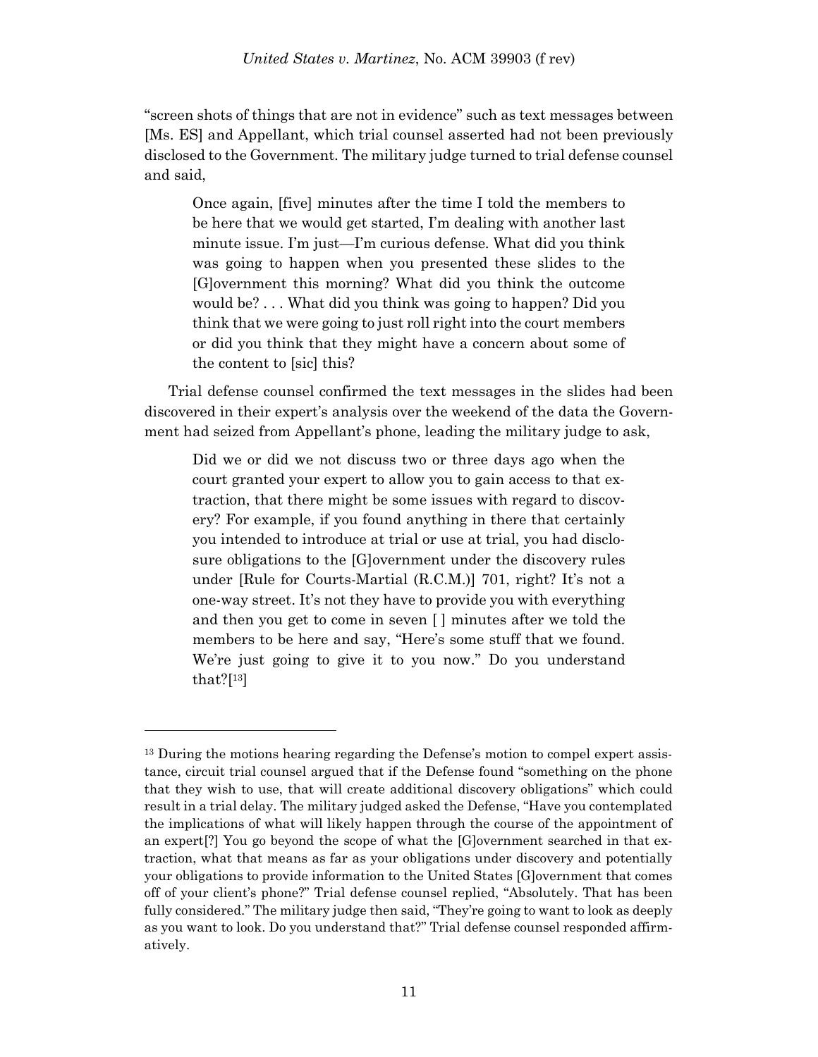"screen shots of things that are not in evidence" such as text messages between [Ms. ES] and Appellant, which trial counsel asserted had not been previously disclosed to the Government. The military judge turned to trial defense counsel and said,

> Once again, [five] minutes after the time I told the members to be here that we would get started, I'm dealing with another last minute issue. I'm just—I'm curious defense. What did you think was going to happen when you presented these slides to the [G]overnment this morning? What did you think the outcome would be? . . . What did you think was going to happen? Did you think that we were going to just roll right into the court members or did you think that they might have a concern about some of the content to [sic] this?

Trial defense counsel confirmed the text messages in the slides had been discovered in their expert's analysis over the weekend of the data the Government had seized from Appellant's phone, leading the military judge to ask,

> Did we or did we not discuss two or three days ago when the court granted your expert to allow you to gain access to that extraction, that there might be some issues with regard to discovery? For example, if you found anything in there that certainly you intended to introduce at trial or use at trial, you had disclosure obligations to the [G]overnment under the discovery rules under [Rule for Courts-Martial (R.C.M.)] 701, right? It's not a one-way street. It's not they have to provide you with everything and then you get to come in seven [ ] minutes after we told the members to be here and say, "Here's some stuff that we found. We're just going to give it to you now." Do you understand that?[13]

---

[13] During the motions hearing regarding the Defense's motion to compel expert assistance, circuit trial counsel argued that if the Defense found "something on the phone that they wish to use, that will create additional discovery obligations" which could result in a trial delay. The military judged asked the Defense, "Have you contemplated the implications of what will likely happen through the course of the appointment of an expert[?] You go beyond the scope of what the [G]overnment searched in that extraction, what that means as far as your obligations under discovery and potentially your obligations to provide information to the United States [G]overnment that comes off of your client's phone?" Trial defense counsel replied, "Absolutely. That has been fully considered." The military judge then said, "They're going to want to look as deeply as you want to look. Do you understand that?" Trial defense counsel responded affirmatively.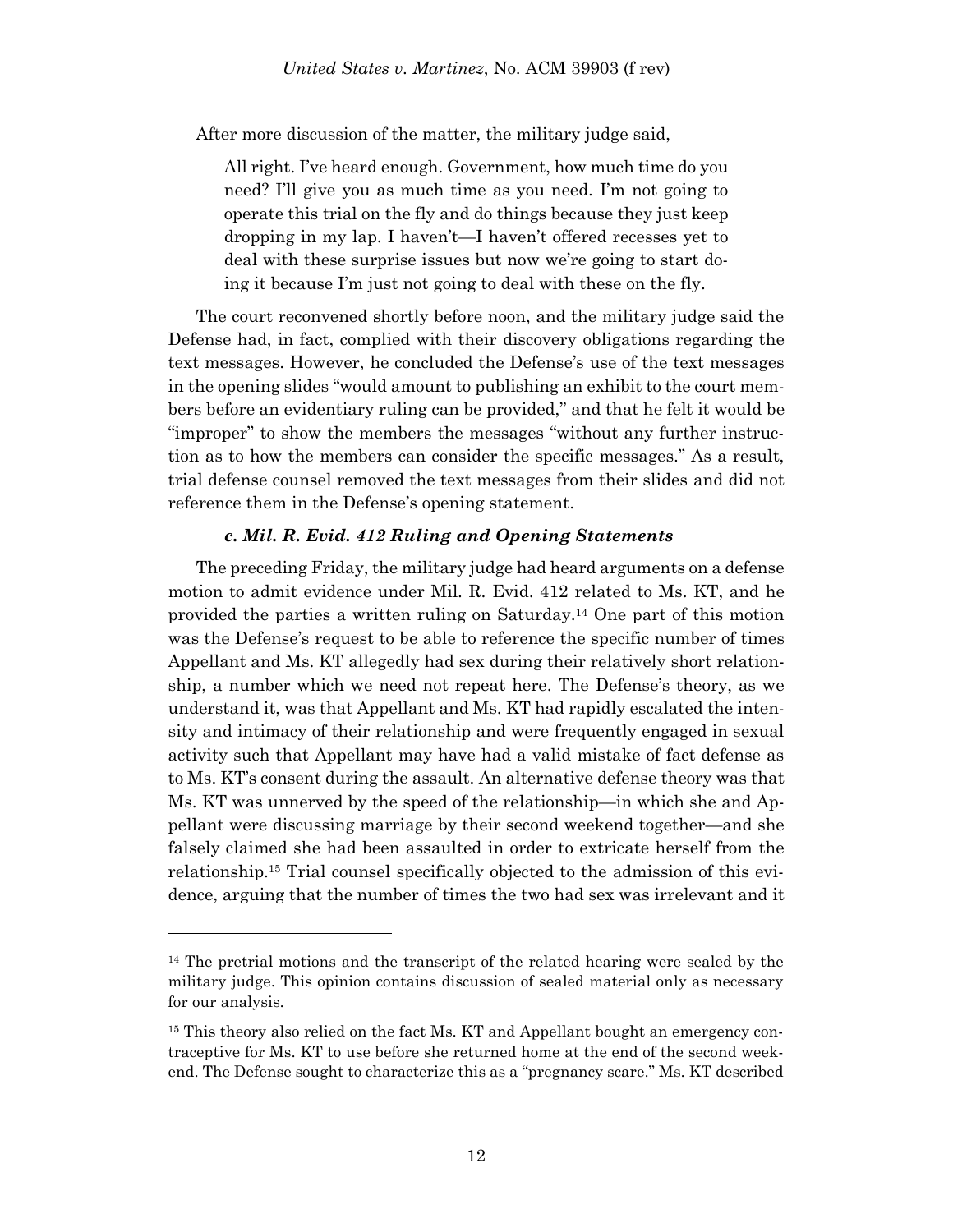After more discussion of the matter, the military judge said,

> All right. I've heard enough. Government, how much time do you need? I'll give you as much time as you need. I'm not going to operate this trial on the fly and do things because they just keep dropping in my lap. I haven't—I haven't offered recesses yet to deal with these surprise issues but now we're going to start doing it because I'm just not going to deal with these on the fly.

The court reconvened shortly before noon, and the military judge said the Defense had, in fact, complied with their discovery obligations regarding the text messages. However, he concluded the Defense's use of the text messages in the opening slides "would amount to publishing an exhibit to the court members before an evidentiary ruling can be provided," and that he felt it would be "improper" to show the members the messages "without any further instruction as to how the members can consider the specific messages." As a result, trial defense counsel removed the text messages from their slides and did not reference them in the Defense's opening statement.

#### *c. Mil. R. Evid. 412 Ruling and Opening Statements*

The preceding Friday, the military judge had heard arguments on a defense motion to admit evidence under Mil. R. Evid. 412 related to Ms. KT, and he provided the parties a written ruling on Saturday.[14] One part of this motion was the Defense's request to be able to reference the specific number of times Appellant and Ms. KT allegedly had sex during their relatively short relationship, a number which we need not repeat here. The Defense's theory, as we understand it, was that Appellant and Ms. KT had rapidly escalated the intensity and intimacy of their relationship and were frequently engaged in sexual activity such that Appellant may have had a valid mistake of fact defense as to Ms. KT's consent during the assault. An alternative defense theory was that Ms. KT was unnerved by the speed of the relationship—in which she and Appellant were discussing marriage by their second weekend together—and she falsely claimed she had been assaulted in order to extricate herself from the relationship.[15] Trial counsel specifically objected to the admission of this evidence, arguing that the number of times the two had sex was irrelevant and it

---

[14] The pretrial motions and the transcript of the related hearing were sealed by the military judge. This opinion contains discussion of sealed material only as necessary for our analysis.

[15] This theory also relied on the fact Ms. KT and Appellant bought an emergency contraceptive for Ms. KT to use before she returned home at the end of the second weekend. The Defense sought to characterize this as a "pregnancy scare." Ms. KT described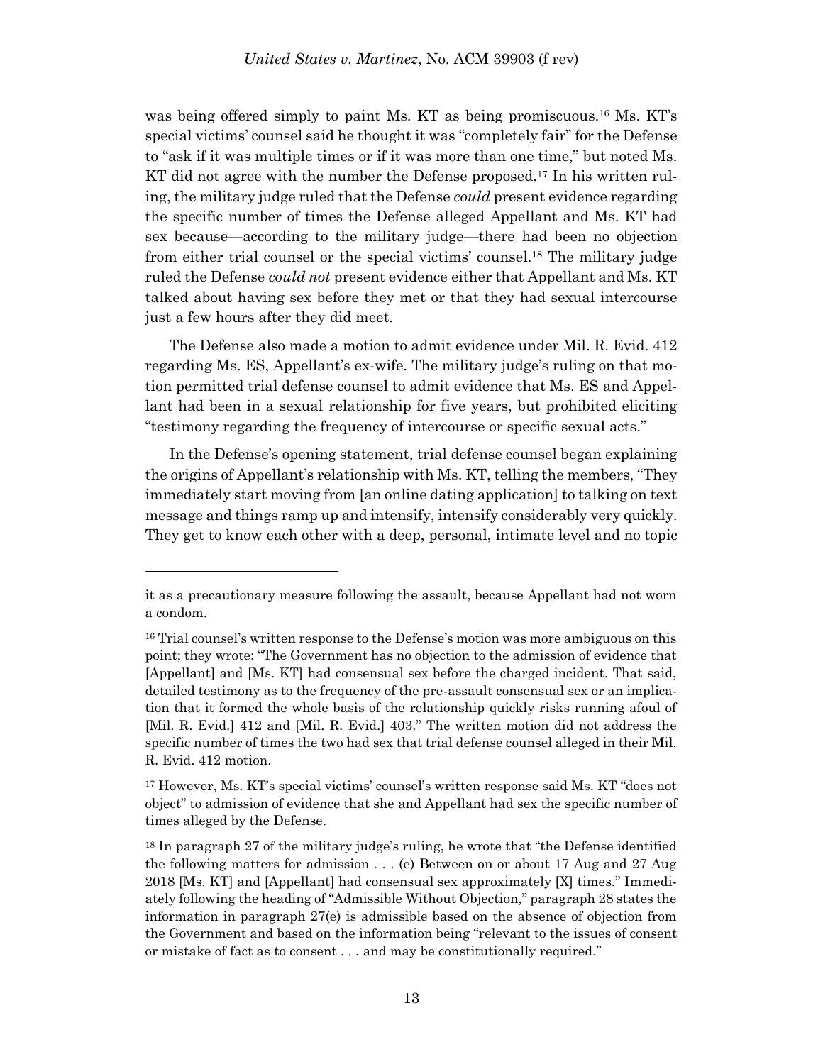was being offered simply to paint Ms. KT as being promiscuous.[16] Ms. KT's special victims' counsel said he thought it was "completely fair" for the Defense to "ask if it was multiple times or if it was more than one time," but noted Ms. KT did not agree with the number the Defense proposed.[17] In his written ruling, the military judge ruled that the Defense *could* present evidence regarding the specific number of times the Defense alleged Appellant and Ms. KT had sex because—according to the military judge—there had been no objection from either trial counsel or the special victims' counsel.[18] The military judge ruled the Defense *could not* present evidence either that Appellant and Ms. KT talked about having sex before they met or that they had sexual intercourse just a few hours after they did meet.

The Defense also made a motion to admit evidence under Mil. R. Evid. 412 regarding Ms. ES, Appellant's ex-wife. The military judge's ruling on that motion permitted trial defense counsel to admit evidence that Ms. ES and Appellant had been in a sexual relationship for five years, but prohibited eliciting "testimony regarding the frequency of intercourse or specific sexual acts."

In the Defense's opening statement, trial defense counsel began explaining the origins of Appellant's relationship with Ms. KT, telling the members, "They immediately start moving from [an online dating application] to talking on text message and things ramp up and intensify, intensify considerably very quickly. They get to know each other with a deep, personal, intimate level and no topic

---

it as a precautionary measure following the assault, because Appellant had not worn a condom.

[16] Trial counsel's written response to the Defense's motion was more ambiguous on this point; they wrote: "The Government has no objection to the admission of evidence that [Appellant] and [Ms. KT] had consensual sex before the charged incident. That said, detailed testimony as to the frequency of the pre-assault consensual sex or an implication that it formed the whole basis of the relationship quickly risks running afoul of [Mil. R. Evid.] 412 and [Mil. R. Evid.] 403." The written motion did not address the specific number of times the two had sex that trial defense counsel alleged in their Mil. R. Evid. 412 motion.

[17] However, Ms. KT's special victims' counsel's written response said Ms. KT "does not object" to admission of evidence that she and Appellant had sex the specific number of times alleged by the Defense.

[18] In paragraph 27 of the military judge's ruling, he wrote that "the Defense identified the following matters for admission . . . (e) Between on or about 17 Aug and 27 Aug 2018 [Ms. KT] and [Appellant] had consensual sex approximately [X] times." Immediately following the heading of "Admissible Without Objection," paragraph 28 states the information in paragraph 27(e) is admissible based on the absence of objection from the Government and based on the information being "relevant to the issues of consent or mistake of fact as to consent . . . and may be constitutionally required."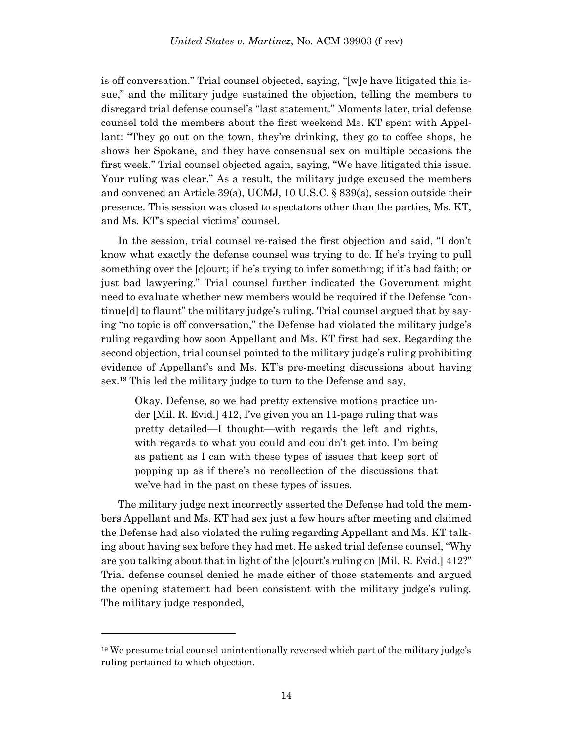is off conversation." Trial counsel objected, saying, "[w]e have litigated this issue," and the military judge sustained the objection, telling the members to disregard trial defense counsel's "last statement." Moments later, trial defense counsel told the members about the first weekend Ms. KT spent with Appellant: "They go out on the town, they're drinking, they go to coffee shops, he shows her Spokane, and they have consensual sex on multiple occasions the first week." Trial counsel objected again, saying, "We have litigated this issue. Your ruling was clear." As a result, the military judge excused the members and convened an Article 39(a), UCMJ, 10 U.S.C. § 839(a), session outside their presence. This session was closed to spectators other than the parties, Ms. KT, and Ms. KT's special victims' counsel.

In the session, trial counsel re-raised the first objection and said, "I don't know what exactly the defense counsel was trying to do. If he's trying to pull something over the [c]ourt; if he's trying to infer something; if it's bad faith; or just bad lawyering." Trial counsel further indicated the Government might need to evaluate whether new members would be required if the Defense "continue[d] to flaunt" the military judge's ruling. Trial counsel argued that by saying "no topic is off conversation," the Defense had violated the military judge's ruling regarding how soon Appellant and Ms. KT first had sex. Regarding the second objection, trial counsel pointed to the military judge's ruling prohibiting evidence of Appellant's and Ms. KT's pre-meeting discussions about having sex.[19] This led the military judge to turn to the Defense and say,

> Okay. Defense, so we had pretty extensive motions practice under [Mil. R. Evid.] 412, I've given you an 11-page ruling that was pretty detailed—I thought—with regards the left and rights, with regards to what you could and couldn't get into. I'm being as patient as I can with these types of issues that keep sort of popping up as if there's no recollection of the discussions that we've had in the past on these types of issues.

The military judge next incorrectly asserted the Defense had told the members Appellant and Ms. KT had sex just a few hours after meeting and claimed the Defense had also violated the ruling regarding Appellant and Ms. KT talking about having sex before they had met. He asked trial defense counsel, "Why are you talking about that in light of the [c]ourt's ruling on [Mil. R. Evid.] 412?" Trial defense counsel denied he made either of those statements and argued the opening statement had been consistent with the military judge's ruling. The military judge responded,

---

[19] We presume trial counsel unintentionally reversed which part of the military judge's ruling pertained to which objection.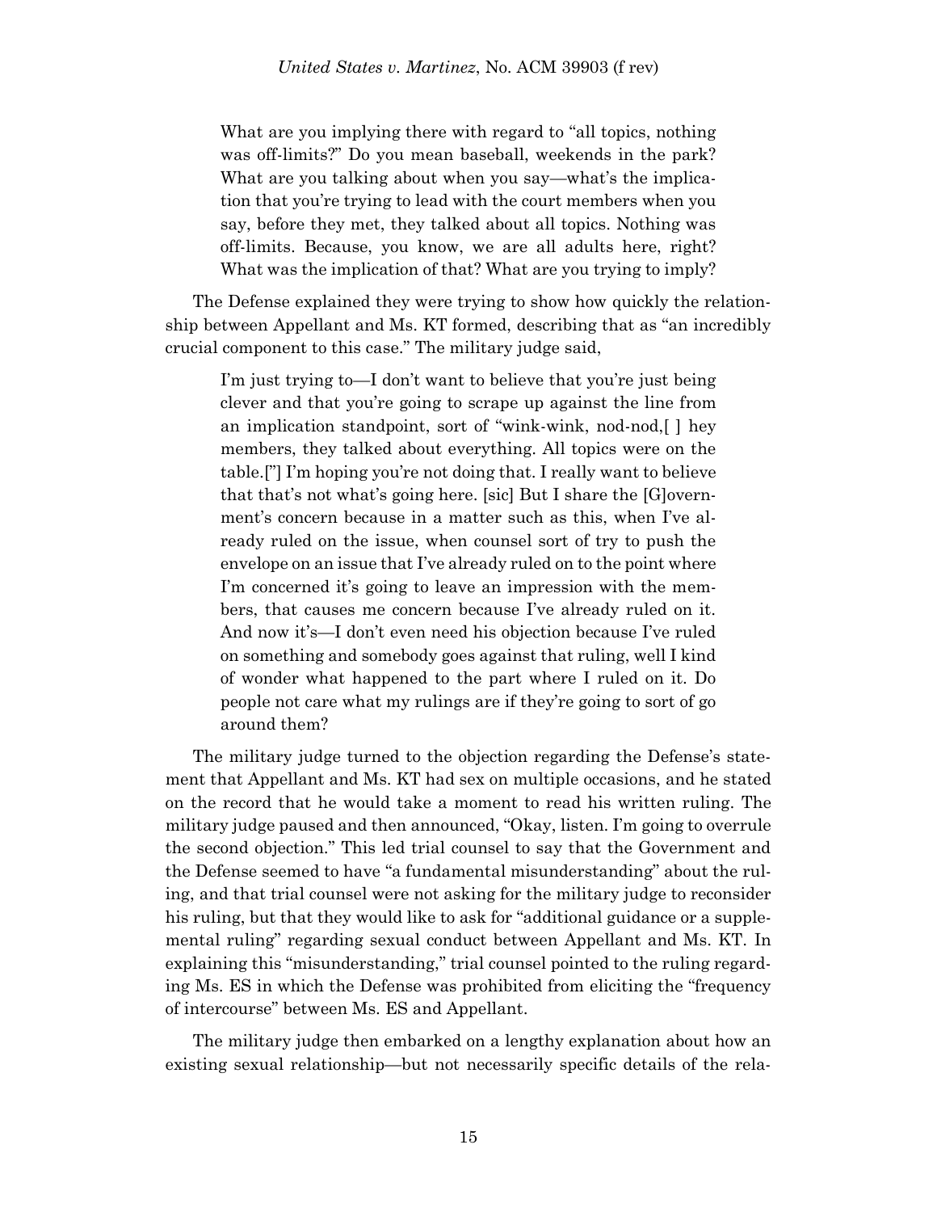What are you implying there with regard to "all topics, nothing was off-limits?" Do you mean baseball, weekends in the park? What are you talking about when you say—what's the implication that you're trying to lead with the court members when you say, before they met, they talked about all topics. Nothing was off-limits. Because, you know, we are all adults here, right? What was the implication of that? What are you trying to imply?

The Defense explained they were trying to show how quickly the relationship between Appellant and Ms. KT formed, describing that as "an incredibly crucial component to this case." The military judge said,

> I'm just trying to—I don't want to believe that you're just being clever and that you're going to scrape up against the line from an implication standpoint, sort of "wink-wink, nod-nod,[ ] hey members, they talked about everything. All topics were on the table.["] I'm hoping you're not doing that. I really want to believe that that's not what's going here. [sic] But I share the [G]overnment's concern because in a matter such as this, when I've already ruled on the issue, when counsel sort of try to push the envelope on an issue that I've already ruled on to the point where I'm concerned it's going to leave an impression with the members, that causes me concern because I've already ruled on it. And now it's—I don't even need his objection because I've ruled on something and somebody goes against that ruling, well I kind of wonder what happened to the part where I ruled on it. Do people not care what my rulings are if they're going to sort of go around them?

The military judge turned to the objection regarding the Defense's statement that Appellant and Ms. KT had sex on multiple occasions, and he stated on the record that he would take a moment to read his written ruling. The military judge paused and then announced, "Okay, listen. I'm going to overrule the second objection." This led trial counsel to say that the Government and the Defense seemed to have "a fundamental misunderstanding" about the ruling, and that trial counsel were not asking for the military judge to reconsider his ruling, but that they would like to ask for "additional guidance or a supplemental ruling" regarding sexual conduct between Appellant and Ms. KT. In explaining this "misunderstanding," trial counsel pointed to the ruling regarding Ms. ES in which the Defense was prohibited from eliciting the "frequency of intercourse" between Ms. ES and Appellant.

The military judge then embarked on a lengthy explanation about how an existing sexual relationship—but not necessarily specific details of the rela-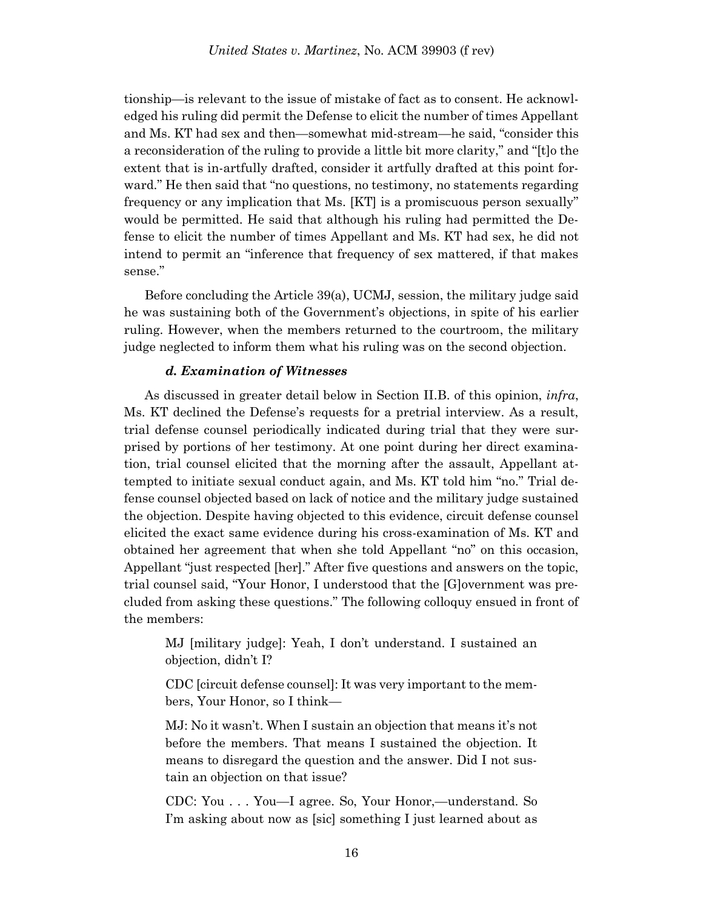tionship—is relevant to the issue of mistake of fact as to consent. He acknowledged his ruling did permit the Defense to elicit the number of times Appellant and Ms. KT had sex and then—somewhat mid-stream—he said, "consider this a reconsideration of the ruling to provide a little bit more clarity," and "[t]o the extent that is in-artfully drafted, consider it artfully drafted at this point forward." He then said that "no questions, no testimony, no statements regarding frequency or any implication that Ms. [KT] is a promiscuous person sexually" would be permitted. He said that although his ruling had permitted the Defense to elicit the number of times Appellant and Ms. KT had sex, he did not intend to permit an "inference that frequency of sex mattered, if that makes sense."

Before concluding the Article 39(a), UCMJ, session, the military judge said he was sustaining both of the Government's objections, in spite of his earlier ruling. However, when the members returned to the courtroom, the military judge neglected to inform them what his ruling was on the second objection.

#### *d. Examination of Witnesses*

As discussed in greater detail below in Section II.B. of this opinion, *infra*, Ms. KT declined the Defense's requests for a pretrial interview. As a result, trial defense counsel periodically indicated during trial that they were surprised by portions of her testimony. At one point during her direct examination, trial counsel elicited that the morning after the assault, Appellant attempted to initiate sexual conduct again, and Ms. KT told him "no." Trial defense counsel objected based on lack of notice and the military judge sustained the objection. Despite having objected to this evidence, circuit defense counsel elicited the exact same evidence during his cross-examination of Ms. KT and obtained her agreement that when she told Appellant "no" on this occasion, Appellant "just respected [her]." After five questions and answers on the topic, trial counsel said, "Your Honor, I understood that the [G]overnment was precluded from asking these questions." The following colloquy ensued in front of the members:

> MJ [military judge]: Yeah, I don't understand. I sustained an objection, didn't I?
>
> CDC [circuit defense counsel]: It was very important to the members, Your Honor, so I think—
>
> MJ: No it wasn't. When I sustain an objection that means it's not before the members. That means I sustained the objection. It means to disregard the question and the answer. Did I not sustain an objection on that issue?
>
> CDC: You . . . You—I agree. So, Your Honor,—understand. So I'm asking about now as [sic] something I just learned about as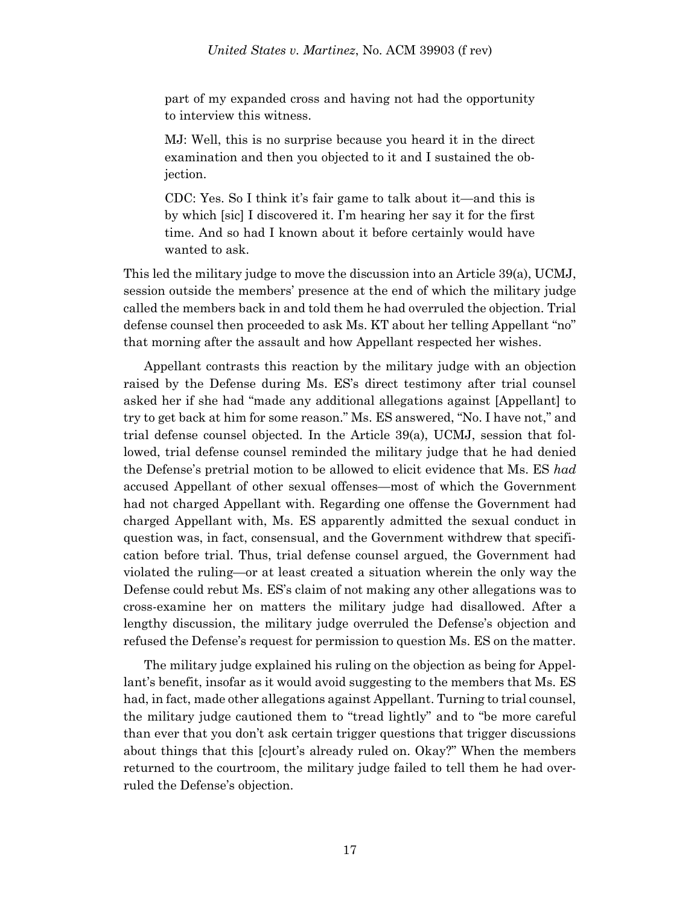> part of my expanded cross and having not had the opportunity to interview this witness.
>
> MJ: Well, this is no surprise because you heard it in the direct examination and then you objected to it and I sustained the objection.
>
> CDC: Yes. So I think it's fair game to talk about it—and this is by which [sic] I discovered it. I'm hearing her say it for the first time. And so had I known about it before certainly would have wanted to ask.

This led the military judge to move the discussion into an Article 39(a), UCMJ, session outside the members' presence at the end of which the military judge called the members back in and told them he had overruled the objection. Trial defense counsel then proceeded to ask Ms. KT about her telling Appellant "no" that morning after the assault and how Appellant respected her wishes.

Appellant contrasts this reaction by the military judge with an objection raised by the Defense during Ms. ES's direct testimony after trial counsel asked her if she had "made any additional allegations against [Appellant] to try to get back at him for some reason." Ms. ES answered, "No. I have not," and trial defense counsel objected. In the Article 39(a), UCMJ, session that followed, trial defense counsel reminded the military judge that he had denied the Defense's pretrial motion to be allowed to elicit evidence that Ms. ES *had* accused Appellant of other sexual offenses—most of which the Government had not charged Appellant with. Regarding one offense the Government had charged Appellant with, Ms. ES apparently admitted the sexual conduct in question was, in fact, consensual, and the Government withdrew that specification before trial. Thus, trial defense counsel argued, the Government had violated the ruling—or at least created a situation wherein the only way the Defense could rebut Ms. ES's claim of not making any other allegations was to cross-examine her on matters the military judge had disallowed. After a lengthy discussion, the military judge overruled the Defense's objection and refused the Defense's request for permission to question Ms. ES on the matter.

The military judge explained his ruling on the objection as being for Appellant's benefit, insofar as it would avoid suggesting to the members that Ms. ES had, in fact, made other allegations against Appellant. Turning to trial counsel, the military judge cautioned them to "tread lightly" and to "be more careful than ever that you don't ask certain trigger questions that trigger discussions about things that this [c]ourt's already ruled on. Okay?" When the members returned to the courtroom, the military judge failed to tell them he had overruled the Defense's objection.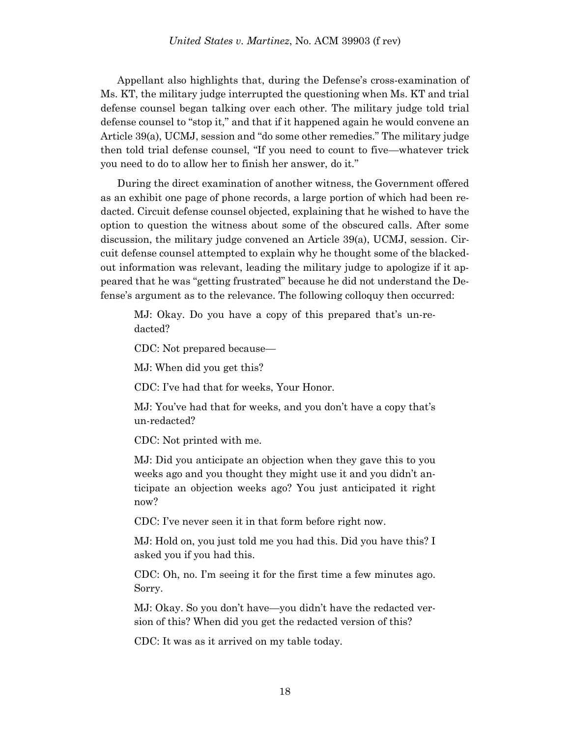Appellant also highlights that, during the Defense's cross-examination of Ms. KT, the military judge interrupted the questioning when Ms. KT and trial defense counsel began talking over each other. The military judge told trial defense counsel to "stop it," and that if it happened again he would convene an Article 39(a), UCMJ, session and "do some other remedies." The military judge then told trial defense counsel, "If you need to count to five—whatever trick you need to do to allow her to finish her answer, do it."

During the direct examination of another witness, the Government offered as an exhibit one page of phone records, a large portion of which had been redacted. Circuit defense counsel objected, explaining that he wished to have the option to question the witness about some of the obscured calls. After some discussion, the military judge convened an Article 39(a), UCMJ, session. Circuit defense counsel attempted to explain why he thought some of the blacked-out information was relevant, leading the military judge to apologize if it appeared that he was "getting frustrated" because he did not understand the Defense's argument as to the relevance. The following colloquy then occurred:

> MJ: Okay. Do you have a copy of this prepared that's un-redacted?
>
> CDC: Not prepared because—
>
> MJ: When did you get this?
>
> CDC: I've had that for weeks, Your Honor.
>
> MJ: You've had that for weeks, and you don't have a copy that's un-redacted?
>
> CDC: Not printed with me.
>
> MJ: Did you anticipate an objection when they gave this to you weeks ago and you thought they might use it and you didn't anticipate an objection weeks ago? You just anticipated it right now?
>
> CDC: I've never seen it in that form before right now.
>
> MJ: Hold on, you just told me you had this. Did you have this? I asked you if you had this.
>
> CDC: Oh, no. I'm seeing it for the first time a few minutes ago. Sorry.
>
> MJ: Okay. So you don't have—you didn't have the redacted version of this? When did you get the redacted version of this?
>
> CDC: It was as it arrived on my table today.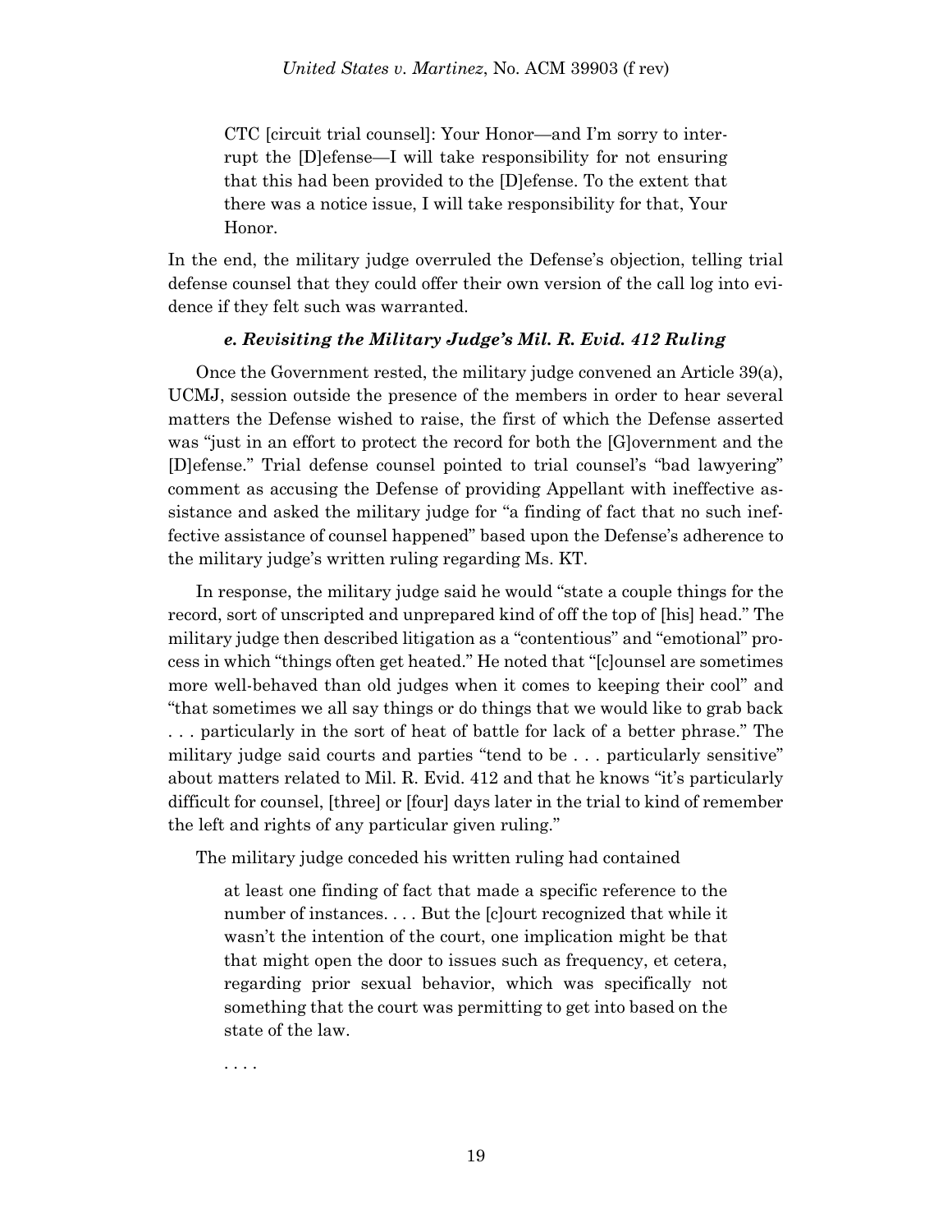> CTC [circuit trial counsel]: Your Honor—and I'm sorry to interrupt the [D]efense—I will take responsibility for not ensuring that this had been provided to the [D]efense. To the extent that there was a notice issue, I will take responsibility for that, Your Honor.

In the end, the military judge overruled the Defense's objection, telling trial defense counsel that they could offer their own version of the call log into evidence if they felt such was warranted.

#### *e. Revisiting the Military Judge's Mil. R. Evid. 412 Ruling*

Once the Government rested, the military judge convened an Article 39(a), UCMJ, session outside the presence of the members in order to hear several matters the Defense wished to raise, the first of which the Defense asserted was "just in an effort to protect the record for both the [G]overnment and the [D]efense." Trial defense counsel pointed to trial counsel's "bad lawyering" comment as accusing the Defense of providing Appellant with ineffective assistance and asked the military judge for "a finding of fact that no such ineffective assistance of counsel happened" based upon the Defense's adherence to the military judge's written ruling regarding Ms. KT.

In response, the military judge said he would "state a couple things for the record, sort of unscripted and unprepared kind of off the top of [his] head." The military judge then described litigation as a "contentious" and "emotional" process in which "things often get heated." He noted that "[c]ounsel are sometimes more well-behaved than old judges when it comes to keeping their cool" and "that sometimes we all say things or do things that we would like to grab back . . . particularly in the sort of heat of battle for lack of a better phrase." The military judge said courts and parties "tend to be . . . particularly sensitive" about matters related to Mil. R. Evid. 412 and that he knows "it's particularly difficult for counsel, [three] or [four] days later in the trial to kind of remember the left and rights of any particular given ruling."

The military judge conceded his written ruling had contained

> at least one finding of fact that made a specific reference to the number of instances. . . . But the [c]ourt recognized that while it wasn't the intention of the court, one implication might be that that might open the door to issues such as frequency, et cetera, regarding prior sexual behavior, which was specifically not something that the court was permitting to get into based on the state of the law.
>
> . . . .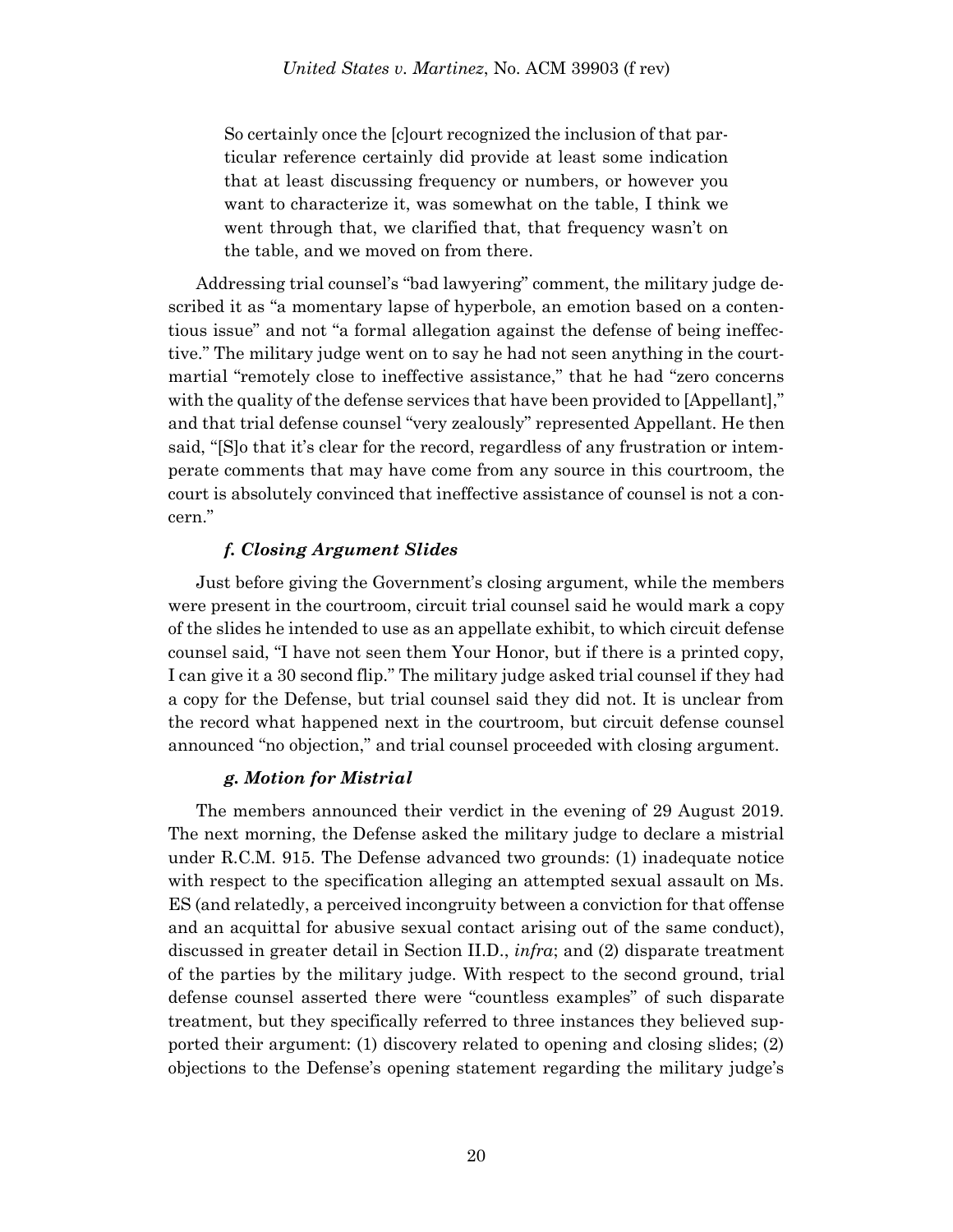> So certainly once the [c]ourt recognized the inclusion of that particular reference certainly did provide at least some indication that at least discussing frequency or numbers, or however you want to characterize it, was somewhat on the table, I think we went through that, we clarified that, that frequency wasn't on the table, and we moved on from there.

Addressing trial counsel's "bad lawyering" comment, the military judge described it as "a momentary lapse of hyperbole, an emotion based on a contentious issue" and not "a formal allegation against the defense of being ineffective." The military judge went on to say he had not seen anything in the court-martial "remotely close to ineffective assistance," that he had "zero concerns with the quality of the defense services that have been provided to [Appellant]," and that trial defense counsel "very zealously" represented Appellant. He then said, "[S]o that it's clear for the record, regardless of any frustration or intemperate comments that may have come from any source in this courtroom, the court is absolutely convinced that ineffective assistance of counsel is not a concern."

#### *f. Closing Argument Slides*

Just before giving the Government's closing argument, while the members were present in the courtroom, circuit trial counsel said he would mark a copy of the slides he intended to use as an appellate exhibit, to which circuit defense counsel said, "I have not seen them Your Honor, but if there is a printed copy, I can give it a 30 second flip." The military judge asked trial counsel if they had a copy for the Defense, but trial counsel said they did not. It is unclear from the record what happened next in the courtroom, but circuit defense counsel announced "no objection," and trial counsel proceeded with closing argument.

#### *g. Motion for Mistrial*

The members announced their verdict in the evening of 29 August 2019. The next morning, the Defense asked the military judge to declare a mistrial under R.C.M. 915. The Defense advanced two grounds: (1) inadequate notice with respect to the specification alleging an attempted sexual assault on Ms. ES (and relatedly, a perceived incongruity between a conviction for that offense and an acquittal for abusive sexual contact arising out of the same conduct), discussed in greater detail in Section II.D., *infra*; and (2) disparate treatment of the parties by the military judge. With respect to the second ground, trial defense counsel asserted there were "countless examples" of such disparate treatment, but they specifically referred to three instances they believed supported their argument: (1) discovery related to opening and closing slides; (2) objections to the Defense's opening statement regarding the military judge's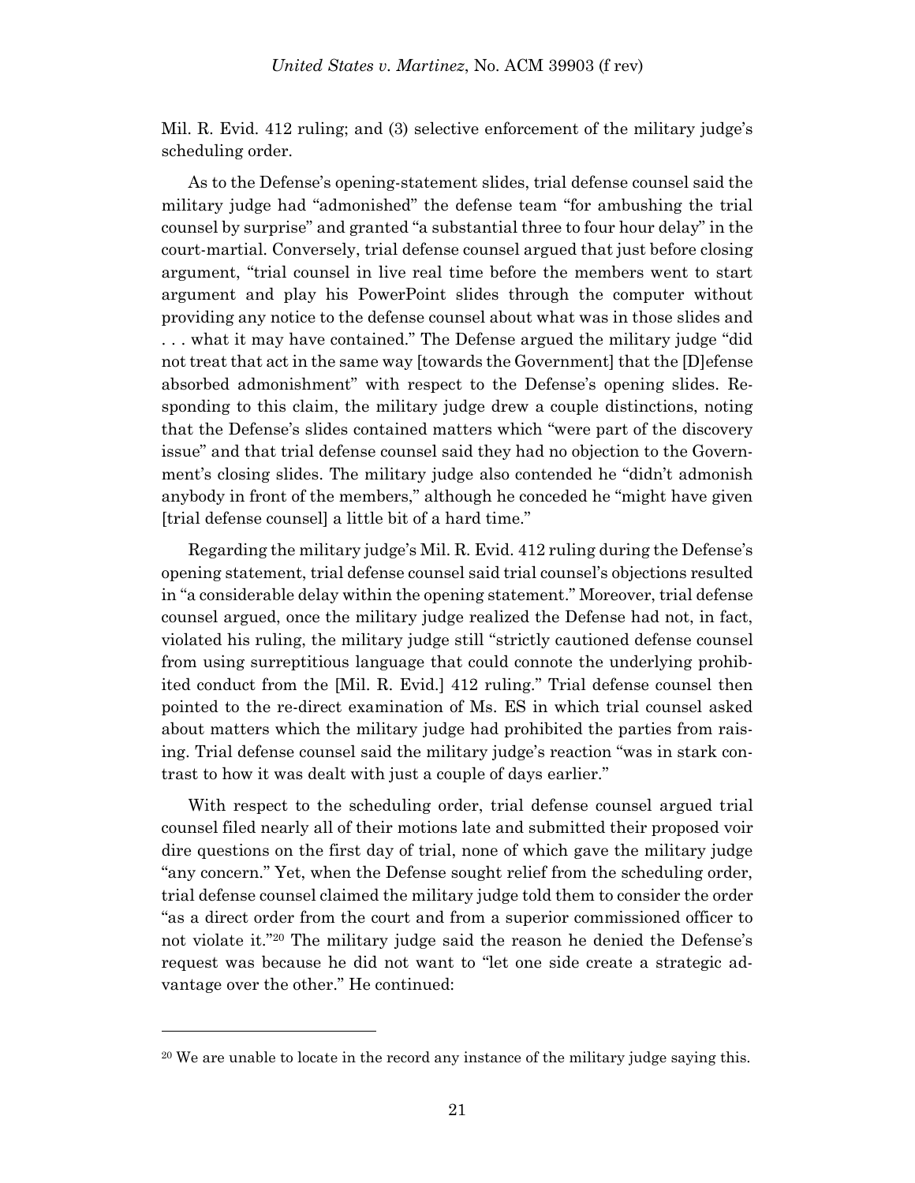Mil. R. Evid. 412 ruling; and (3) selective enforcement of the military judge's scheduling order.

As to the Defense's opening-statement slides, trial defense counsel said the military judge had "admonished" the defense team "for ambushing the trial counsel by surprise" and granted "a substantial three to four hour delay" in the court-martial. Conversely, trial defense counsel argued that just before closing argument, "trial counsel in live real time before the members went to start argument and play his PowerPoint slides through the computer without providing any notice to the defense counsel about what was in those slides and . . . what it may have contained." The Defense argued the military judge "did not treat that act in the same way [towards the Government] that the [D]efense absorbed admonishment" with respect to the Defense's opening slides. Responding to this claim, the military judge drew a couple distinctions, noting that the Defense's slides contained matters which "were part of the discovery issue" and that trial defense counsel said they had no objection to the Government's closing slides. The military judge also contended he "didn't admonish anybody in front of the members," although he conceded he "might have given [trial defense counsel] a little bit of a hard time."

Regarding the military judge's Mil. R. Evid. 412 ruling during the Defense's opening statement, trial defense counsel said trial counsel's objections resulted in "a considerable delay within the opening statement." Moreover, trial defense counsel argued, once the military judge realized the Defense had not, in fact, violated his ruling, the military judge still "strictly cautioned defense counsel from using surreptitious language that could connote the underlying prohibited conduct from the [Mil. R. Evid.] 412 ruling." Trial defense counsel then pointed to the re-direct examination of Ms. ES in which trial counsel asked about matters which the military judge had prohibited the parties from raising. Trial defense counsel said the military judge's reaction "was in stark contrast to how it was dealt with just a couple of days earlier."

With respect to the scheduling order, trial defense counsel argued trial counsel filed nearly all of their motions late and submitted their proposed voir dire questions on the first day of trial, none of which gave the military judge "any concern." Yet, when the Defense sought relief from the scheduling order, trial defense counsel claimed the military judge told them to consider the order "as a direct order from the court and from a superior commissioned officer to not violate it."[20] The military judge said the reason he denied the Defense's request was because he did not want to "let one side create a strategic advantage over the other." He continued:

[20] We are unable to locate in the record any instance of the military judge saying this.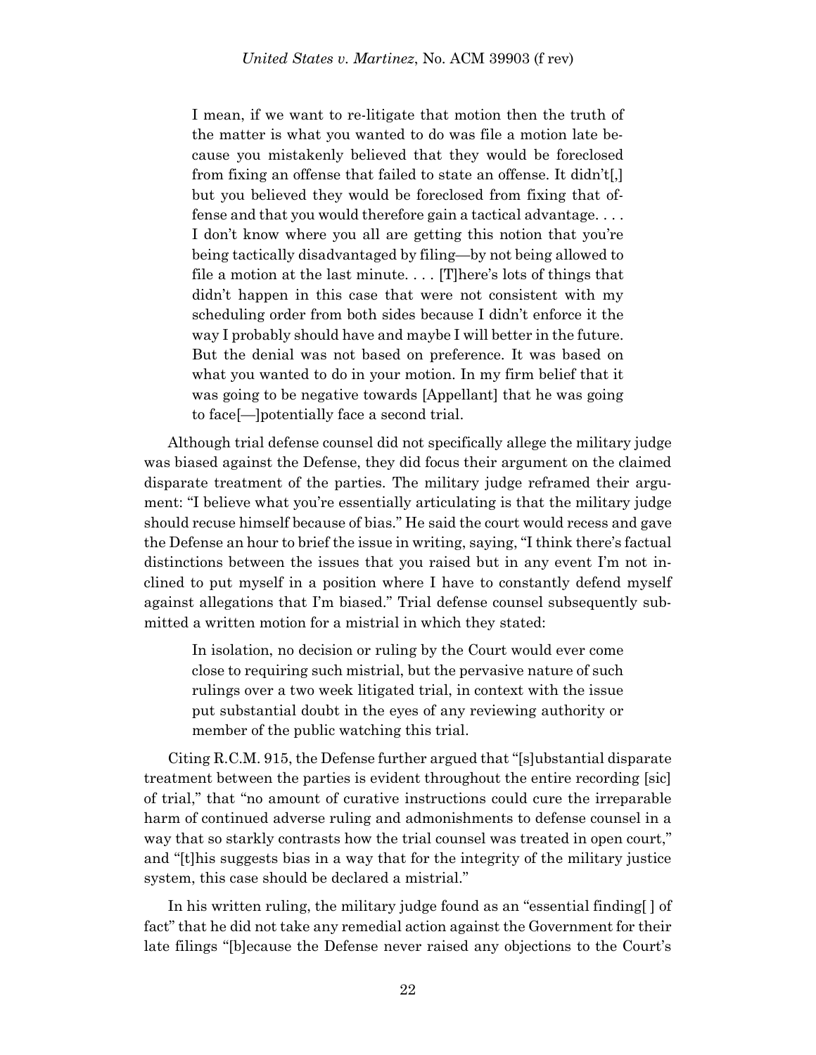> I mean, if we want to re-litigate that motion then the truth of the matter is what you wanted to do was file a motion late because you mistakenly believed that they would be foreclosed from fixing an offense that failed to state an offense. It didn't[,] but you believed they would be foreclosed from fixing that offense and that you would therefore gain a tactical advantage. . . . I don't know where you all are getting this notion that you're being tactically disadvantaged by filing—by not being allowed to file a motion at the last minute. . . . [T]here's lots of things that didn't happen in this case that were not consistent with my scheduling order from both sides because I didn't enforce it the way I probably should have and maybe I will better in the future. But the denial was not based on preference. It was based on what you wanted to do in your motion. In my firm belief that it was going to be negative towards [Appellant] that he was going to face[—]potentially face a second trial.

Although trial defense counsel did not specifically allege the military judge was biased against the Defense, they did focus their argument on the claimed disparate treatment of the parties. The military judge reframed their argument: "I believe what you're essentially articulating is that the military judge should recuse himself because of bias." He said the court would recess and gave the Defense an hour to brief the issue in writing, saying, "I think there's factual distinctions between the issues that you raised but in any event I'm not inclined to put myself in a position where I have to constantly defend myself against allegations that I'm biased." Trial defense counsel subsequently submitted a written motion for a mistrial in which they stated:

> In isolation, no decision or ruling by the Court would ever come close to requiring such mistrial, but the pervasive nature of such rulings over a two week litigated trial, in context with the issue put substantial doubt in the eyes of any reviewing authority or member of the public watching this trial.

Citing R.C.M. 915, the Defense further argued that "[s]ubstantial disparate treatment between the parties is evident throughout the entire recording [sic] of trial," that "no amount of curative instructions could cure the irreparable harm of continued adverse ruling and admonishments to defense counsel in a way that so starkly contrasts how the trial counsel was treated in open court," and "[t]his suggests bias in a way that for the integrity of the military justice system, this case should be declared a mistrial."

In his written ruling, the military judge found as an "essential finding[ ] of fact" that he did not take any remedial action against the Government for their late filings "[b]ecause the Defense never raised any objections to the Court's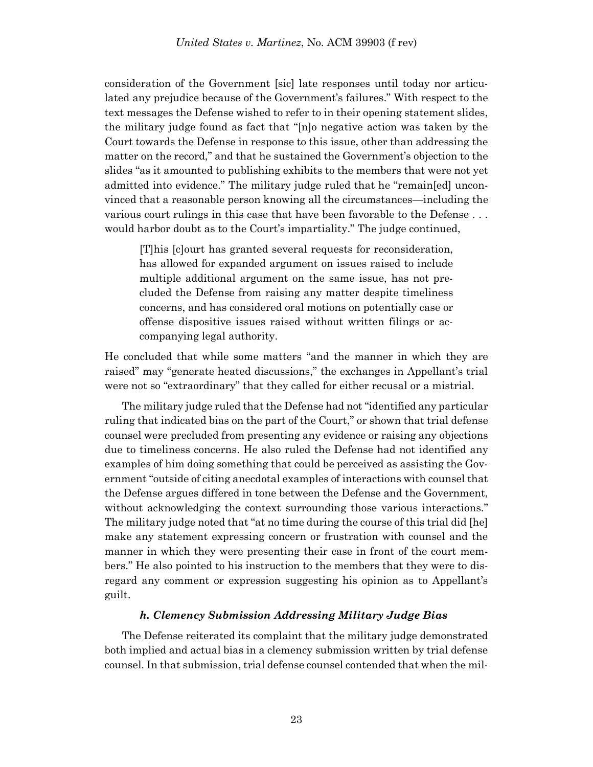consideration of the Government [sic] late responses until today nor articulated any prejudice because of the Government's failures." With respect to the text messages the Defense wished to refer to in their opening statement slides, the military judge found as fact that "[n]o negative action was taken by the Court towards the Defense in response to this issue, other than addressing the matter on the record," and that he sustained the Government's objection to the slides "as it amounted to publishing exhibits to the members that were not yet admitted into evidence." The military judge ruled that he "remain[ed] unconvinced that a reasonable person knowing all the circumstances—including the various court rulings in this case that have been favorable to the Defense . . . would harbor doubt as to the Court's impartiality." The judge continued,

> [T]his [c]ourt has granted several requests for reconsideration, has allowed for expanded argument on issues raised to include multiple additional argument on the same issue, has not precluded the Defense from raising any matter despite timeliness concerns, and has considered oral motions on potentially case or offense dispositive issues raised without written filings or accompanying legal authority.

He concluded that while some matters "and the manner in which they are raised" may "generate heated discussions," the exchanges in Appellant's trial were not so "extraordinary" that they called for either recusal or a mistrial.

The military judge ruled that the Defense had not "identified any particular ruling that indicated bias on the part of the Court," or shown that trial defense counsel were precluded from presenting any evidence or raising any objections due to timeliness concerns. He also ruled the Defense had not identified any examples of him doing something that could be perceived as assisting the Government "outside of citing anecdotal examples of interactions with counsel that the Defense argues differed in tone between the Defense and the Government, without acknowledging the context surrounding those various interactions." The military judge noted that "at no time during the course of this trial did [he] make any statement expressing concern or frustration with counsel and the manner in which they were presenting their case in front of the court members." He also pointed to his instruction to the members that they were to disregard any comment or expression suggesting his opinion as to Appellant's guilt.

#### *h. Clemency Submission Addressing Military Judge Bias*

The Defense reiterated its complaint that the military judge demonstrated both implied and actual bias in a clemency submission written by trial defense counsel. In that submission, trial defense counsel contended that when the mil-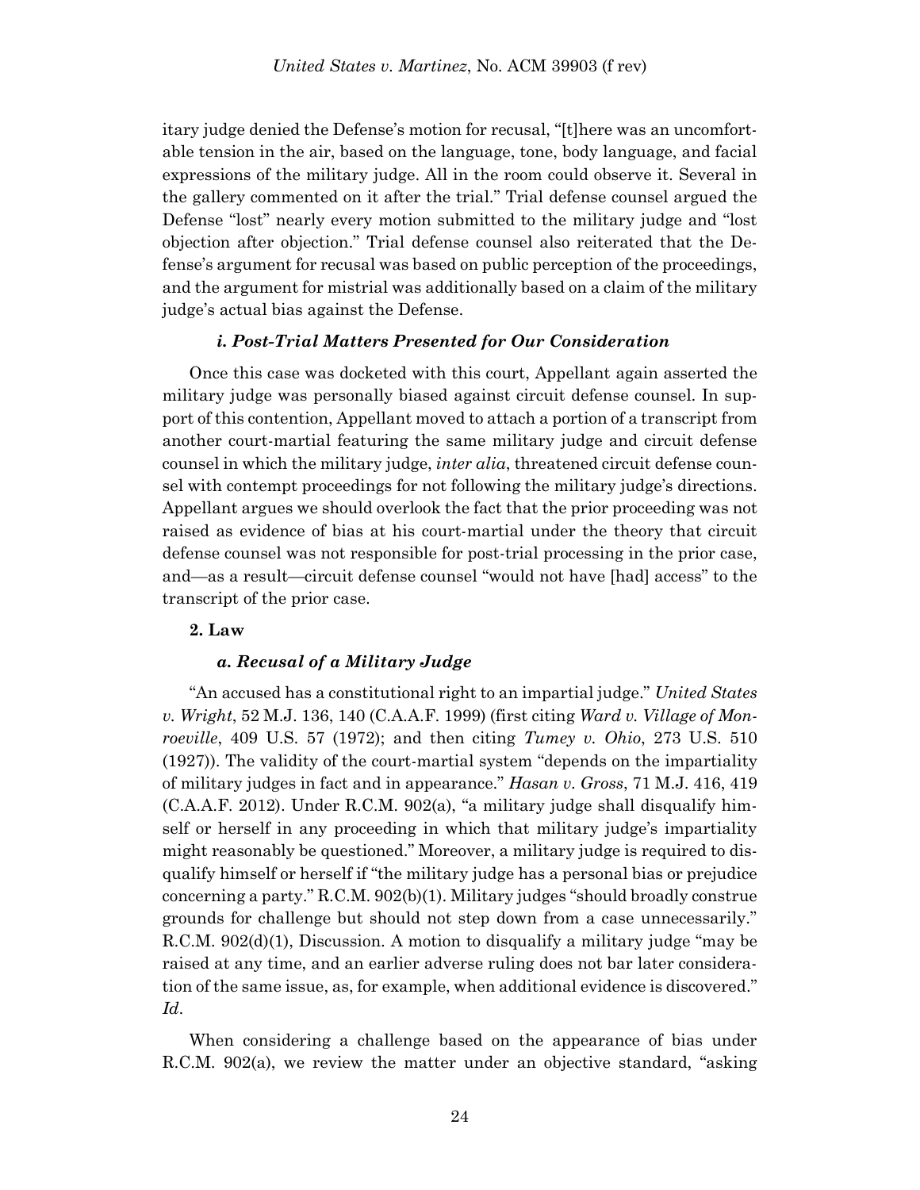itary judge denied the Defense's motion for recusal, "[t]here was an uncomfortable tension in the air, based on the language, tone, body language, and facial expressions of the military judge. All in the room could observe it. Several in the gallery commented on it after the trial." Trial defense counsel argued the Defense "lost" nearly every motion submitted to the military judge and "lost objection after objection." Trial defense counsel also reiterated that the Defense's argument for recusal was based on public perception of the proceedings, and the argument for mistrial was additionally based on a claim of the military judge's actual bias against the Defense.

#### *i. Post-Trial Matters Presented for Our Consideration*

Once this case was docketed with this court, Appellant again asserted the military judge was personally biased against circuit defense counsel. In support of this contention, Appellant moved to attach a portion of a transcript from another court-martial featuring the same military judge and circuit defense counsel in which the military judge, *inter alia*, threatened circuit defense counsel with contempt proceedings for not following the military judge's directions. Appellant argues we should overlook the fact that the prior proceeding was not raised as evidence of bias at his court-martial under the theory that circuit defense counsel was not responsible for post-trial processing in the prior case, and—as a result—circuit defense counsel "would not have [had] access" to the transcript of the prior case.

### 2. Law

#### *a. Recusal of a Military Judge*

"An accused has a constitutional right to an impartial judge." *United States v. Wright*, 52 M.J. 136, 140 (C.A.A.F. 1999) (first citing *Ward v. Village of Monroeville*, 409 U.S. 57 (1972); and then citing *Tumey v. Ohio*, 273 U.S. 510 (1927)). The validity of the court-martial system "depends on the impartiality of military judges in fact and in appearance." *Hasan v. Gross*, 71 M.J. 416, 419 (C.A.A.F. 2012). Under R.C.M. 902(a), "a military judge shall disqualify himself or herself in any proceeding in which that military judge's impartiality might reasonably be questioned." Moreover, a military judge is required to disqualify himself or herself if "the military judge has a personal bias or prejudice concerning a party." R.C.M. 902(b)(1). Military judges "should broadly construe grounds for challenge but should not step down from a case unnecessarily." R.C.M. 902(d)(1), Discussion. A motion to disqualify a military judge "may be raised at any time, and an earlier adverse ruling does not bar later consideration of the same issue, as, for example, when additional evidence is discovered." *Id*.

When considering a challenge based on the appearance of bias under R.C.M. 902(a), we review the matter under an objective standard, "asking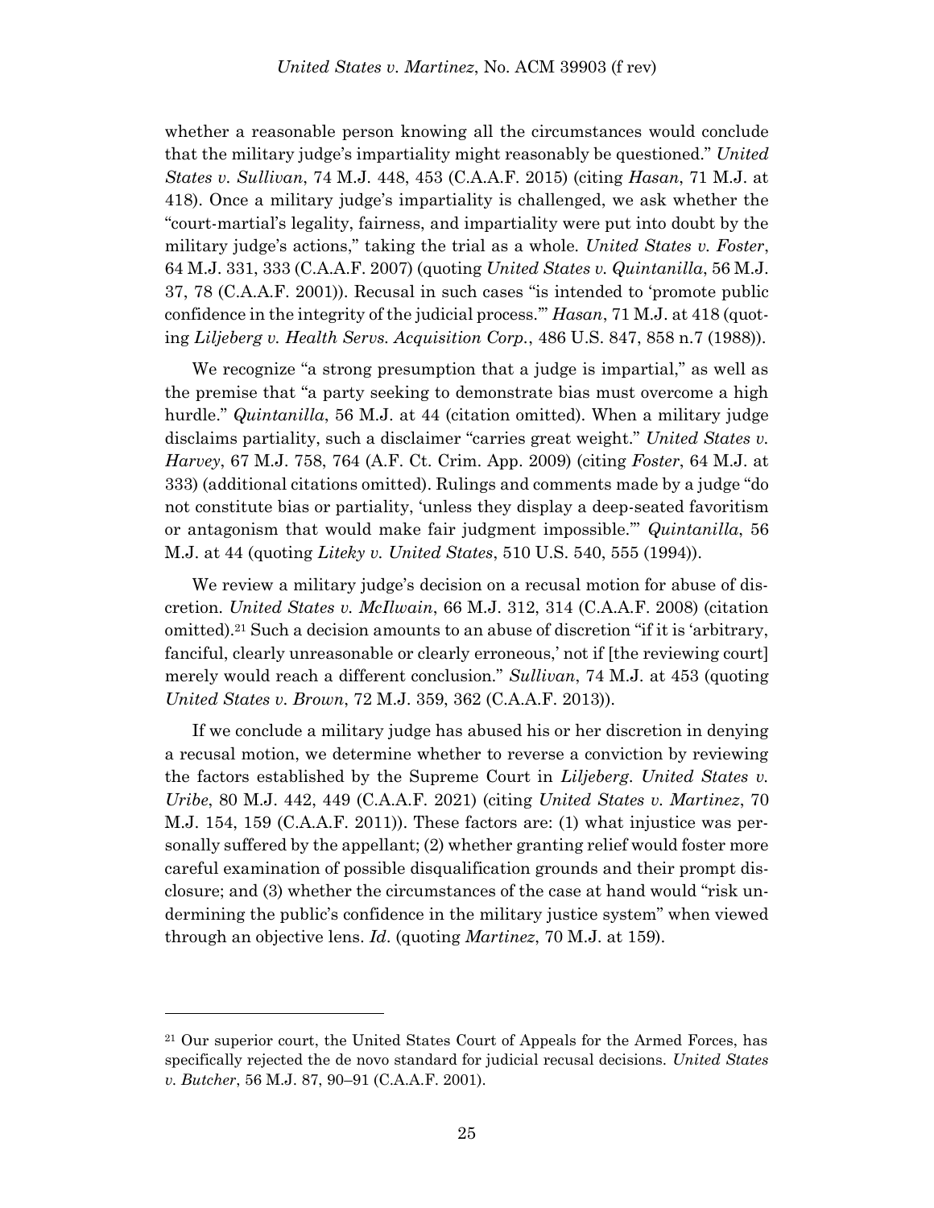whether a reasonable person knowing all the circumstances would conclude that the military judge's impartiality might reasonably be questioned." *United States v. Sullivan*, 74 M.J. 448, 453 (C.A.A.F. 2015) (citing *Hasan*, 71 M.J. at 418). Once a military judge's impartiality is challenged, we ask whether the "court-martial's legality, fairness, and impartiality were put into doubt by the military judge's actions," taking the trial as a whole. *United States v. Foster*, 64 M.J. 331, 333 (C.A.A.F. 2007) (quoting *United States v. Quintanilla*, 56 M.J. 37, 78 (C.A.A.F. 2001)). Recusal in such cases "is intended to 'promote public confidence in the integrity of the judicial process.'" *Hasan*, 71 M.J. at 418 (quoting *Liljeberg v. Health Servs. Acquisition Corp.*, 486 U.S. 847, 858 n.7 (1988)).

We recognize "a strong presumption that a judge is impartial," as well as the premise that "a party seeking to demonstrate bias must overcome a high hurdle." *Quintanilla*, 56 M.J. at 44 (citation omitted). When a military judge disclaims partiality, such a disclaimer "carries great weight." *United States v. Harvey*, 67 M.J. 758, 764 (A.F. Ct. Crim. App. 2009) (citing *Foster*, 64 M.J. at 333) (additional citations omitted). Rulings and comments made by a judge "do not constitute bias or partiality, 'unless they display a deep-seated favoritism or antagonism that would make fair judgment impossible.'" *Quintanilla*, 56 M.J. at 44 (quoting *Liteky v. United States*, 510 U.S. 540, 555 (1994)).

We review a military judge's decision on a recusal motion for abuse of discretion. *United States v. McIlwain*, 66 M.J. 312, 314 (C.A.A.F. 2008) (citation omitted).[21] Such a decision amounts to an abuse of discretion "if it is 'arbitrary, fanciful, clearly unreasonable or clearly erroneous,' not if [the reviewing court] merely would reach a different conclusion." *Sullivan*, 74 M.J. at 453 (quoting *United States v. Brown*, 72 M.J. 359, 362 (C.A.A.F. 2013)).

If we conclude a military judge has abused his or her discretion in denying a recusal motion, we determine whether to reverse a conviction by reviewing the factors established by the Supreme Court in *Liljeberg*. *United States v. Uribe*, 80 M.J. 442, 449 (C.A.A.F. 2021) (citing *United States v. Martinez*, 70 M.J. 154, 159 (C.A.A.F. 2011)). These factors are: (1) what injustice was personally suffered by the appellant; (2) whether granting relief would foster more careful examination of possible disqualification grounds and their prompt disclosure; and (3) whether the circumstances of the case at hand would "risk undermining the public's confidence in the military justice system" when viewed through an objective lens. *Id*. (quoting *Martinez*, 70 M.J. at 159).

---

[21] Our superior court, the United States Court of Appeals for the Armed Forces, has specifically rejected the de novo standard for judicial recusal decisions. *United States v. Butcher*, 56 M.J. 87, 90–91 (C.A.A.F. 2001).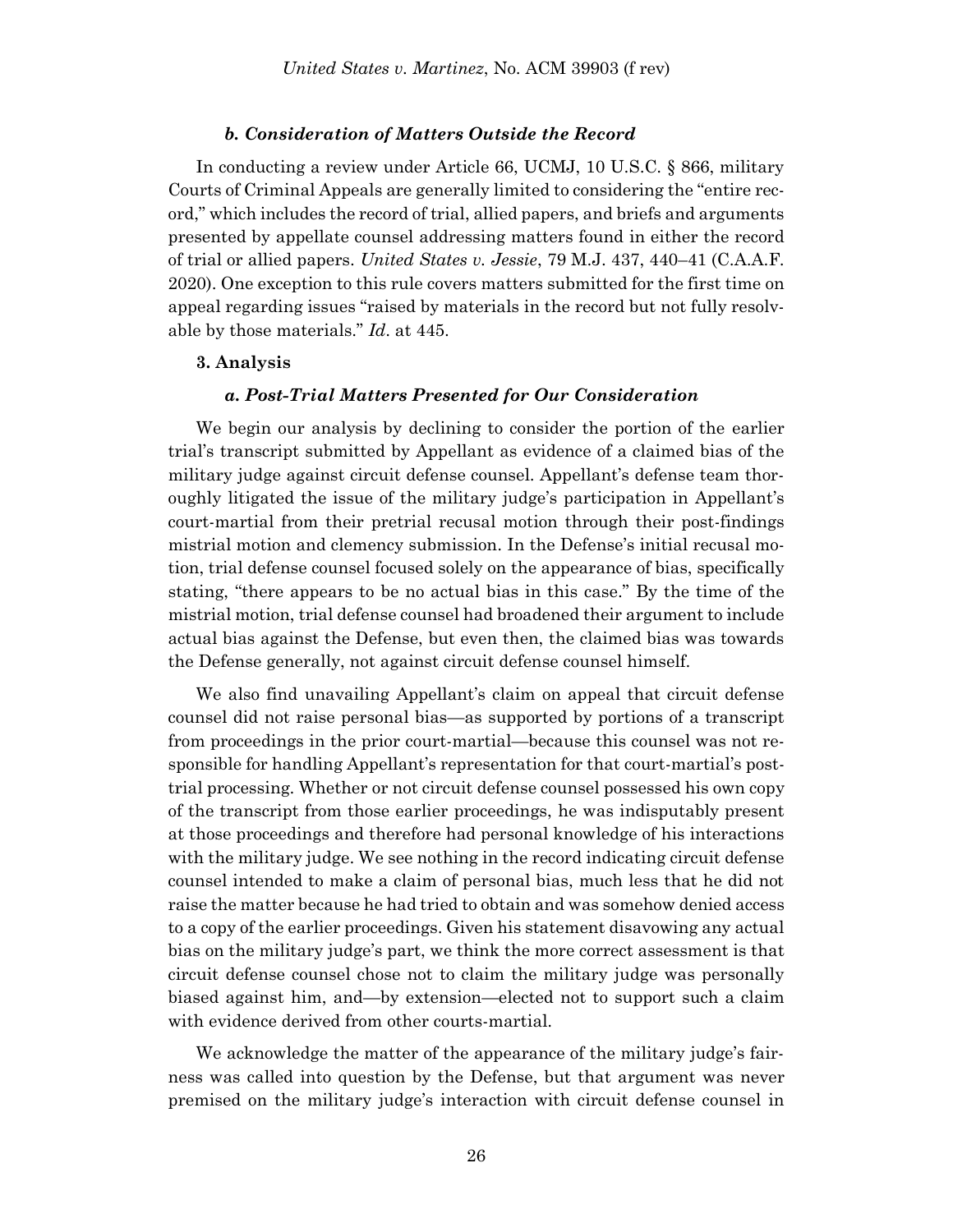#### *b. Consideration of Matters Outside the Record*

In conducting a review under Article 66, UCMJ, 10 U.S.C. § 866, military Courts of Criminal Appeals are generally limited to considering the "entire record," which includes the record of trial, allied papers, and briefs and arguments presented by appellate counsel addressing matters found in either the record of trial or allied papers. *United States v. Jessie*, 79 M.J. 437, 440–41 (C.A.A.F. 2020). One exception to this rule covers matters submitted for the first time on appeal regarding issues "raised by materials in the record but not fully resolvable by those materials." *Id*. at 445.

### 3. Analysis

#### *a. Post-Trial Matters Presented for Our Consideration*

We begin our analysis by declining to consider the portion of the earlier trial's transcript submitted by Appellant as evidence of a claimed bias of the military judge against circuit defense counsel. Appellant's defense team thoroughly litigated the issue of the military judge's participation in Appellant's court-martial from their pretrial recusal motion through their post-findings mistrial motion and clemency submission. In the Defense's initial recusal motion, trial defense counsel focused solely on the appearance of bias, specifically stating, "there appears to be no actual bias in this case." By the time of the mistrial motion, trial defense counsel had broadened their argument to include actual bias against the Defense, but even then, the claimed bias was towards the Defense generally, not against circuit defense counsel himself.

We also find unavailing Appellant's claim on appeal that circuit defense counsel did not raise personal bias—as supported by portions of a transcript from proceedings in the prior court-martial—because this counsel was not responsible for handling Appellant's representation for that court-martial's post-trial processing. Whether or not circuit defense counsel possessed his own copy of the transcript from those earlier proceedings, he was indisputably present at those proceedings and therefore had personal knowledge of his interactions with the military judge. We see nothing in the record indicating circuit defense counsel intended to make a claim of personal bias, much less that he did not raise the matter because he had tried to obtain and was somehow denied access to a copy of the earlier proceedings. Given his statement disavowing any actual bias on the military judge's part, we think the more correct assessment is that circuit defense counsel chose not to claim the military judge was personally biased against him, and—by extension—elected not to support such a claim with evidence derived from other courts-martial.

We acknowledge the matter of the appearance of the military judge's fairness was called into question by the Defense, but that argument was never premised on the military judge's interaction with circuit defense counsel in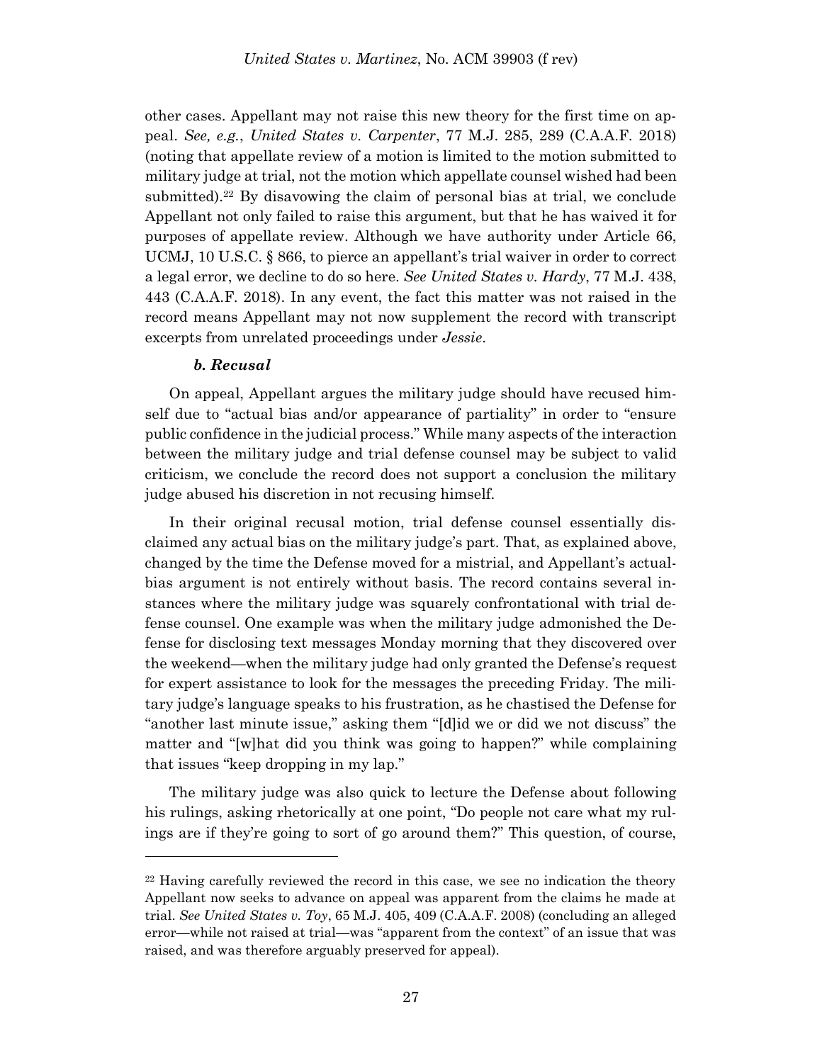other cases. Appellant may not raise this new theory for the first time on appeal. *See, e.g.*, *United States v. Carpenter*, 77 M.J. 285, 289 (C.A.A.F. 2018) (noting that appellate review of a motion is limited to the motion submitted to military judge at trial, not the motion which appellate counsel wished had been submitted).[22] By disavowing the claim of personal bias at trial, we conclude Appellant not only failed to raise this argument, but that he has waived it for purposes of appellate review. Although we have authority under Article 66, UCMJ, 10 U.S.C. § 866, to pierce an appellant's trial waiver in order to correct a legal error, we decline to do so here. *See United States v. Hardy*, 77 M.J. 438, 443 (C.A.A.F. 2018). In any event, the fact this matter was not raised in the record means Appellant may not now supplement the record with transcript excerpts from unrelated proceedings under *Jessie*.

#### *b. Recusal*

On appeal, Appellant argues the military judge should have recused himself due to "actual bias and/or appearance of partiality" in order to "ensure public confidence in the judicial process." While many aspects of the interaction between the military judge and trial defense counsel may be subject to valid criticism, we conclude the record does not support a conclusion the military judge abused his discretion in not recusing himself.

In their original recusal motion, trial defense counsel essentially disclaimed any actual bias on the military judge's part. That, as explained above, changed by the time the Defense moved for a mistrial, and Appellant's actual-bias argument is not entirely without basis. The record contains several instances where the military judge was squarely confrontational with trial defense counsel. One example was when the military judge admonished the Defense for disclosing text messages Monday morning that they discovered over the weekend—when the military judge had only granted the Defense's request for expert assistance to look for the messages the preceding Friday. The military judge's language speaks to his frustration, as he chastised the Defense for "another last minute issue," asking them "[d]id we or did we not discuss" the matter and "[w]hat did you think was going to happen?" while complaining that issues "keep dropping in my lap."

The military judge was also quick to lecture the Defense about following his rulings, asking rhetorically at one point, "Do people not care what my rulings are if they're going to sort of go around them?" This question, of course,

---

[22] Having carefully reviewed the record in this case, we see no indication the theory Appellant now seeks to advance on appeal was apparent from the claims he made at trial. *See United States v. Toy*, 65 M.J. 405, 409 (C.A.A.F. 2008) (concluding an alleged error—while not raised at trial—was "apparent from the context" of an issue that was raised, and was therefore arguably preserved for appeal).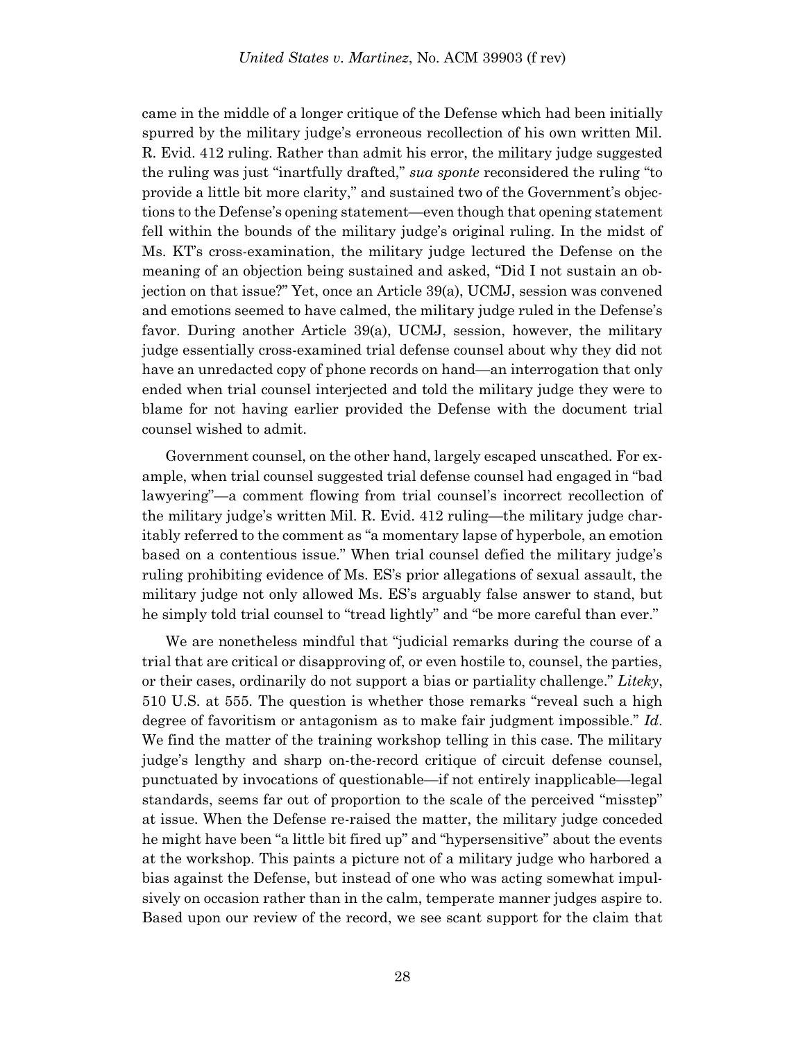came in the middle of a longer critique of the Defense which had been initially spurred by the military judge's erroneous recollection of his own written Mil. R. Evid. 412 ruling. Rather than admit his error, the military judge suggested the ruling was just "inartfully drafted," *sua sponte* reconsidered the ruling "to provide a little bit more clarity," and sustained two of the Government's objections to the Defense's opening statement—even though that opening statement fell within the bounds of the military judge's original ruling. In the midst of Ms. KT's cross-examination, the military judge lectured the Defense on the meaning of an objection being sustained and asked, "Did I not sustain an objection on that issue?" Yet, once an Article 39(a), UCMJ, session was convened and emotions seemed to have calmed, the military judge ruled in the Defense's favor. During another Article 39(a), UCMJ, session, however, the military judge essentially cross-examined trial defense counsel about why they did not have an unredacted copy of phone records on hand—an interrogation that only ended when trial counsel interjected and told the military judge they were to blame for not having earlier provided the Defense with the document trial counsel wished to admit.

Government counsel, on the other hand, largely escaped unscathed. For example, when trial counsel suggested trial defense counsel had engaged in "bad lawyering"—a comment flowing from trial counsel's incorrect recollection of the military judge's written Mil. R. Evid. 412 ruling—the military judge charitably referred to the comment as "a momentary lapse of hyperbole, an emotion based on a contentious issue." When trial counsel defied the military judge's ruling prohibiting evidence of Ms. ES's prior allegations of sexual assault, the military judge not only allowed Ms. ES's arguably false answer to stand, but he simply told trial counsel to "tread lightly" and "be more careful than ever."

We are nonetheless mindful that "judicial remarks during the course of a trial that are critical or disapproving of, or even hostile to, counsel, the parties, or their cases, ordinarily do not support a bias or partiality challenge." *Liteky*, 510 U.S. at 555. The question is whether those remarks "reveal such a high degree of favoritism or antagonism as to make fair judgment impossible." *Id*. We find the matter of the training workshop telling in this case. The military judge's lengthy and sharp on-the-record critique of circuit defense counsel, punctuated by invocations of questionable—if not entirely inapplicable—legal standards, seems far out of proportion to the scale of the perceived "misstep" at issue. When the Defense re-raised the matter, the military judge conceded he might have been "a little bit fired up" and "hypersensitive" about the events at the workshop. This paints a picture not of a military judge who harbored a bias against the Defense, but instead of one who was acting somewhat impulsively on occasion rather than in the calm, temperate manner judges aspire to. Based upon our review of the record, we see scant support for the claim that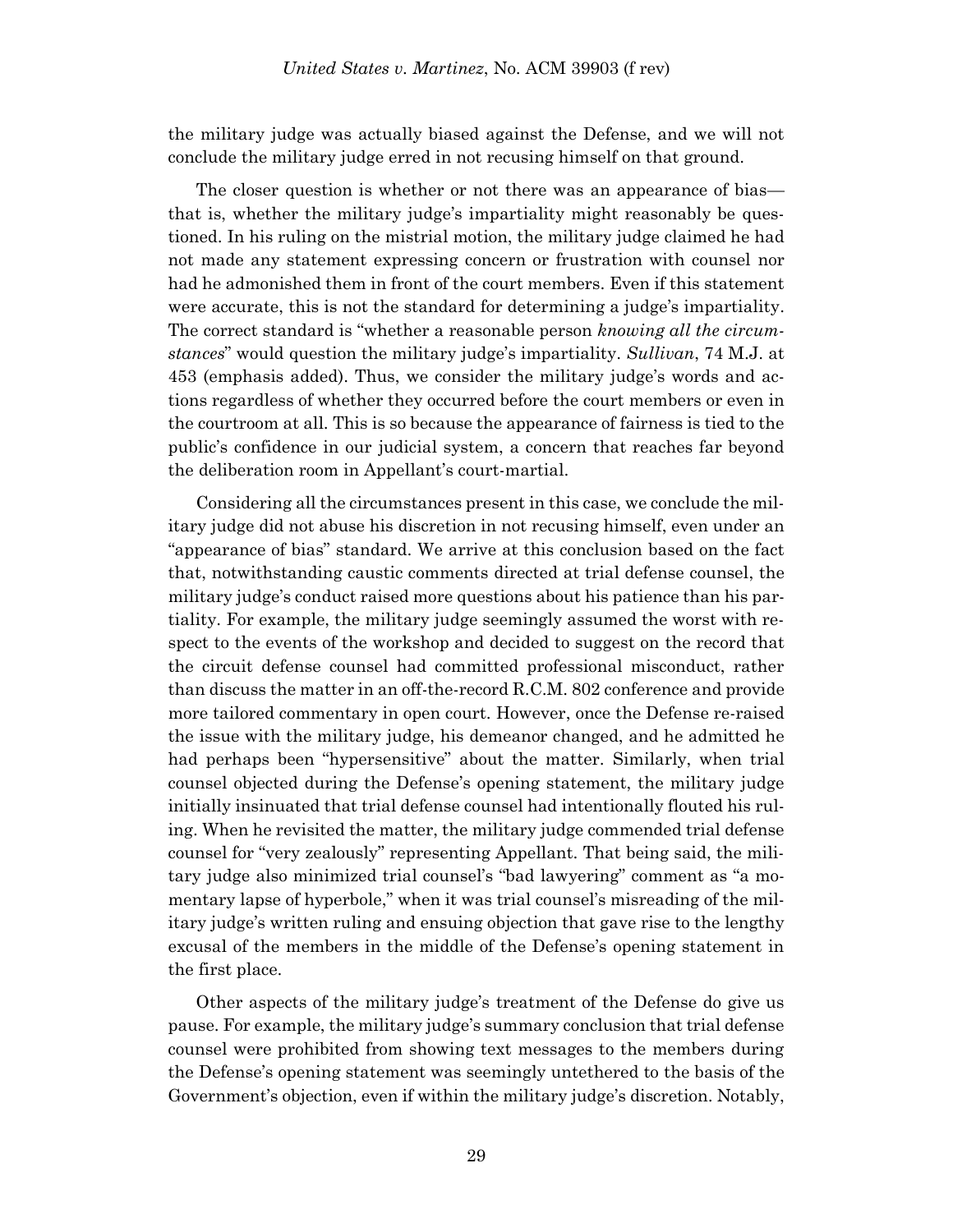the military judge was actually biased against the Defense, and we will not conclude the military judge erred in not recusing himself on that ground.

The closer question is whether or not there was an appearance of bias—that is, whether the military judge's impartiality might reasonably be questioned. In his ruling on the mistrial motion, the military judge claimed he had not made any statement expressing concern or frustration with counsel nor had he admonished them in front of the court members. Even if this statement were accurate, this is not the standard for determining a judge's impartiality. The correct standard is "whether a reasonable person *knowing all the circumstances*" would question the military judge's impartiality. *Sullivan*, 74 M.J. at 453 (emphasis added). Thus, we consider the military judge's words and actions regardless of whether they occurred before the court members or even in the courtroom at all. This is so because the appearance of fairness is tied to the public's confidence in our judicial system, a concern that reaches far beyond the deliberation room in Appellant's court-martial.

Considering all the circumstances present in this case, we conclude the military judge did not abuse his discretion in not recusing himself, even under an "appearance of bias" standard. We arrive at this conclusion based on the fact that, notwithstanding caustic comments directed at trial defense counsel, the military judge's conduct raised more questions about his patience than his partiality. For example, the military judge seemingly assumed the worst with respect to the events of the workshop and decided to suggest on the record that the circuit defense counsel had committed professional misconduct, rather than discuss the matter in an off-the-record R.C.M. 802 conference and provide more tailored commentary in open court. However, once the Defense re-raised the issue with the military judge, his demeanor changed, and he admitted he had perhaps been "hypersensitive" about the matter. Similarly, when trial counsel objected during the Defense's opening statement, the military judge initially insinuated that trial defense counsel had intentionally flouted his ruling. When he revisited the matter, the military judge commended trial defense counsel for "very zealously" representing Appellant. That being said, the military judge also minimized trial counsel's "bad lawyering" comment as "a momentary lapse of hyperbole," when it was trial counsel's misreading of the military judge's written ruling and ensuing objection that gave rise to the lengthy excusal of the members in the middle of the Defense's opening statement in the first place.

Other aspects of the military judge's treatment of the Defense do give us pause. For example, the military judge's summary conclusion that trial defense counsel were prohibited from showing text messages to the members during the Defense's opening statement was seemingly untethered to the basis of the Government's objection, even if within the military judge's discretion. Notably,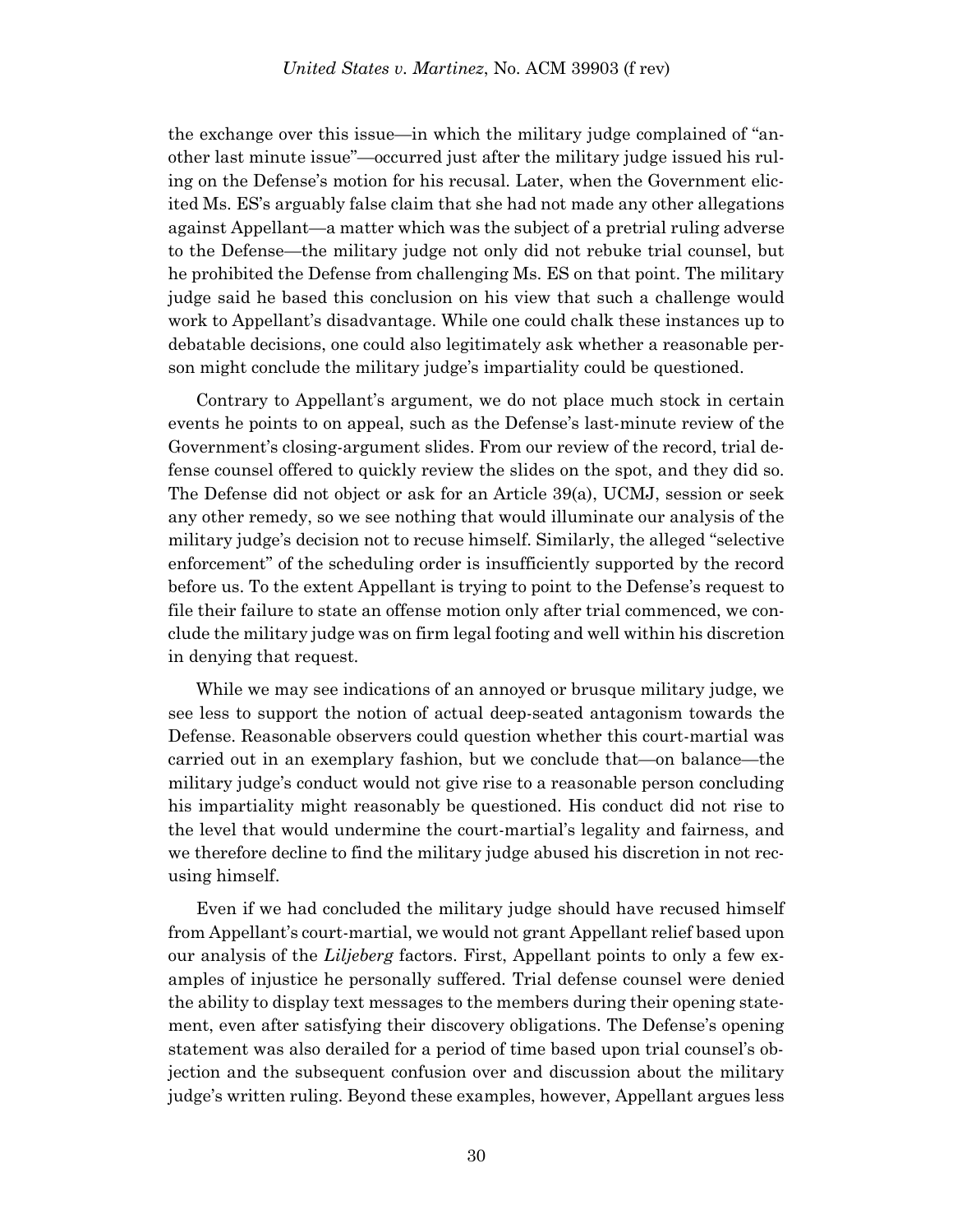the exchange over this issue—in which the military judge complained of "another last minute issue"—occurred just after the military judge issued his ruling on the Defense's motion for his recusal. Later, when the Government elicited Ms. ES's arguably false claim that she had not made any other allegations against Appellant—a matter which was the subject of a pretrial ruling adverse to the Defense—the military judge not only did not rebuke trial counsel, but he prohibited the Defense from challenging Ms. ES on that point. The military judge said he based this conclusion on his view that such a challenge would work to Appellant's disadvantage. While one could chalk these instances up to debatable decisions, one could also legitimately ask whether a reasonable person might conclude the military judge's impartiality could be questioned.

Contrary to Appellant's argument, we do not place much stock in certain events he points to on appeal, such as the Defense's last-minute review of the Government's closing-argument slides. From our review of the record, trial defense counsel offered to quickly review the slides on the spot, and they did so. The Defense did not object or ask for an Article 39(a), UCMJ, session or seek any other remedy, so we see nothing that would illuminate our analysis of the military judge's decision not to recuse himself. Similarly, the alleged "selective enforcement" of the scheduling order is insufficiently supported by the record before us. To the extent Appellant is trying to point to the Defense's request to file their failure to state an offense motion only after trial commenced, we conclude the military judge was on firm legal footing and well within his discretion in denying that request.

While we may see indications of an annoyed or brusque military judge, we see less to support the notion of actual deep-seated antagonism towards the Defense. Reasonable observers could question whether this court-martial was carried out in an exemplary fashion, but we conclude that—on balance—the military judge's conduct would not give rise to a reasonable person concluding his impartiality might reasonably be questioned. His conduct did not rise to the level that would undermine the court-martial's legality and fairness, and we therefore decline to find the military judge abused his discretion in not recusing himself.

Even if we had concluded the military judge should have recused himself from Appellant's court-martial, we would not grant Appellant relief based upon our analysis of the *Liljeberg* factors. First, Appellant points to only a few examples of injustice he personally suffered. Trial defense counsel were denied the ability to display text messages to the members during their opening statement, even after satisfying their discovery obligations. The Defense's opening statement was also derailed for a period of time based upon trial counsel's objection and the subsequent confusion over and discussion about the military judge's written ruling. Beyond these examples, however, Appellant argues less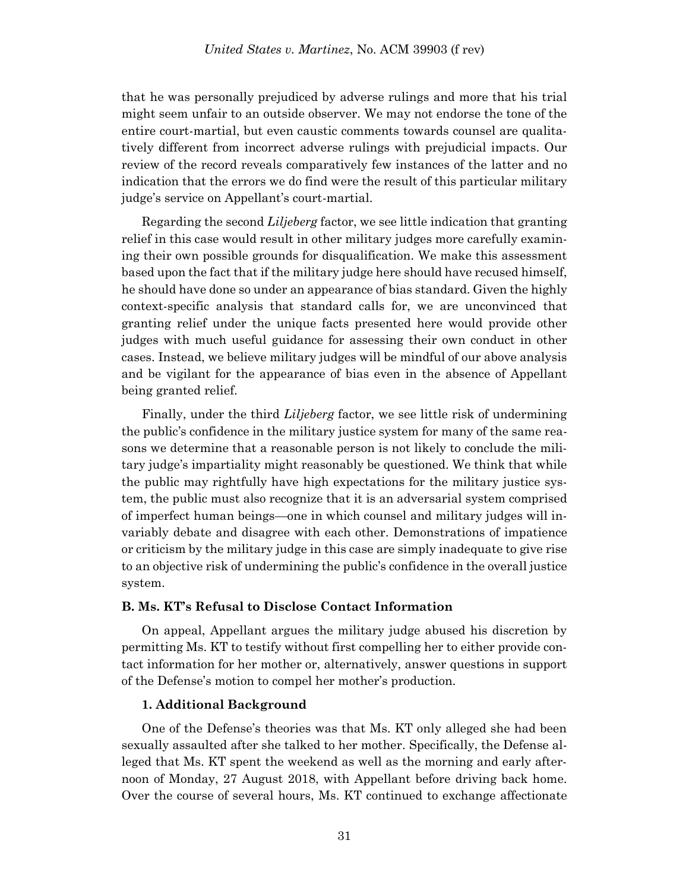that he was personally prejudiced by adverse rulings and more that his trial might seem unfair to an outside observer. We may not endorse the tone of the entire court-martial, but even caustic comments towards counsel are qualitatively different from incorrect adverse rulings with prejudicial impacts. Our review of the record reveals comparatively few instances of the latter and no indication that the errors we do find were the result of this particular military judge's service on Appellant's court-martial.

Regarding the second *Liljeberg* factor, we see little indication that granting relief in this case would result in other military judges more carefully examining their own possible grounds for disqualification. We make this assessment based upon the fact that if the military judge here should have recused himself, he should have done so under an appearance of bias standard. Given the highly context-specific analysis that standard calls for, we are unconvinced that granting relief under the unique facts presented here would provide other judges with much useful guidance for assessing their own conduct in other cases. Instead, we believe military judges will be mindful of our above analysis and be vigilant for the appearance of bias even in the absence of Appellant being granted relief.

Finally, under the third *Liljeberg* factor, we see little risk of undermining the public's confidence in the military justice system for many of the same reasons we determine that a reasonable person is not likely to conclude the military judge's impartiality might reasonably be questioned. We think that while the public may rightfully have high expectations for the military justice system, the public must also recognize that it is an adversarial system comprised of imperfect human beings—one in which counsel and military judges will invariably debate and disagree with each other. Demonstrations of impatience or criticism by the military judge in this case are simply inadequate to give rise to an objective risk of undermining the public's confidence in the overall justice system.

### B. Ms. KT's Refusal to Disclose Contact Information

On appeal, Appellant argues the military judge abused his discretion by permitting Ms. KT to testify without first compelling her to either provide contact information for her mother or, alternatively, answer questions in support of the Defense's motion to compel her mother's production.

#### 1. Additional Background

One of the Defense's theories was that Ms. KT only alleged she had been sexually assaulted after she talked to her mother. Specifically, the Defense alleged that Ms. KT spent the weekend as well as the morning and early afternoon of Monday, 27 August 2018, with Appellant before driving back home. Over the course of several hours, Ms. KT continued to exchange affectionate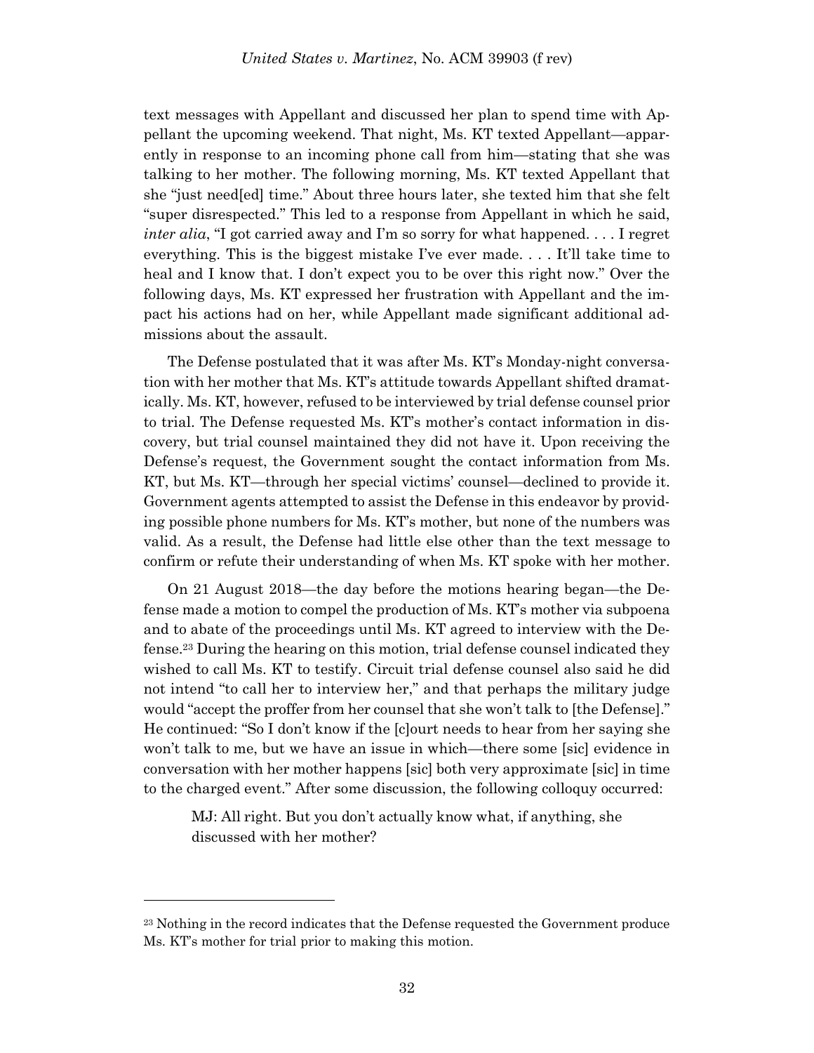text messages with Appellant and discussed her plan to spend time with Appellant the upcoming weekend. That night, Ms. KT texted Appellant—apparently in response to an incoming phone call from him—stating that she was talking to her mother. The following morning, Ms. KT texted Appellant that she "just need[ed] time." About three hours later, she texted him that she felt "super disrespected." This led to a response from Appellant in which he said, *inter alia*, "I got carried away and I'm so sorry for what happened. . . . I regret everything. This is the biggest mistake I've ever made. . . . It'll take time to heal and I know that. I don't expect you to be over this right now." Over the following days, Ms. KT expressed her frustration with Appellant and the impact his actions had on her, while Appellant made significant additional admissions about the assault.

The Defense postulated that it was after Ms. KT's Monday-night conversation with her mother that Ms. KT's attitude towards Appellant shifted dramatically. Ms. KT, however, refused to be interviewed by trial defense counsel prior to trial. The Defense requested Ms. KT's mother's contact information in discovery, but trial counsel maintained they did not have it. Upon receiving the Defense's request, the Government sought the contact information from Ms. KT, but Ms. KT—through her special victims' counsel—declined to provide it. Government agents attempted to assist the Defense in this endeavor by providing possible phone numbers for Ms. KT's mother, but none of the numbers was valid. As a result, the Defense had little else other than the text message to confirm or refute their understanding of when Ms. KT spoke with her mother.

On 21 August 2018—the day before the motions hearing began—the Defense made a motion to compel the production of Ms. KT's mother via subpoena and to abate of the proceedings until Ms. KT agreed to interview with the Defense.[23] During the hearing on this motion, trial defense counsel indicated they wished to call Ms. KT to testify. Circuit trial defense counsel also said he did not intend "to call her to interview her," and that perhaps the military judge would "accept the proffer from her counsel that she won't talk to [the Defense]." He continued: "So I don't know if the [c]ourt needs to hear from her saying she won't talk to me, but we have an issue in which—there some [sic] evidence in conversation with her mother happens [sic] both very approximate [sic] in time to the charged event." After some discussion, the following colloquy occurred:

> MJ: All right. But you don't actually know what, if anything, she discussed with her mother?

---

[23] Nothing in the record indicates that the Defense requested the Government produce Ms. KT's mother for trial prior to making this motion.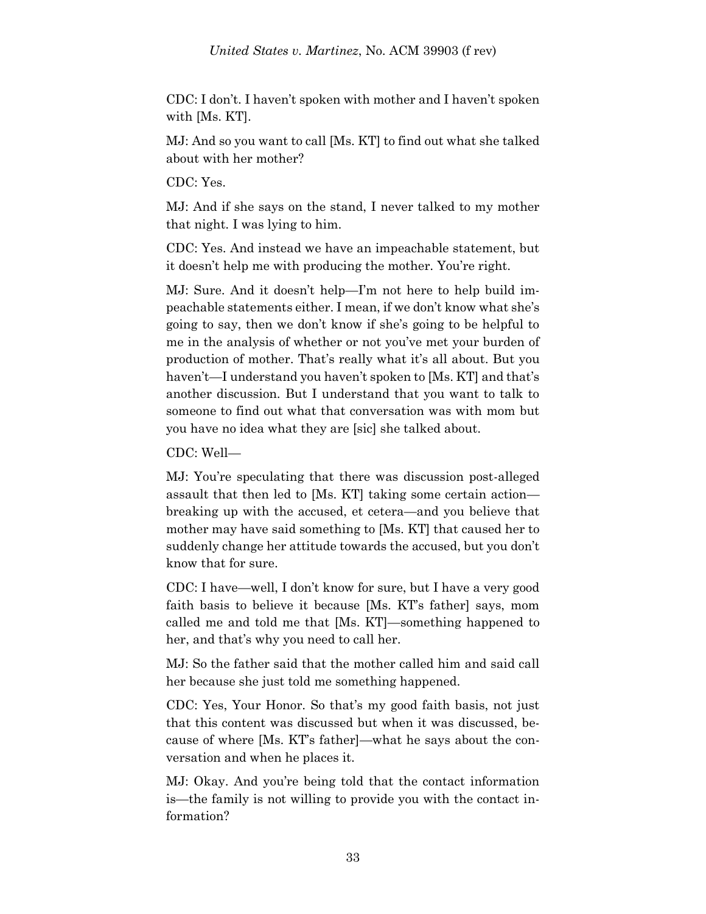CDC: I don't. I haven't spoken with mother and I haven't spoken with [Ms. KT].

MJ: And so you want to call [Ms. KT] to find out what she talked about with her mother?

CDC: Yes.

MJ: And if she says on the stand, I never talked to my mother that night. I was lying to him.

CDC: Yes. And instead we have an impeachable statement, but it doesn't help me with producing the mother. You're right.

MJ: Sure. And it doesn't help—I'm not here to help build impeachable statements either. I mean, if we don't know what she's going to say, then we don't know if she's going to be helpful to me in the analysis of whether or not you've met your burden of production of mother. That's really what it's all about. But you haven't—I understand you haven't spoken to [Ms. KT] and that's another discussion. But I understand that you want to talk to someone to find out what that conversation was with mom but you have no idea what they are [sic] she talked about.

CDC: Well—

MJ: You're speculating that there was discussion post-alleged assault that then led to [Ms. KT] taking some certain action—breaking up with the accused, et cetera—and you believe that mother may have said something to [Ms. KT] that caused her to suddenly change her attitude towards the accused, but you don't know that for sure.

CDC: I have—well, I don't know for sure, but I have a very good faith basis to believe it because [Ms. KT's father] says, mom called me and told me that [Ms. KT]—something happened to her, and that's why you need to call her.

MJ: So the father said that the mother called him and said call her because she just told me something happened.

CDC: Yes, Your Honor. So that's my good faith basis, not just that this content was discussed but when it was discussed, because of where [Ms. KT's father]—what he says about the conversation and when he places it.

MJ: Okay. And you're being told that the contact information is—the family is not willing to provide you with the contact information?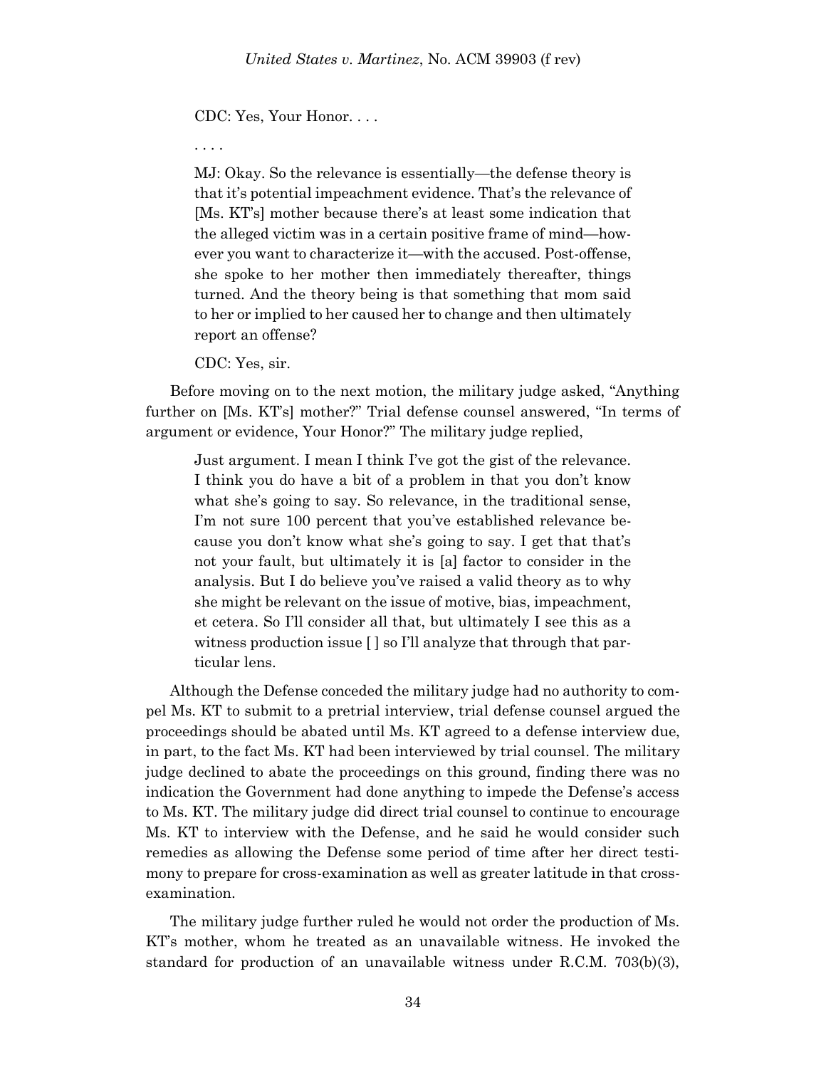> CDC: Yes, Your Honor. . . .
>
> . . . .
>
> MJ: Okay. So the relevance is essentially—the defense theory is that it's potential impeachment evidence. That's the relevance of [Ms. KT's] mother because there's at least some indication that the alleged victim was in a certain positive frame of mind—however you want to characterize it—with the accused. Post-offense, she spoke to her mother then immediately thereafter, things turned. And the theory being is that something that mom said to her or implied to her caused her to change and then ultimately report an offense?
>
> CDC: Yes, sir.

Before moving on to the next motion, the military judge asked, "Anything further on [Ms. KT's] mother?" Trial defense counsel answered, "In terms of argument or evidence, Your Honor?" The military judge replied,

> Just argument. I mean I think I've got the gist of the relevance. I think you do have a bit of a problem in that you don't know what she's going to say. So relevance, in the traditional sense, I'm not sure 100 percent that you've established relevance because you don't know what she's going to say. I get that that's not your fault, but ultimately it is [a] factor to consider in the analysis. But I do believe you've raised a valid theory as to why she might be relevant on the issue of motive, bias, impeachment, et cetera. So I'll consider all that, but ultimately I see this as a witness production issue [ ] so I'll analyze that through that particular lens.

Although the Defense conceded the military judge had no authority to compel Ms. KT to submit to a pretrial interview, trial defense counsel argued the proceedings should be abated until Ms. KT agreed to a defense interview due, in part, to the fact Ms. KT had been interviewed by trial counsel. The military judge declined to abate the proceedings on this ground, finding there was no indication the Government had done anything to impede the Defense's access to Ms. KT. The military judge did direct trial counsel to continue to encourage Ms. KT to interview with the Defense, and he said he would consider such remedies as allowing the Defense some period of time after her direct testimony to prepare for cross-examination as well as greater latitude in that cross-examination.

The military judge further ruled he would not order the production of Ms. KT's mother, whom he treated as an unavailable witness. He invoked the standard for production of an unavailable witness under R.C.M. 703(b)(3),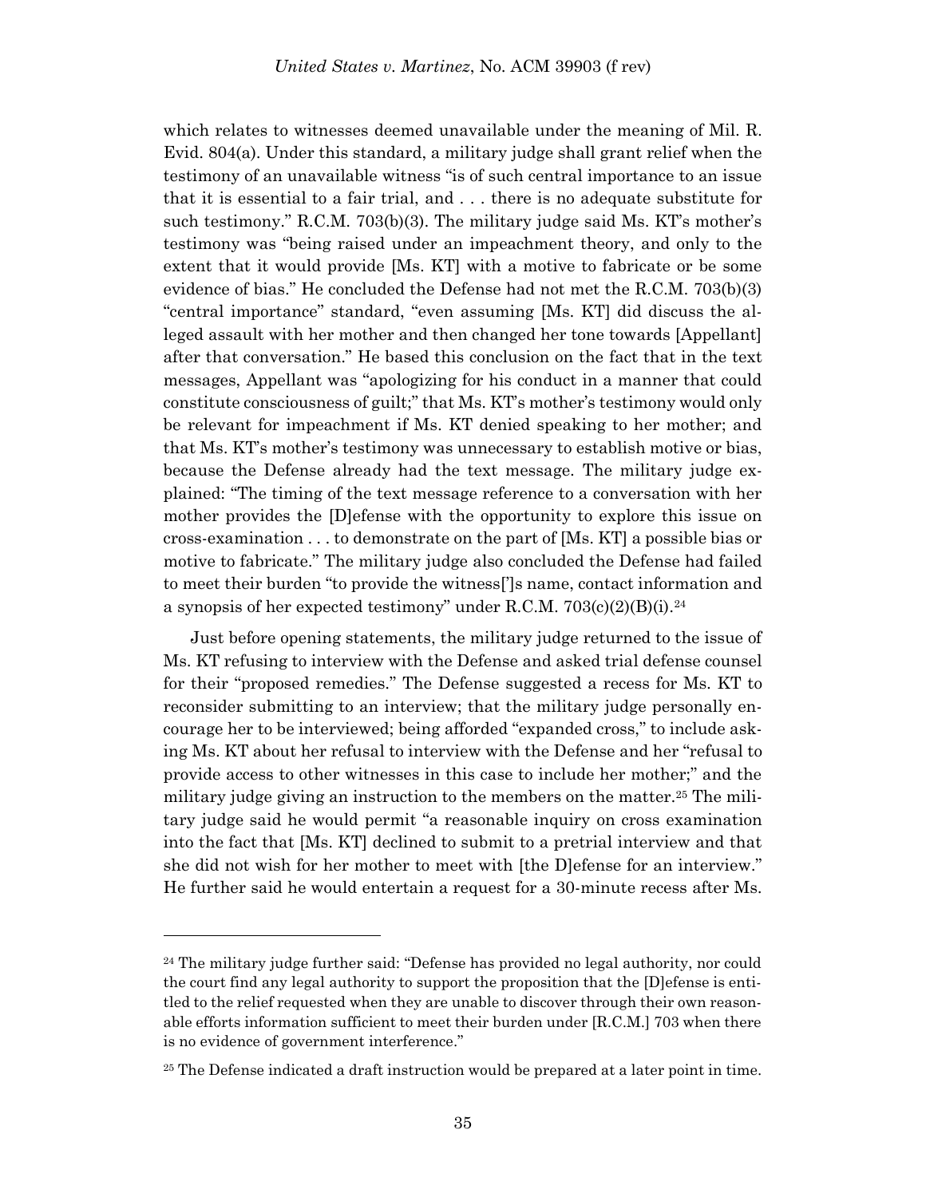which relates to witnesses deemed unavailable under the meaning of Mil. R. Evid. 804(a). Under this standard, a military judge shall grant relief when the testimony of an unavailable witness "is of such central importance to an issue that it is essential to a fair trial, and . . . there is no adequate substitute for such testimony." R.C.M. 703(b)(3). The military judge said Ms. KT's mother's testimony was "being raised under an impeachment theory, and only to the extent that it would provide [Ms. KT] with a motive to fabricate or be some evidence of bias." He concluded the Defense had not met the R.C.M. 703(b)(3) "central importance" standard, "even assuming [Ms. KT] did discuss the alleged assault with her mother and then changed her tone towards [Appellant] after that conversation." He based this conclusion on the fact that in the text messages, Appellant was "apologizing for his conduct in a manner that could constitute consciousness of guilt;" that Ms. KT's mother's testimony would only be relevant for impeachment if Ms. KT denied speaking to her mother; and that Ms. KT's mother's testimony was unnecessary to establish motive or bias, because the Defense already had the text message. The military judge explained: "The timing of the text message reference to a conversation with her mother provides the [D]efense with the opportunity to explore this issue on cross-examination . . . to demonstrate on the part of [Ms. KT] a possible bias or motive to fabricate." The military judge also concluded the Defense had failed to meet their burden "to provide the witness[']s name, contact information and a synopsis of her expected testimony" under R.C.M. 703(c)(2)(B)(i).[24]

Just before opening statements, the military judge returned to the issue of Ms. KT refusing to interview with the Defense and asked trial defense counsel for their "proposed remedies." The Defense suggested a recess for Ms. KT to reconsider submitting to an interview; that the military judge personally encourage her to be interviewed; being afforded "expanded cross," to include asking Ms. KT about her refusal to interview with the Defense and her "refusal to provide access to other witnesses in this case to include her mother;" and the military judge giving an instruction to the members on the matter.[25] The military judge said he would permit "a reasonable inquiry on cross examination into the fact that [Ms. KT] declined to submit to a pretrial interview and that she did not wish for her mother to meet with [the D]efense for an interview." He further said he would entertain a request for a 30-minute recess after Ms.

---

[24] The military judge further said: "Defense has provided no legal authority, nor could the court find any legal authority to support the proposition that the [D]efense is entitled to the relief requested when they are unable to discover through their own reasonable efforts information sufficient to meet their burden under [R.C.M.] 703 when there is no evidence of government interference."

[25] The Defense indicated a draft instruction would be prepared at a later point in time.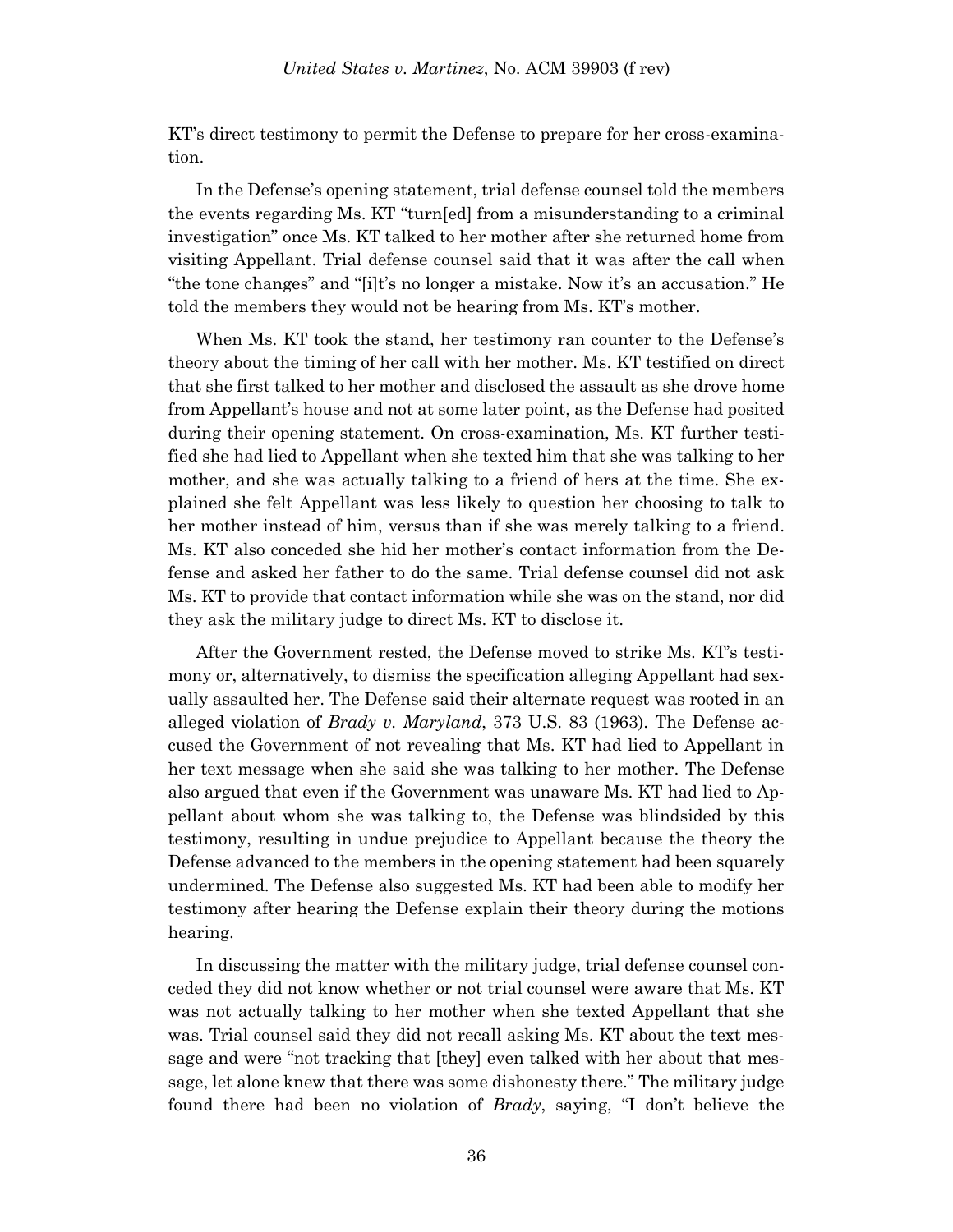KT's direct testimony to permit the Defense to prepare for her cross-examination.

In the Defense's opening statement, trial defense counsel told the members the events regarding Ms. KT "turn[ed] from a misunderstanding to a criminal investigation" once Ms. KT talked to her mother after she returned home from visiting Appellant. Trial defense counsel said that it was after the call when "the tone changes" and "[i]t's no longer a mistake. Now it's an accusation." He told the members they would not be hearing from Ms. KT's mother.

When Ms. KT took the stand, her testimony ran counter to the Defense's theory about the timing of her call with her mother. Ms. KT testified on direct that she first talked to her mother and disclosed the assault as she drove home from Appellant's house and not at some later point, as the Defense had posited during their opening statement. On cross-examination, Ms. KT further testified she had lied to Appellant when she texted him that she was talking to her mother, and she was actually talking to a friend of hers at the time. She explained she felt Appellant was less likely to question her choosing to talk to her mother instead of him, versus than if she was merely talking to a friend. Ms. KT also conceded she hid her mother's contact information from the Defense and asked her father to do the same. Trial defense counsel did not ask Ms. KT to provide that contact information while she was on the stand, nor did they ask the military judge to direct Ms. KT to disclose it.

After the Government rested, the Defense moved to strike Ms. KT's testimony or, alternatively, to dismiss the specification alleging Appellant had sexually assaulted her. The Defense said their alternate request was rooted in an alleged violation of *Brady v. Maryland*, 373 U.S. 83 (1963). The Defense accused the Government of not revealing that Ms. KT had lied to Appellant in her text message when she said she was talking to her mother. The Defense also argued that even if the Government was unaware Ms. KT had lied to Appellant about whom she was talking to, the Defense was blindsided by this testimony, resulting in undue prejudice to Appellant because the theory the Defense advanced to the members in the opening statement had been squarely undermined. The Defense also suggested Ms. KT had been able to modify her testimony after hearing the Defense explain their theory during the motions hearing.

In discussing the matter with the military judge, trial defense counsel conceded they did not know whether or not trial counsel were aware that Ms. KT was not actually talking to her mother when she texted Appellant that she was. Trial counsel said they did not recall asking Ms. KT about the text message and were "not tracking that [they] even talked with her about that message, let alone knew that there was some dishonesty there." The military judge found there had been no violation of *Brady*, saying, "I don't believe the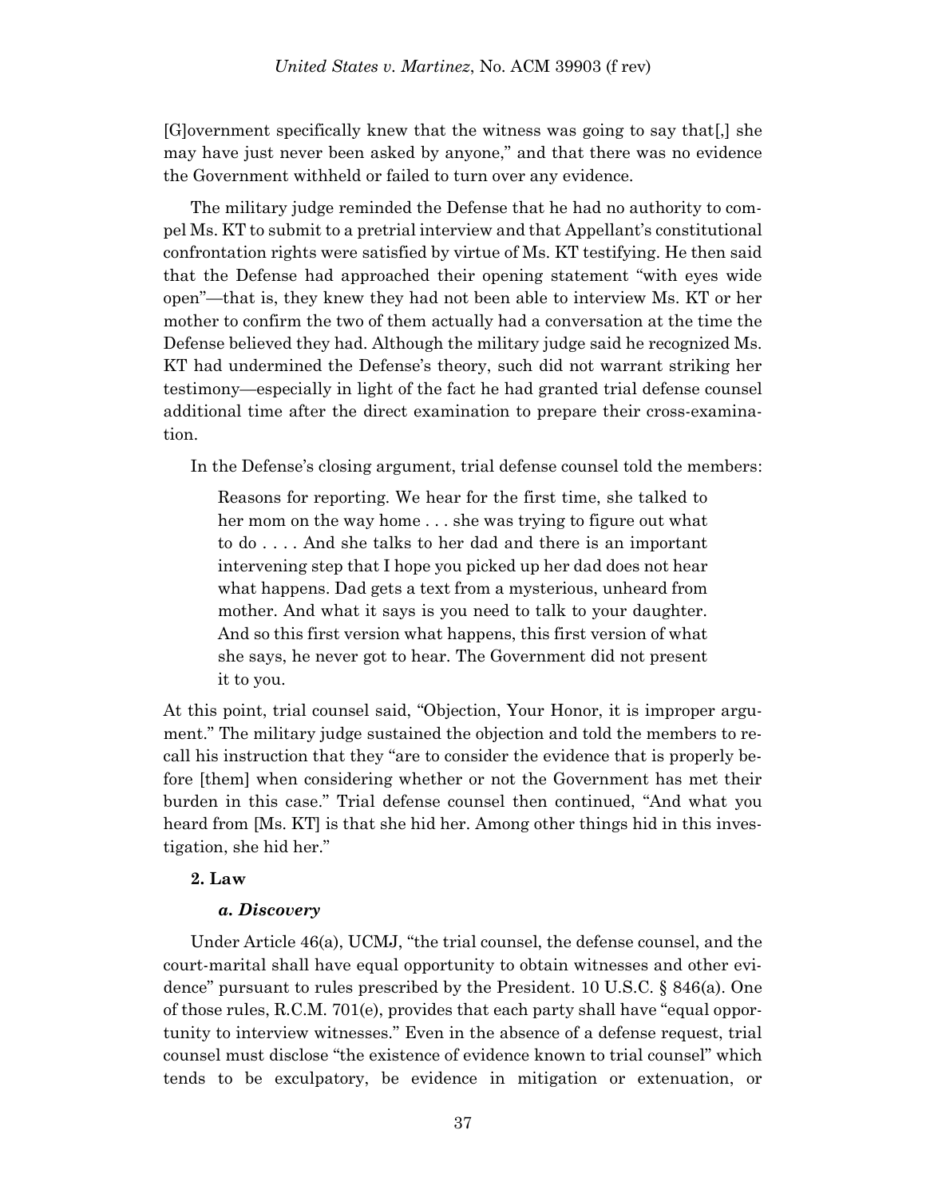[G]overnment specifically knew that the witness was going to say that[,] she may have just never been asked by anyone," and that there was no evidence the Government withheld or failed to turn over any evidence.

The military judge reminded the Defense that he had no authority to compel Ms. KT to submit to a pretrial interview and that Appellant's constitutional confrontation rights were satisfied by virtue of Ms. KT testifying. He then said that the Defense had approached their opening statement "with eyes wide open"—that is, they knew they had not been able to interview Ms. KT or her mother to confirm the two of them actually had a conversation at the time the Defense believed they had. Although the military judge said he recognized Ms. KT had undermined the Defense's theory, such did not warrant striking her testimony—especially in light of the fact he had granted trial defense counsel additional time after the direct examination to prepare their cross-examination.

In the Defense's closing argument, trial defense counsel told the members:

> Reasons for reporting. We hear for the first time, she talked to her mom on the way home . . . she was trying to figure out what to do . . . . And she talks to her dad and there is an important intervening step that I hope you picked up her dad does not hear what happens. Dad gets a text from a mysterious, unheard from mother. And what it says is you need to talk to your daughter. And so this first version what happens, this first version of what she says, he never got to hear. The Government did not present it to you.

At this point, trial counsel said, "Objection, Your Honor, it is improper argument." The military judge sustained the objection and told the members to recall his instruction that they "are to consider the evidence that is properly before [them] when considering whether or not the Government has met their burden in this case." Trial defense counsel then continued, "And what you heard from [Ms. KT] is that she hid her. Among other things hid in this investigation, she hid her."

**2. Law**

***a. Discovery***

Under Article 46(a), UCMJ, "the trial counsel, the defense counsel, and the court-martial shall have equal opportunity to obtain witnesses and other evidence" pursuant to rules prescribed by the President. 10 U.S.C. § 846(a). One of those rules, R.C.M. 701(e), provides that each party shall have "equal opportunity to interview witnesses." Even in the absence of a defense request, trial counsel must disclose "the existence of evidence known to trial counsel" which tends to be exculpatory, be evidence in mitigation or extenuation, or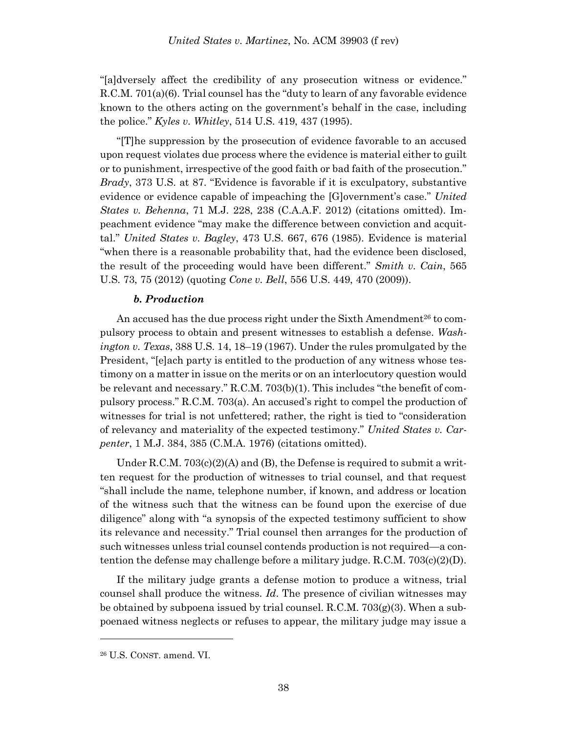"[a]dversely affect the credibility of any prosecution witness or evidence." R.C.M. 701(a)(6). Trial counsel has the "duty to learn of any favorable evidence known to the others acting on the government's behalf in the case, including the police." *Kyles v. Whitley*, 514 U.S. 419, 437 (1995).

"[T]he suppression by the prosecution of evidence favorable to an accused upon request violates due process where the evidence is material either to guilt or to punishment, irrespective of the good faith or bad faith of the prosecution." *Brady*, 373 U.S. at 87. "Evidence is favorable if it is exculpatory, substantive evidence or evidence capable of impeaching the [G]overnment's case." *United States v. Behenna*, 71 M.J. 228, 238 (C.A.A.F. 2012) (citations omitted). Impeachment evidence "may make the difference between conviction and acquittal." *United States v. Bagley*, 473 U.S. 667, 676 (1985). Evidence is material "when there is a reasonable probability that, had the evidence been disclosed, the result of the proceeding would have been different." *Smith v. Cain*, 565 U.S. 73, 75 (2012) (quoting *Cone v. Bell*, 556 U.S. 449, 470 (2009)).

#### *b. Production*

An accused has the due process right under the Sixth Amendment[26] to compulsory process to obtain and present witnesses to establish a defense. *Washington v. Texas*, 388 U.S. 14, 18–19 (1967). Under the rules promulgated by the President, "[e]ach party is entitled to the production of any witness whose testimony on a matter in issue on the merits or on an interlocutory question would be relevant and necessary." R.C.M. 703(b)(1). This includes "the benefit of compulsory process." R.C.M. 703(a). An accused's right to compel the production of witnesses for trial is not unfettered; rather, the right is tied to "consideration of relevancy and materiality of the expected testimony." *United States v. Carpenter*, 1 M.J. 384, 385 (C.M.A. 1976) (citations omitted).

Under R.C.M. 703(c)(2)(A) and (B), the Defense is required to submit a written request for the production of witnesses to trial counsel, and that request "shall include the name, telephone number, if known, and address or location of the witness such that the witness can be found upon the exercise of due diligence" along with "a synopsis of the expected testimony sufficient to show its relevance and necessity." Trial counsel then arranges for the production of such witnesses unless trial counsel contends production is not required—a contention the defense may challenge before a military judge. R.C.M. 703(c)(2)(D).

If the military judge grants a defense motion to produce a witness, trial counsel shall produce the witness. *Id*. The presence of civilian witnesses may be obtained by subpoena issued by trial counsel. R.C.M. 703(g)(3). When a subpoenaed witness neglects or refuses to appear, the military judge may issue a

---

[26] U.S. CONST. amend. VI.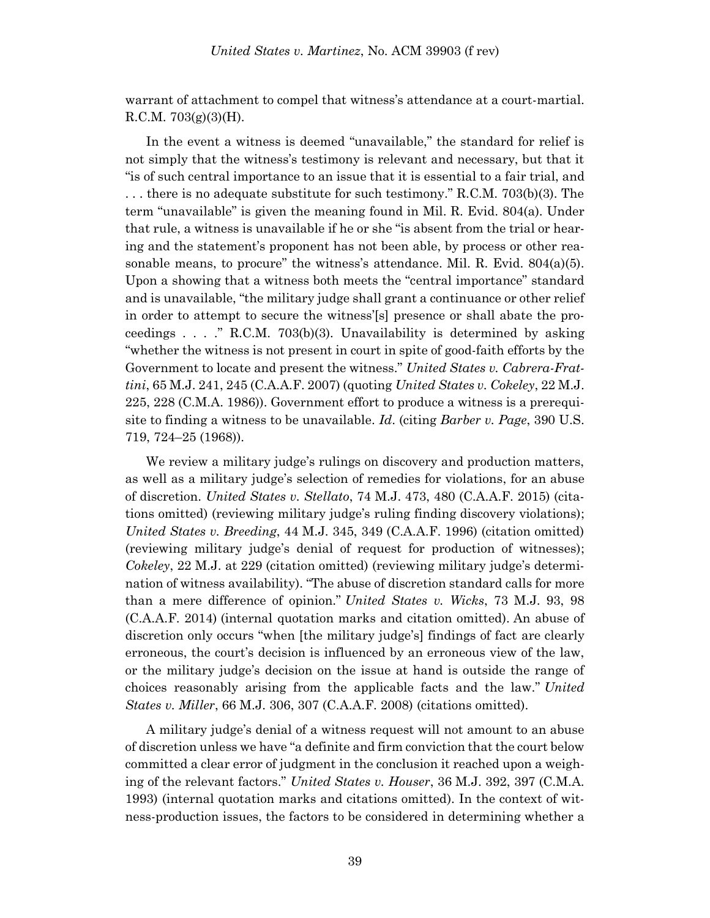warrant of attachment to compel that witness's attendance at a court-martial. R.C.M. 703(g)(3)(H).

In the event a witness is deemed "unavailable," the standard for relief is not simply that the witness's testimony is relevant and necessary, but that it "is of such central importance to an issue that it is essential to a fair trial, and . . . there is no adequate substitute for such testimony." R.C.M. 703(b)(3). The term "unavailable" is given the meaning found in Mil. R. Evid. 804(a). Under that rule, a witness is unavailable if he or she "is absent from the trial or hearing and the statement's proponent has not been able, by process or other reasonable means, to procure" the witness's attendance. Mil. R. Evid. 804(a)(5). Upon a showing that a witness both meets the "central importance" standard and is unavailable, "the military judge shall grant a continuance or other relief in order to attempt to secure the witness'[s] presence or shall abate the proceedings . . . ." R.C.M. 703(b)(3). Unavailability is determined by asking "whether the witness is not present in court in spite of good-faith efforts by the Government to locate and present the witness." *United States v. Cabrera-Frattini*, 65 M.J. 241, 245 (C.A.A.F. 2007) (quoting *United States v. Cokeley*, 22 M.J. 225, 228 (C.M.A. 1986)). Government effort to produce a witness is a prerequisite to finding a witness to be unavailable. *Id*. (citing *Barber v. Page*, 390 U.S. 719, 724–25 (1968)).

We review a military judge's rulings on discovery and production matters, as well as a military judge's selection of remedies for violations, for an abuse of discretion. *United States v. Stellato*, 74 M.J. 473, 480 (C.A.A.F. 2015) (citations omitted) (reviewing military judge's ruling finding discovery violations); *United States v. Breeding*, 44 M.J. 345, 349 (C.A.A.F. 1996) (citation omitted) (reviewing military judge's denial of request for production of witnesses); *Cokeley*, 22 M.J. at 229 (citation omitted) (reviewing military judge's determination of witness availability). "The abuse of discretion standard calls for more than a mere difference of opinion." *United States v. Wicks*, 73 M.J. 93, 98 (C.A.A.F. 2014) (internal quotation marks and citation omitted). An abuse of discretion only occurs "when [the military judge's] findings of fact are clearly erroneous, the court's decision is influenced by an erroneous view of the law, or the military judge's decision on the issue at hand is outside the range of choices reasonably arising from the applicable facts and the law." *United States v. Miller*, 66 M.J. 306, 307 (C.A.A.F. 2008) (citations omitted).

A military judge's denial of a witness request will not amount to an abuse of discretion unless we have "a definite and firm conviction that the court below committed a clear error of judgment in the conclusion it reached upon a weighing of the relevant factors." *United States v. Houser*, 36 M.J. 392, 397 (C.M.A. 1993) (internal quotation marks and citations omitted). In the context of witness-production issues, the factors to be considered in determining whether a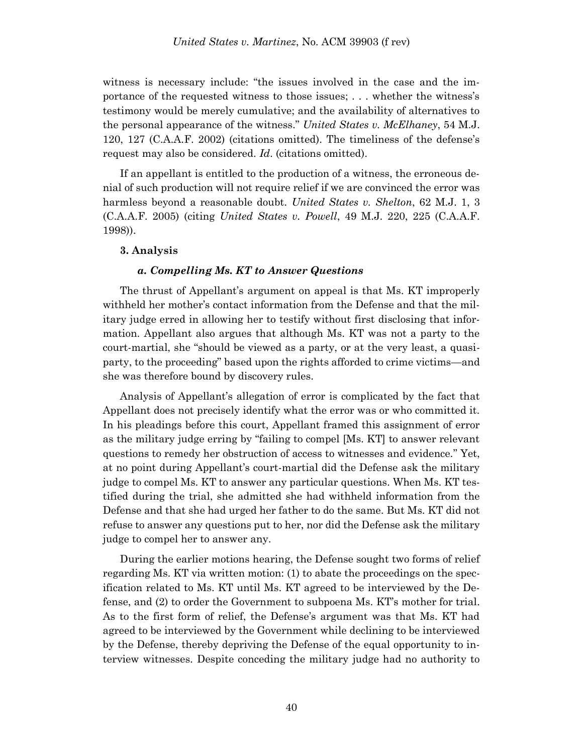witness is necessary include: "the issues involved in the case and the importance of the requested witness to those issues; . . . whether the witness's testimony would be merely cumulative; and the availability of alternatives to the personal appearance of the witness." *United States v. McElhaney*, 54 M.J. 120, 127 (C.A.A.F. 2002) (citations omitted). The timeliness of the defense's request may also be considered. *Id*. (citations omitted).

If an appellant is entitled to the production of a witness, the erroneous denial of such production will not require relief if we are convinced the error was harmless beyond a reasonable doubt. *United States v. Shelton*, 62 M.J. 1, 3 (C.A.A.F. 2005) (citing *United States v. Powell*, 49 M.J. 220, 225 (C.A.A.F. 1998)).

### 3. Analysis

#### *a. Compelling Ms. KT to Answer Questions*

The thrust of Appellant's argument on appeal is that Ms. KT improperly withheld her mother's contact information from the Defense and that the military judge erred in allowing her to testify without first disclosing that information. Appellant also argues that although Ms. KT was not a party to the court-martial, she "should be viewed as a party, or at the very least, a quasi-party, to the proceeding" based upon the rights afforded to crime victims—and she was therefore bound by discovery rules.

Analysis of Appellant's allegation of error is complicated by the fact that Appellant does not precisely identify what the error was or who committed it. In his pleadings before this court, Appellant framed this assignment of error as the military judge erring by "failing to compel [Ms. KT] to answer relevant questions to remedy her obstruction of access to witnesses and evidence." Yet, at no point during Appellant's court-martial did the Defense ask the military judge to compel Ms. KT to answer any particular questions. When Ms. KT testified during the trial, she admitted she had withheld information from the Defense and that she had urged her father to do the same. But Ms. KT did not refuse to answer any questions put to her, nor did the Defense ask the military judge to compel her to answer any.

During the earlier motions hearing, the Defense sought two forms of relief regarding Ms. KT via written motion: (1) to abate the proceedings on the specification related to Ms. KT until Ms. KT agreed to be interviewed by the Defense, and (2) to order the Government to subpoena Ms. KT's mother for trial. As to the first form of relief, the Defense's argument was that Ms. KT had agreed to be interviewed by the Government while declining to be interviewed by the Defense, thereby depriving the Defense of the equal opportunity to interview witnesses. Despite conceding the military judge had no authority to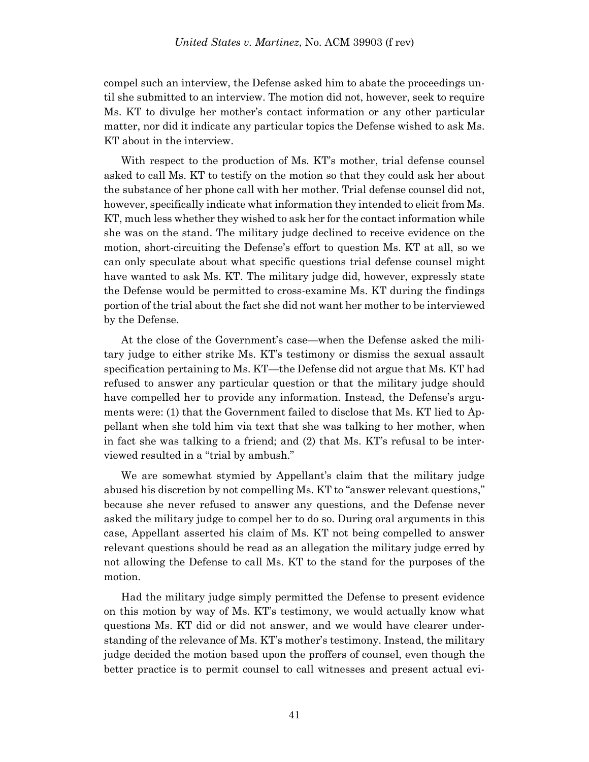compel such an interview, the Defense asked him to abate the proceedings until she submitted to an interview. The motion did not, however, seek to require Ms. KT to divulge her mother's contact information or any other particular matter, nor did it indicate any particular topics the Defense wished to ask Ms. KT about in the interview.

With respect to the production of Ms. KT's mother, trial defense counsel asked to call Ms. KT to testify on the motion so that they could ask her about the substance of her phone call with her mother. Trial defense counsel did not, however, specifically indicate what information they intended to elicit from Ms. KT, much less whether they wished to ask her for the contact information while she was on the stand. The military judge declined to receive evidence on the motion, short-circuiting the Defense's effort to question Ms. KT at all, so we can only speculate about what specific questions trial defense counsel might have wanted to ask Ms. KT. The military judge did, however, expressly state the Defense would be permitted to cross-examine Ms. KT during the findings portion of the trial about the fact she did not want her mother to be interviewed by the Defense.

At the close of the Government's case—when the Defense asked the military judge to either strike Ms. KT's testimony or dismiss the sexual assault specification pertaining to Ms. KT—the Defense did not argue that Ms. KT had refused to answer any particular question or that the military judge should have compelled her to provide any information. Instead, the Defense's arguments were: (1) that the Government failed to disclose that Ms. KT lied to Appellant when she told him via text that she was talking to her mother, when in fact she was talking to a friend; and (2) that Ms. KT's refusal to be interviewed resulted in a "trial by ambush."

We are somewhat stymied by Appellant's claim that the military judge abused his discretion by not compelling Ms. KT to "answer relevant questions," because she never refused to answer any questions, and the Defense never asked the military judge to compel her to do so. During oral arguments in this case, Appellant asserted his claim of Ms. KT not being compelled to answer relevant questions should be read as an allegation the military judge erred by not allowing the Defense to call Ms. KT to the stand for the purposes of the motion.

Had the military judge simply permitted the Defense to present evidence on this motion by way of Ms. KT's testimony, we would actually know what questions Ms. KT did or did not answer, and we would have clearer understanding of the relevance of Ms. KT's mother's testimony. Instead, the military judge decided the motion based upon the proffers of counsel, even though the better practice is to permit counsel to call witnesses and present actual evi-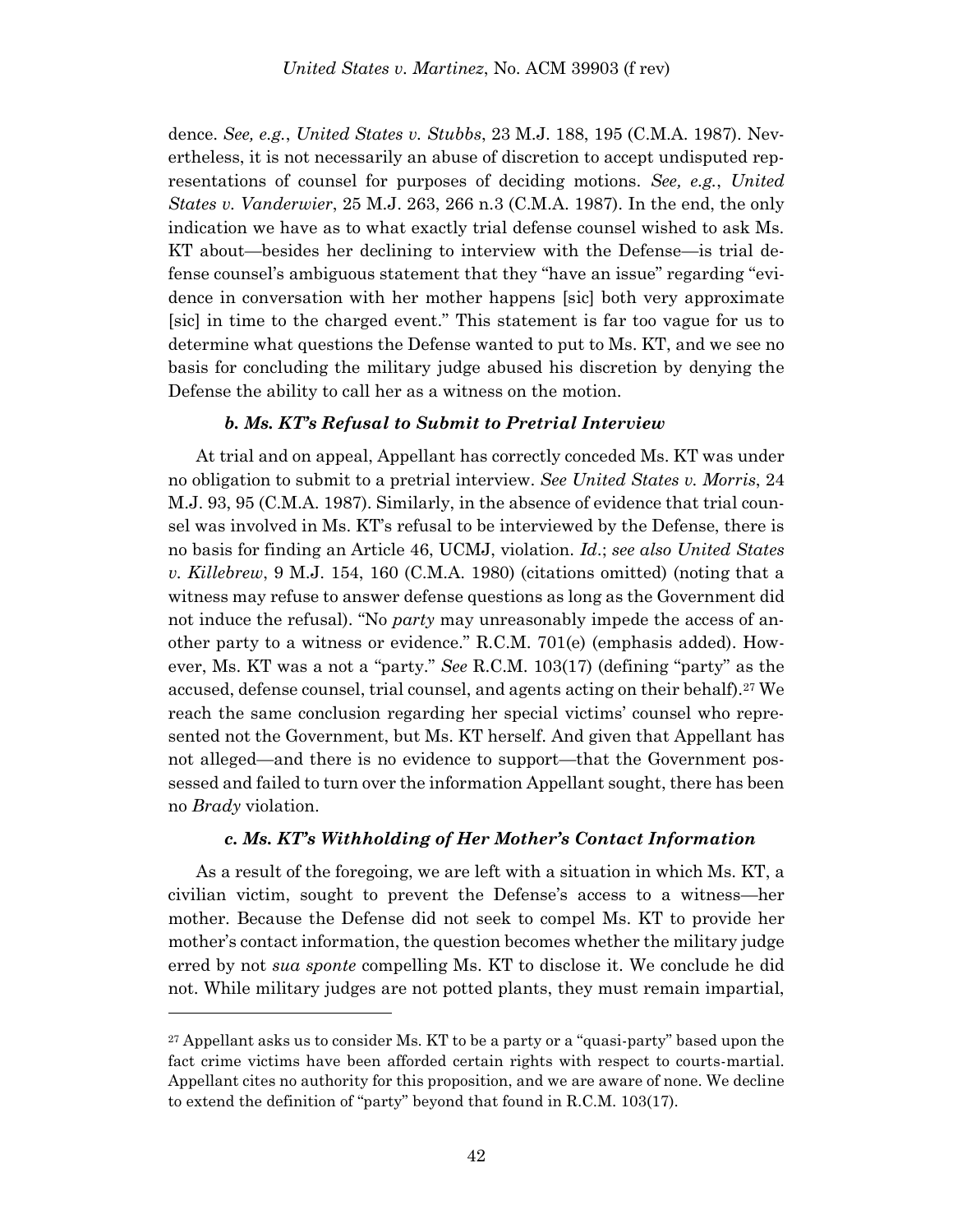dence. *See, e.g.*, *United States v. Stubbs*, 23 M.J. 188, 195 (C.M.A. 1987). Nevertheless, it is not necessarily an abuse of discretion to accept undisputed representations of counsel for purposes of deciding motions. *See, e.g.*, *United States v. Vanderwier*, 25 M.J. 263, 266 n.3 (C.M.A. 1987). In the end, the only indication we have as to what exactly trial defense counsel wished to ask Ms. KT about—besides her declining to interview with the Defense—is trial defense counsel's ambiguous statement that they "have an issue" regarding "evidence in conversation with her mother happens [sic] both very approximate [sic] in time to the charged event." This statement is far too vague for us to determine what questions the Defense wanted to put to Ms. KT, and we see no basis for concluding the military judge abused his discretion by denying the Defense the ability to call her as a witness on the motion.

#### *b. Ms. KT's Refusal to Submit to Pretrial Interview*

At trial and on appeal, Appellant has correctly conceded Ms. KT was under no obligation to submit to a pretrial interview. *See United States v. Morris*, 24 M.J. 93, 95 (C.M.A. 1987). Similarly, in the absence of evidence that trial counsel was involved in Ms. KT's refusal to be interviewed by the Defense, there is no basis for finding an Article 46, UCMJ, violation. *Id*.; *see also United States v. Killebrew*, 9 M.J. 154, 160 (C.M.A. 1980) (citations omitted) (noting that a witness may refuse to answer defense questions as long as the Government did not induce the refusal). "No *party* may unreasonably impede the access of another party to a witness or evidence." R.C.M. 701(e) (emphasis added). However, Ms. KT was a not a "party." *See* R.C.M. 103(17) (defining "party" as the accused, defense counsel, trial counsel, and agents acting on their behalf).[27] We reach the same conclusion regarding her special victims' counsel who represented not the Government, but Ms. KT herself. And given that Appellant has not alleged—and there is no evidence to support—that the Government possessed and failed to turn over the information Appellant sought, there has been no *Brady* violation.

#### *c. Ms. KT's Withholding of Her Mother's Contact Information*

As a result of the foregoing, we are left with a situation in which Ms. KT, a civilian victim, sought to prevent the Defense's access to a witness—her mother. Because the Defense did not seek to compel Ms. KT to provide her mother's contact information, the question becomes whether the military judge erred by not *sua sponte* compelling Ms. KT to disclose it. We conclude he did not. While military judges are not potted plants, they must remain impartial,

---

[27] Appellant asks us to consider Ms. KT to be a party or a "quasi-party" based upon the fact crime victims have been afforded certain rights with respect to courts-martial. Appellant cites no authority for this proposition, and we are aware of none. We decline to extend the definition of "party" beyond that found in R.C.M. 103(17).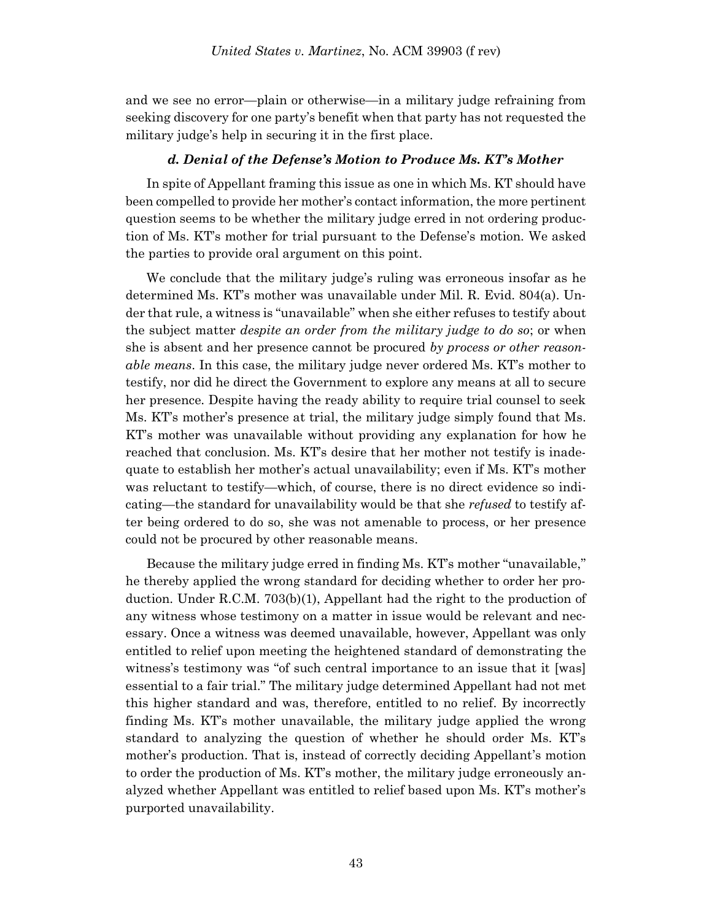and we see no error—plain or otherwise—in a military judge refraining from seeking discovery for one party's benefit when that party has not requested the military judge's help in securing it in the first place.

#### *d. Denial of the Defense's Motion to Produce Ms. KT's Mother*

In spite of Appellant framing this issue as one in which Ms. KT should have been compelled to provide her mother's contact information, the more pertinent question seems to be whether the military judge erred in not ordering production of Ms. KT's mother for trial pursuant to the Defense's motion. We asked the parties to provide oral argument on this point.

We conclude that the military judge's ruling was erroneous insofar as he determined Ms. KT's mother was unavailable under Mil. R. Evid. 804(a). Under that rule, a witness is "unavailable" when she either refuses to testify about the subject matter *despite an order from the military judge to do so*; or when she is absent and her presence cannot be procured *by process or other reasonable means*. In this case, the military judge never ordered Ms. KT's mother to testify, nor did he direct the Government to explore any means at all to secure her presence. Despite having the ready ability to require trial counsel to seek Ms. KT's mother's presence at trial, the military judge simply found that Ms. KT's mother was unavailable without providing any explanation for how he reached that conclusion. Ms. KT's desire that her mother not testify is inadequate to establish her mother's actual unavailability; even if Ms. KT's mother was reluctant to testify—which, of course, there is no direct evidence so indicating—the standard for unavailability would be that she *refused* to testify after being ordered to do so, she was not amenable to process, or her presence could not be procured by other reasonable means.

Because the military judge erred in finding Ms. KT's mother "unavailable," he thereby applied the wrong standard for deciding whether to order her production. Under R.C.M. 703(b)(1), Appellant had the right to the production of any witness whose testimony on a matter in issue would be relevant and necessary. Once a witness was deemed unavailable, however, Appellant was only entitled to relief upon meeting the heightened standard of demonstrating the witness's testimony was "of such central importance to an issue that it [was] essential to a fair trial." The military judge determined Appellant had not met this higher standard and was, therefore, entitled to no relief. By incorrectly finding Ms. KT's mother unavailable, the military judge applied the wrong standard to analyzing the question of whether he should order Ms. KT's mother's production. That is, instead of correctly deciding Appellant's motion to order the production of Ms. KT's mother, the military judge erroneously analyzed whether Appellant was entitled to relief based upon Ms. KT's mother's purported unavailability.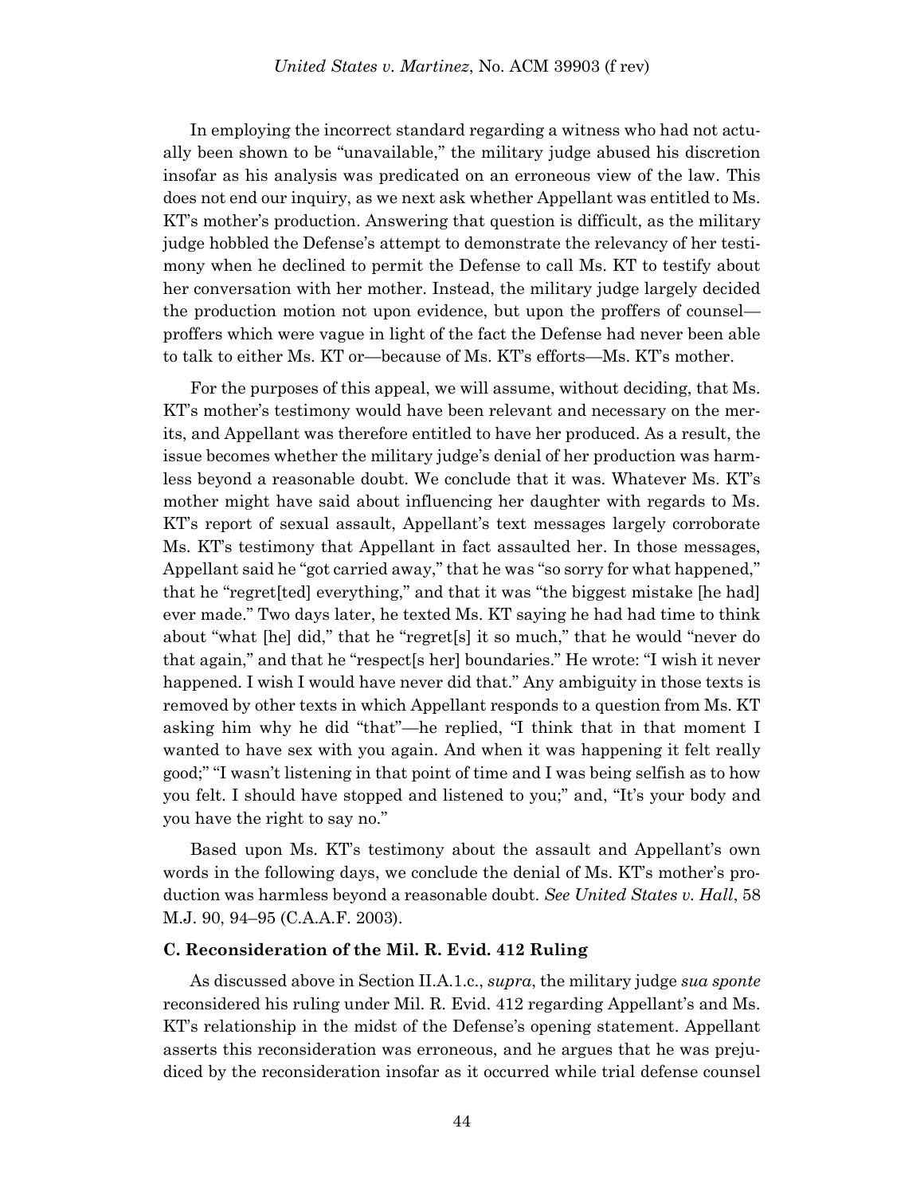In employing the incorrect standard regarding a witness who had not actually been shown to be "unavailable," the military judge abused his discretion insofar as his analysis was predicated on an erroneous view of the law. This does not end our inquiry, as we next ask whether Appellant was entitled to Ms. KT's mother's production. Answering that question is difficult, as the military judge hobbled the Defense's attempt to demonstrate the relevancy of her testimony when he declined to permit the Defense to call Ms. KT to testify about her conversation with her mother. Instead, the military judge largely decided the production motion not upon evidence, but upon the proffers of counsel—proffers which were vague in light of the fact the Defense had never been able to talk to either Ms. KT or—because of Ms. KT's efforts—Ms. KT's mother.

For the purposes of this appeal, we will assume, without deciding, that Ms. KT's mother's testimony would have been relevant and necessary on the merits, and Appellant was therefore entitled to have her produced. As a result, the issue becomes whether the military judge's denial of her production was harmless beyond a reasonable doubt. We conclude that it was. Whatever Ms. KT's mother might have said about influencing her daughter with regards to Ms. KT's report of sexual assault, Appellant's text messages largely corroborate Ms. KT's testimony that Appellant in fact assaulted her. In those messages, Appellant said he "got carried away," that he was "so sorry for what happened," that he "regret[ted] everything," and that it was "the biggest mistake [he had] ever made." Two days later, he texted Ms. KT saying he had had time to think about "what [he] did," that he "regret[s] it so much," that he would "never do that again," and that he "respect[s her] boundaries." He wrote: "I wish it never happened. I wish I would have never did that." Any ambiguity in those texts is removed by other texts in which Appellant responds to a question from Ms. KT asking him why he did "that"—he replied, "I think that in that moment I wanted to have sex with you again. And when it was happening it felt really good;" "I wasn't listening in that point of time and I was being selfish as to how you felt. I should have stopped and listened to you;" and, "It's your body and you have the right to say no."

Based upon Ms. KT's testimony about the assault and Appellant's own words in the following days, we conclude the denial of Ms. KT's mother's production was harmless beyond a reasonable doubt. *See United States v. Hall*, 58 M.J. 90, 94–95 (C.A.A.F. 2003).

### C. Reconsideration of the Mil. R. Evid. 412 Ruling

As discussed above in Section II.A.1.c., *supra*, the military judge *sua sponte* reconsidered his ruling under Mil. R. Evid. 412 regarding Appellant's and Ms. KT's relationship in the midst of the Defense's opening statement. Appellant asserts this reconsideration was erroneous, and he argues that he was prejudiced by the reconsideration insofar as it occurred while trial defense counsel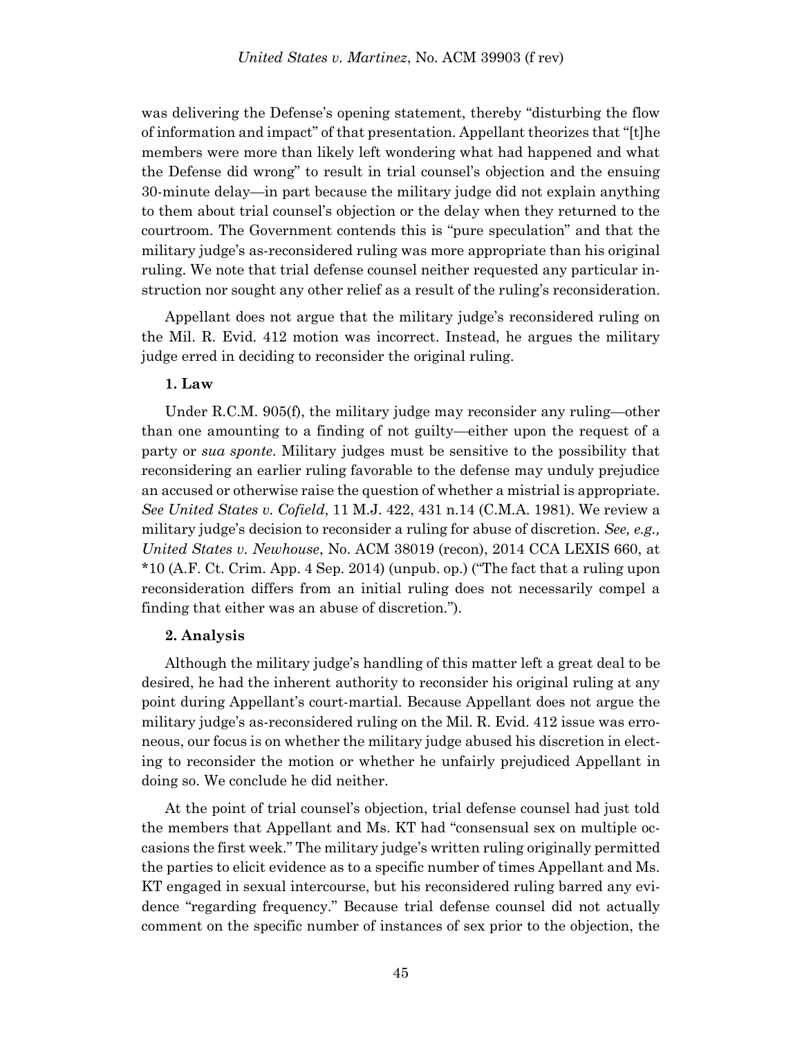was delivering the Defense's opening statement, thereby "disturbing the flow of information and impact" of that presentation. Appellant theorizes that "[t]he members were more than likely left wondering what had happened and what the Defense did wrong" to result in trial counsel's objection and the ensuing 30-minute delay—in part because the military judge did not explain anything to them about trial counsel's objection or the delay when they returned to the courtroom. The Government contends this is "pure speculation" and that the military judge's as-reconsidered ruling was more appropriate than his original ruling. We note that trial defense counsel neither requested any particular instruction nor sought any other relief as a result of the ruling's reconsideration.

Appellant does not argue that the military judge's reconsidered ruling on the Mil. R. Evid. 412 motion was incorrect. Instead, he argues the military judge erred in deciding to reconsider the original ruling.

**1. Law**

Under R.C.M. 905(f), the military judge may reconsider any ruling—other than one amounting to a finding of not guilty—either upon the request of a party or *sua sponte*. Military judges must be sensitive to the possibility that reconsidering an earlier ruling favorable to the defense may unduly prejudice an accused or otherwise raise the question of whether a mistrial is appropriate. *See United States v. Cofield*, 11 M.J. 422, 431 n.14 (C.M.A. 1981). We review a military judge's decision to reconsider a ruling for abuse of discretion. *See, e.g., United States v. Newhouse*, No. ACM 38019 (recon), 2014 CCA LEXIS 660, at *10 (A.F. Ct. Crim. App. 4 Sep. 2014) (unpub. op.) ("The fact that a ruling upon reconsideration differs from an initial ruling does not necessarily compel a finding that either was an abuse of discretion.").

**2. Analysis**

Although the military judge's handling of this matter left a great deal to be desired, he had the inherent authority to reconsider his original ruling at any point during Appellant's court-martial. Because Appellant does not argue the military judge's as-reconsidered ruling on the Mil. R. Evid. 412 issue was erroneous, our focus is on whether the military judge abused his discretion in electing to reconsider the motion or whether he unfairly prejudiced Appellant in doing so. We conclude he did neither.

At the point of trial counsel's objection, trial defense counsel had just told the members that Appellant and Ms. KT had "consensual sex on multiple occasions the first week." The military judge's written ruling originally permitted the parties to elicit evidence as to a specific number of times Appellant and Ms. KT engaged in sexual intercourse, but his reconsidered ruling barred any evidence "regarding frequency." Because trial defense counsel did not actually comment on the specific number of instances of sex prior to the objection, the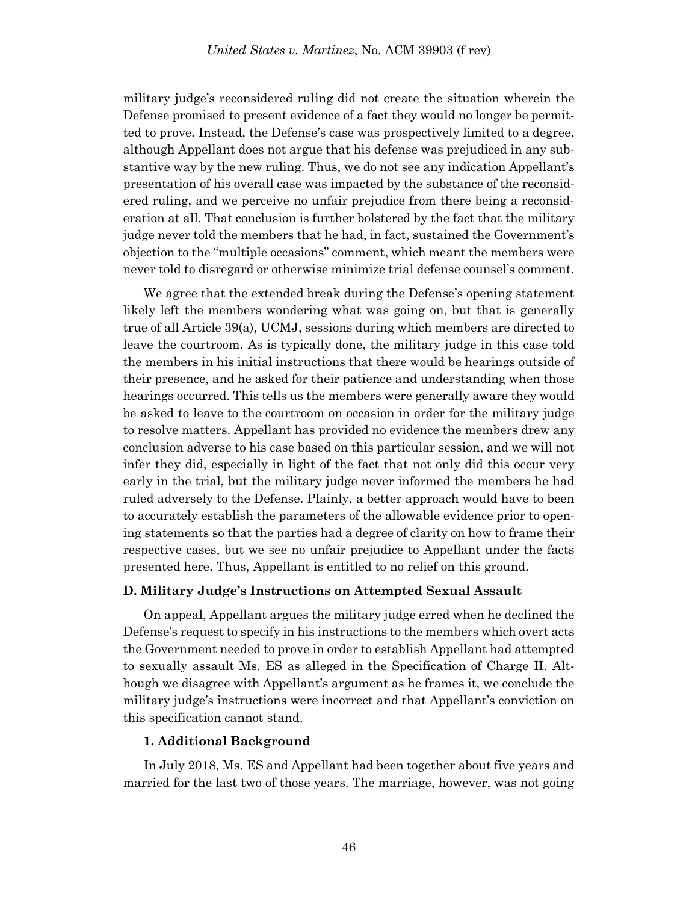military judge's reconsidered ruling did not create the situation wherein the Defense promised to present evidence of a fact they would no longer be permitted to prove. Instead, the Defense's case was prospectively limited to a degree, although Appellant does not argue that his defense was prejudiced in any substantive way by the new ruling. Thus, we do not see any indication Appellant's presentation of his overall case was impacted by the substance of the reconsidered ruling, and we perceive no unfair prejudice from there being a reconsideration at all. That conclusion is further bolstered by the fact that the military judge never told the members that he had, in fact, sustained the Government's objection to the "multiple occasions" comment, which meant the members were never told to disregard or otherwise minimize trial defense counsel's comment.

We agree that the extended break during the Defense's opening statement likely left the members wondering what was going on, but that is generally true of all Article 39(a), UCMJ, sessions during which members are directed to leave the courtroom. As is typically done, the military judge in this case told the members in his initial instructions that there would be hearings outside of their presence, and he asked for their patience and understanding when those hearings occurred. This tells us the members were generally aware they would be asked to leave to the courtroom on occasion in order for the military judge to resolve matters. Appellant has provided no evidence the members drew any conclusion adverse to his case based on this particular session, and we will not infer they did, especially in light of the fact that not only did this occur very early in the trial, but the military judge never informed the members he had ruled adversely to the Defense. Plainly, a better approach would have to been to accurately establish the parameters of the allowable evidence prior to opening statements so that the parties had a degree of clarity on how to frame their respective cases, but we see no unfair prejudice to Appellant under the facts presented here. Thus, Appellant is entitled to no relief on this ground.

### D. Military Judge's Instructions on Attempted Sexual Assault

On appeal, Appellant argues the military judge erred when he declined the Defense's request to specify in his instructions to the members which overt acts the Government needed to prove in order to establish Appellant had attempted to sexually assault Ms. ES as alleged in the Specification of Charge II. Although we disagree with Appellant's argument as he frames it, we conclude the military judge's instructions were incorrect and that Appellant's conviction on this specification cannot stand.

#### 1. Additional Background

In July 2018, Ms. ES and Appellant had been together about five years and married for the last two of those years. The marriage, however, was not going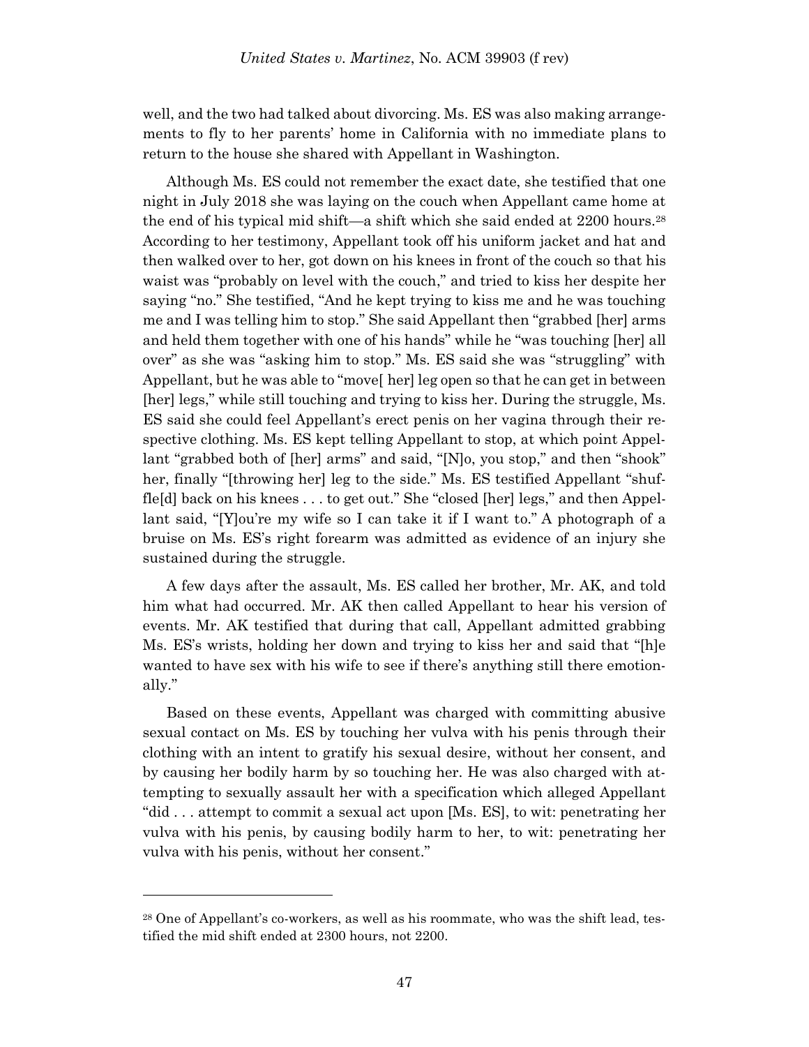well, and the two had talked about divorcing. Ms. ES was also making arrangements to fly to her parents' home in California with no immediate plans to return to the house she shared with Appellant in Washington.

Although Ms. ES could not remember the exact date, she testified that one night in July 2018 she was laying on the couch when Appellant came home at the end of his typical mid shift—a shift which she said ended at 2200 hours.[28] According to her testimony, Appellant took off his uniform jacket and hat and then walked over to her, got down on his knees in front of the couch so that his waist was "probably on level with the couch," and tried to kiss her despite her saying "no." She testified, "And he kept trying to kiss me and he was touching me and I was telling him to stop." She said Appellant then "grabbed [her] arms and held them together with one of his hands" while he "was touching [her] all over" as she was "asking him to stop." Ms. ES said she was "struggling" with Appellant, but he was able to "move[ her] leg open so that he can get in between [her] legs," while still touching and trying to kiss her. During the struggle, Ms. ES said she could feel Appellant's erect penis on her vagina through their respective clothing. Ms. ES kept telling Appellant to stop, at which point Appellant "grabbed both of [her] arms" and said, "[N]o, you stop," and then "shook" her, finally "[throwing her] leg to the side." Ms. ES testified Appellant "shuffle[d] back on his knees . . . to get out." She "closed [her] legs," and then Appellant said, "[Y]ou're my wife so I can take it if I want to." A photograph of a bruise on Ms. ES's right forearm was admitted as evidence of an injury she sustained during the struggle.

A few days after the assault, Ms. ES called her brother, Mr. AK, and told him what had occurred. Mr. AK then called Appellant to hear his version of events. Mr. AK testified that during that call, Appellant admitted grabbing Ms. ES's wrists, holding her down and trying to kiss her and said that "[h]e wanted to have sex with his wife to see if there's anything still there emotionally."

Based on these events, Appellant was charged with committing abusive sexual contact on Ms. ES by touching her vulva with his penis through their clothing with an intent to gratify his sexual desire, without her consent, and by causing her bodily harm by so touching her. He was also charged with attempting to sexually assault her with a specification which alleged Appellant "did . . . attempt to commit a sexual act upon [Ms. ES], to wit: penetrating her vulva with his penis, by causing bodily harm to her, to wit: penetrating her vulva with his penis, without her consent."

---

[28] One of Appellant's co-workers, as well as his roommate, who was the shift lead, testified the mid shift ended at 2300 hours, not 2200.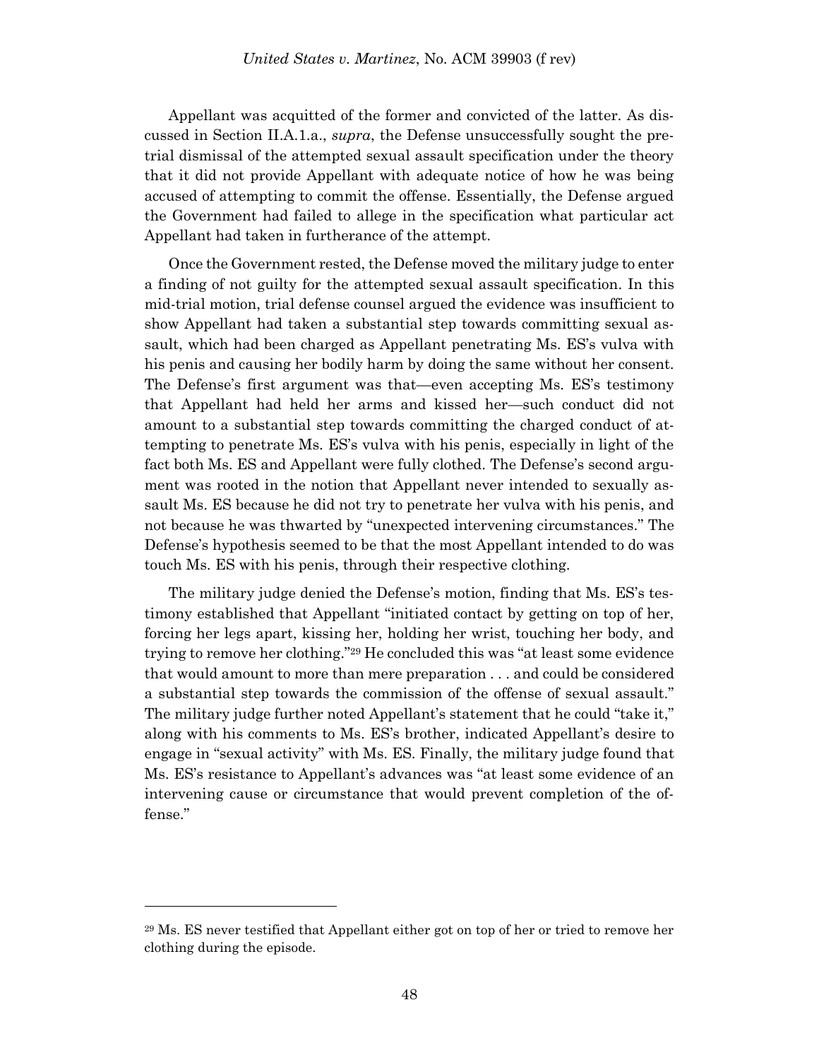Appellant was acquitted of the former and convicted of the latter. As discussed in Section II.A.1.a., *supra*, the Defense unsuccessfully sought the pretrial dismissal of the attempted sexual assault specification under the theory that it did not provide Appellant with adequate notice of how he was being accused of attempting to commit the offense. Essentially, the Defense argued the Government had failed to allege in the specification what particular act Appellant had taken in furtherance of the attempt.

Once the Government rested, the Defense moved the military judge to enter a finding of not guilty for the attempted sexual assault specification. In this mid-trial motion, trial defense counsel argued the evidence was insufficient to show Appellant had taken a substantial step towards committing sexual assault, which had been charged as Appellant penetrating Ms. ES's vulva with his penis and causing her bodily harm by doing the same without her consent. The Defense's first argument was that—even accepting Ms. ES's testimony that Appellant had held her arms and kissed her—such conduct did not amount to a substantial step towards committing the charged conduct of attempting to penetrate Ms. ES's vulva with his penis, especially in light of the fact both Ms. ES and Appellant were fully clothed. The Defense's second argument was rooted in the notion that Appellant never intended to sexually assault Ms. ES because he did not try to penetrate her vulva with his penis, and not because he was thwarted by "unexpected intervening circumstances." The Defense's hypothesis seemed to be that the most Appellant intended to do was touch Ms. ES with his penis, through their respective clothing.

The military judge denied the Defense's motion, finding that Ms. ES's testimony established that Appellant "initiated contact by getting on top of her, forcing her legs apart, kissing her, holding her wrist, touching her body, and trying to remove her clothing."[29] He concluded this was "at least some evidence that would amount to more than mere preparation . . . and could be considered a substantial step towards the commission of the offense of sexual assault." The military judge further noted Appellant's statement that he could "take it," along with his comments to Ms. ES's brother, indicated Appellant's desire to engage in "sexual activity" with Ms. ES. Finally, the military judge found that Ms. ES's resistance to Appellant's advances was "at least some evidence of an intervening cause or circumstance that would prevent completion of the offense."

---

[29] Ms. ES never testified that Appellant either got on top of her or tried to remove her clothing during the episode.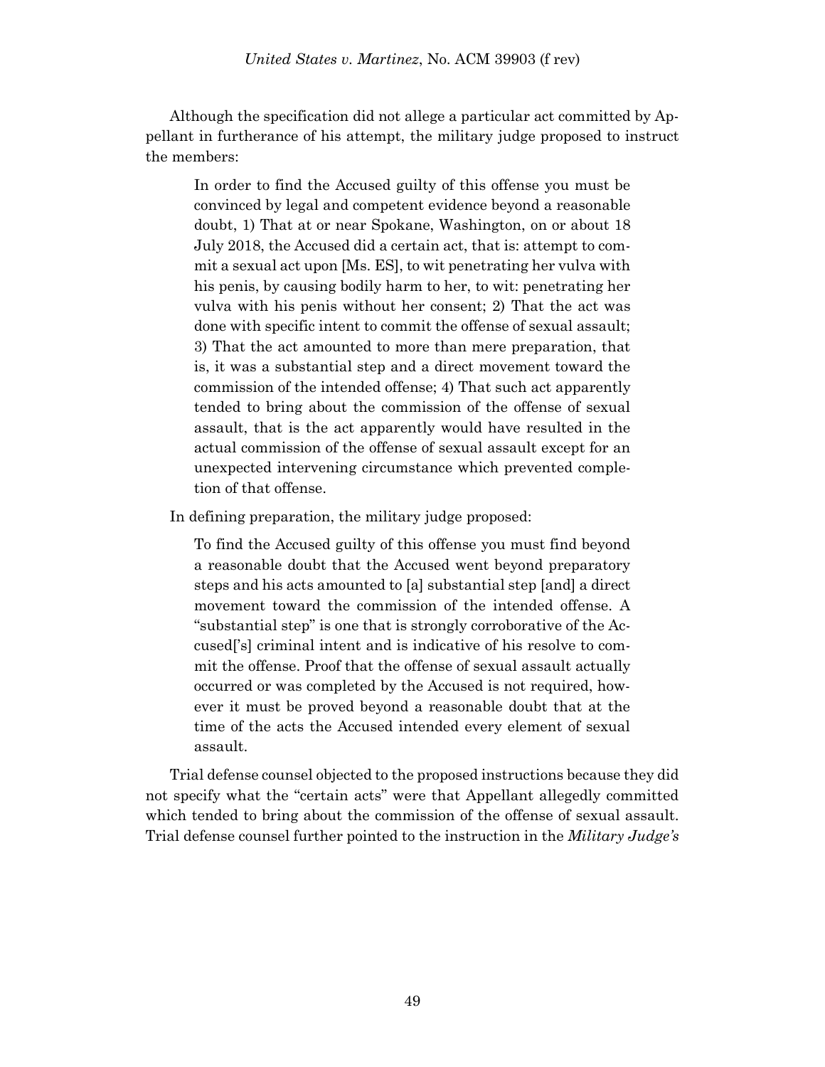Although the specification did not allege a particular act committed by Appellant in furtherance of his attempt, the military judge proposed to instruct the members:

> In order to find the Accused guilty of this offense you must be convinced by legal and competent evidence beyond a reasonable doubt, 1) That at or near Spokane, Washington, on or about 18 July 2018, the Accused did a certain act, that is: attempt to commit a sexual act upon [Ms. ES], to wit penetrating her vulva with his penis, by causing bodily harm to her, to wit: penetrating her vulva with his penis without her consent; 2) That the act was done with specific intent to commit the offense of sexual assault; 3) That the act amounted to more than mere preparation, that is, it was a substantial step and a direct movement toward the commission of the intended offense; 4) That such act apparently tended to bring about the commission of the offense of sexual assault, that is the act apparently would have resulted in the actual commission of the offense of sexual assault except for an unexpected intervening circumstance which prevented completion of that offense.

In defining preparation, the military judge proposed:

> To find the Accused guilty of this offense you must find beyond a reasonable doubt that the Accused went beyond preparatory steps and his acts amounted to [a] substantial step [and] a direct movement toward the commission of the intended offense. A "substantial step" is one that is strongly corroborative of the Accused['s] criminal intent and is indicative of his resolve to commit the offense. Proof that the offense of sexual assault actually occurred or was completed by the Accused is not required, however it must be proved beyond a reasonable doubt that at the time of the acts the Accused intended every element of sexual assault.

Trial defense counsel objected to the proposed instructions because they did not specify what the "certain acts" were that Appellant allegedly committed which tended to bring about the commission of the offense of sexual assault. Trial defense counsel further pointed to the instruction in the *Military Judge's*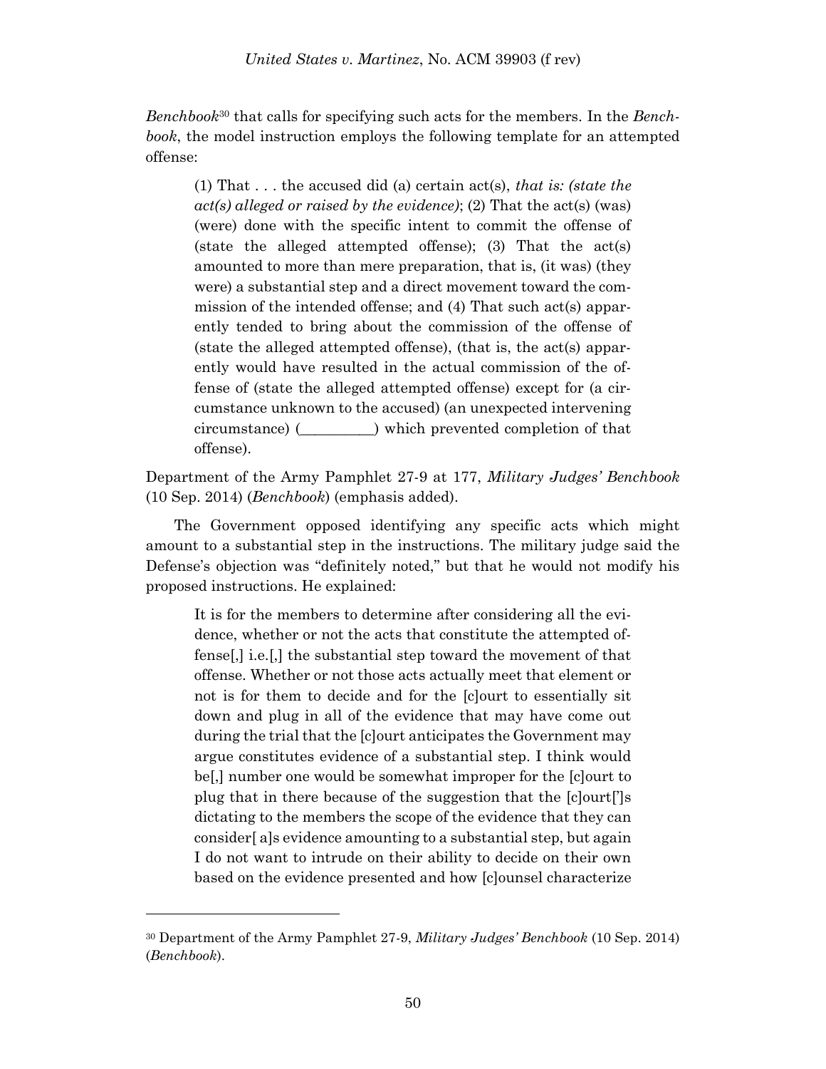*Benchbook*[30] that calls for specifying such acts for the members. In the *Benchbook*, the model instruction employs the following template for an attempted offense:

> (1) That . . . the accused did (a) certain act(s), *that is: (state the act(s) alleged or raised by the evidence)*; (2) That the act(s) (was) (were) done with the specific intent to commit the offense of (state the alleged attempted offense); (3) That the act(s) amounted to more than mere preparation, that is, (it was) (they were) a substantial step and a direct movement toward the commission of the intended offense; and (4) That such act(s) apparently tended to bring about the commission of the offense of (state the alleged attempted offense), (that is, the act(s) apparently would have resulted in the actual commission of the offense of (state the alleged attempted offense) except for (a circumstance unknown to the accused) (an unexpected intervening circumstance) (__________) which prevented completion of that offense).

Department of the Army Pamphlet 27-9 at 177, *Military Judges' Benchbook* (10 Sep. 2014) (*Benchbook*) (emphasis added).

The Government opposed identifying any specific acts which might amount to a substantial step in the instructions. The military judge said the Defense's objection was "definitely noted," but that he would not modify his proposed instructions. He explained:

> It is for the members to determine after considering all the evidence, whether or not the acts that constitute the attempted offense[,] i.e.[,] the substantial step toward the movement of that offense. Whether or not those acts actually meet that element or not is for them to decide and for the [c]ourt to essentially sit down and plug in all of the evidence that may have come out during the trial that the [c]ourt anticipates the Government may argue constitutes evidence of a substantial step. I think would be[,] number one would be somewhat improper for the [c]ourt to plug that in there because of the suggestion that the [c]ourt[']s dictating to the members the scope of the evidence that they can consider[ a]s evidence amounting to a substantial step, but again I do not want to intrude on their ability to decide on their own based on the evidence presented and how [c]ounsel characterize

---

[30] Department of the Army Pamphlet 27-9, *Military Judges' Benchbook* (10 Sep. 2014) (*Benchbook*).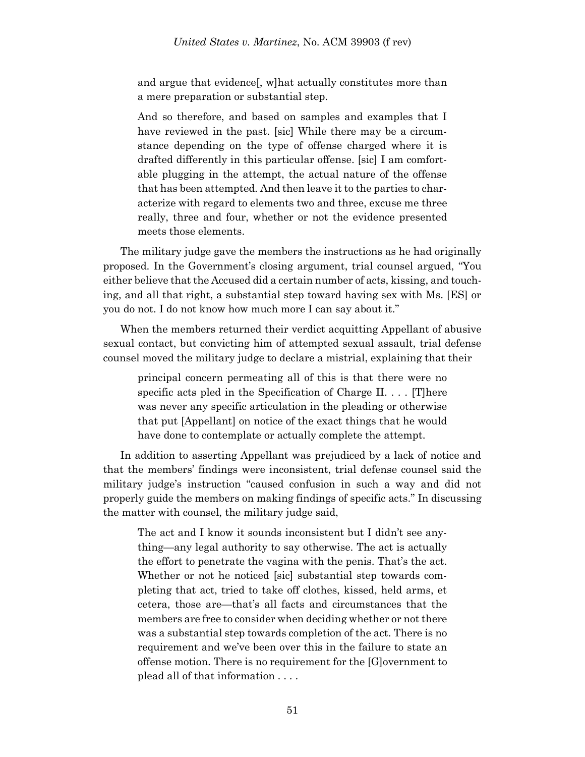> and argue that evidence[, w]hat actually constitutes more than a mere preparation or substantial step.
>
> And so therefore, and based on samples and examples that I have reviewed in the past. [sic] While there may be a circumstance depending on the type of offense charged where it is drafted differently in this particular offense. [sic] I am comfortable plugging in the attempt, the actual nature of the offense that has been attempted. And then leave it to the parties to characterize with regard to elements two and three, excuse me three really, three and four, whether or not the evidence presented meets those elements.

The military judge gave the members the instructions as he had originally proposed. In the Government's closing argument, trial counsel argued, "You either believe that the Accused did a certain number of acts, kissing, and touching, and all that right, a substantial step toward having sex with Ms. [ES] or you do not. I do not know how much more I can say about it."

When the members returned their verdict acquitting Appellant of abusive sexual contact, but convicting him of attempted sexual assault, trial defense counsel moved the military judge to declare a mistrial, explaining that their

> principal concern permeating all of this is that there were no specific acts pled in the Specification of Charge II. . . . [T]here was never any specific articulation in the pleading or otherwise that put [Appellant] on notice of the exact things that he would have done to contemplate or actually complete the attempt.

In addition to asserting Appellant was prejudiced by a lack of notice and that the members' findings were inconsistent, trial defense counsel said the military judge's instruction "caused confusion in such a way and did not properly guide the members on making findings of specific acts." In discussing the matter with counsel, the military judge said,

> The act and I know it sounds inconsistent but I didn't see anything—any legal authority to say otherwise. The act is actually the effort to penetrate the vagina with the penis. That's the act. Whether or not he noticed [sic] substantial step towards completing that act, tried to take off clothes, kissed, held arms, et cetera, those are—that's all facts and circumstances that the members are free to consider when deciding whether or not there was a substantial step towards completion of the act. There is no requirement and we've been over this in the failure to state an offense motion. There is no requirement for the [G]overnment to plead all of that information . . . .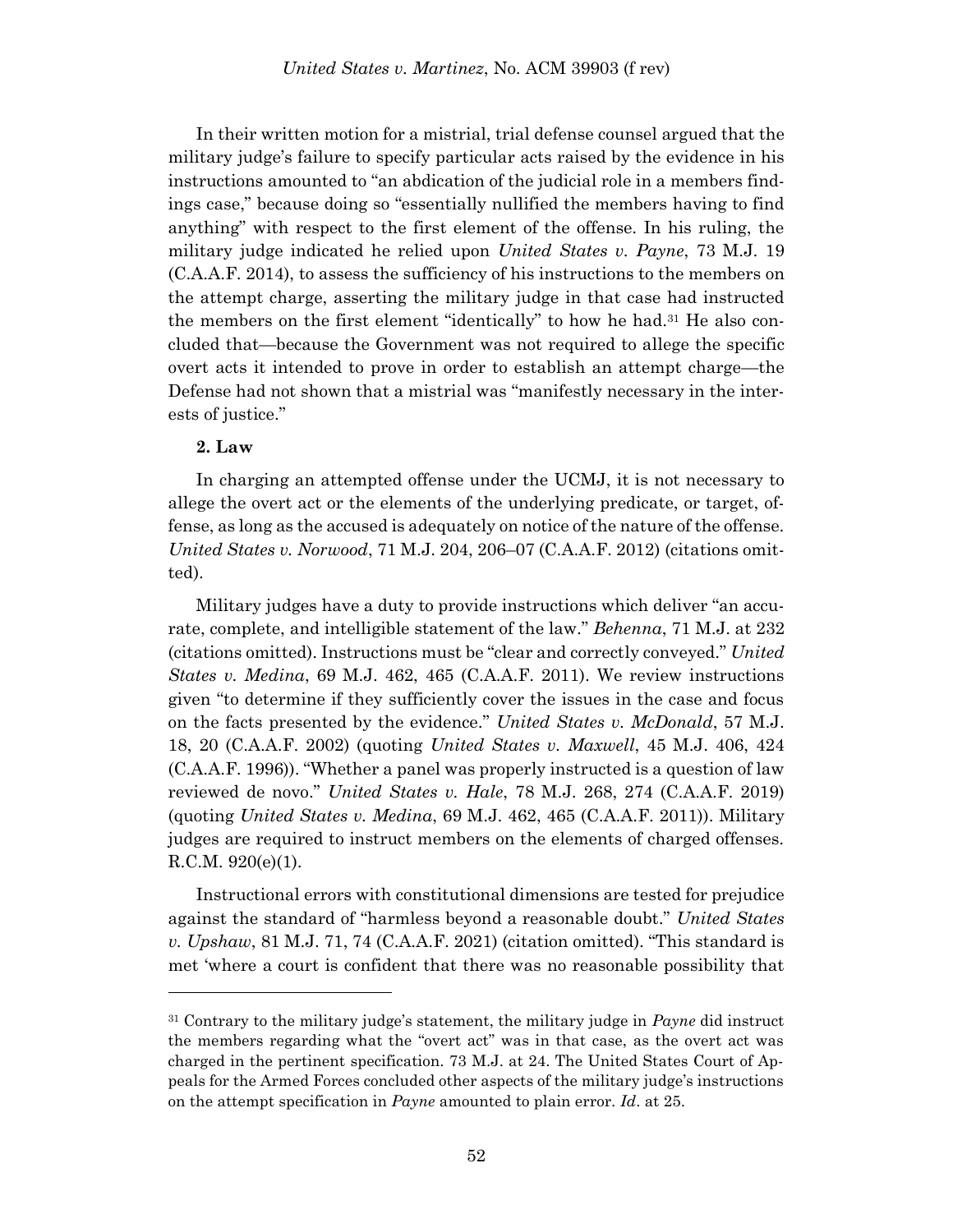In their written motion for a mistrial, trial defense counsel argued that the military judge's failure to specify particular acts raised by the evidence in his instructions amounted to "an abdication of the judicial role in a members findings case," because doing so "essentially nullified the members having to find anything" with respect to the first element of the offense. In his ruling, the military judge indicated he relied upon *United States v. Payne*, 73 M.J. 19 (C.A.A.F. 2014), to assess the sufficiency of his instructions to the members on the attempt charge, asserting the military judge in that case had instructed the members on the first element "identically" to how he had.[31] He also concluded that—because the Government was not required to allege the specific overt acts it intended to prove in order to establish an attempt charge—the Defense had not shown that a mistrial was "manifestly necessary in the interests of justice."

**2. Law**

In charging an attempted offense under the UCMJ, it is not necessary to allege the overt act or the elements of the underlying predicate, or target, offense, as long as the accused is adequately on notice of the nature of the offense. *United States v. Norwood*, 71 M.J. 204, 206–07 (C.A.A.F. 2012) (citations omitted).

Military judges have a duty to provide instructions which deliver "an accurate, complete, and intelligible statement of the law." *Behenna*, 71 M.J. at 232 (citations omitted). Instructions must be "clear and correctly conveyed." *United States v. Medina*, 69 M.J. 462, 465 (C.A.A.F. 2011). We review instructions given "to determine if they sufficiently cover the issues in the case and focus on the facts presented by the evidence." *United States v. McDonald*, 57 M.J. 18, 20 (C.A.A.F. 2002) (quoting *United States v. Maxwell*, 45 M.J. 406, 424 (C.A.A.F. 1996)). "Whether a panel was properly instructed is a question of law reviewed de novo." *United States v. Hale*, 78 M.J. 268, 274 (C.A.A.F. 2019) (quoting *United States v. Medina*, 69 M.J. 462, 465 (C.A.A.F. 2011)). Military judges are required to instruct members on the elements of charged offenses. R.C.M. 920(e)(1).

Instructional errors with constitutional dimensions are tested for prejudice against the standard of "harmless beyond a reasonable doubt." *United States v. Upshaw*, 81 M.J. 71, 74 (C.A.A.F. 2021) (citation omitted). "This standard is met 'where a court is confident that there was no reasonable possibility that

---

[31] Contrary to the military judge's statement, the military judge in *Payne* did instruct the members regarding what the "overt act" was in that case, as the overt act was charged in the pertinent specification. 73 M.J. at 24. The United States Court of Appeals for the Armed Forces concluded other aspects of the military judge's instructions on the attempt specification in *Payne* amounted to plain error. *Id*. at 25.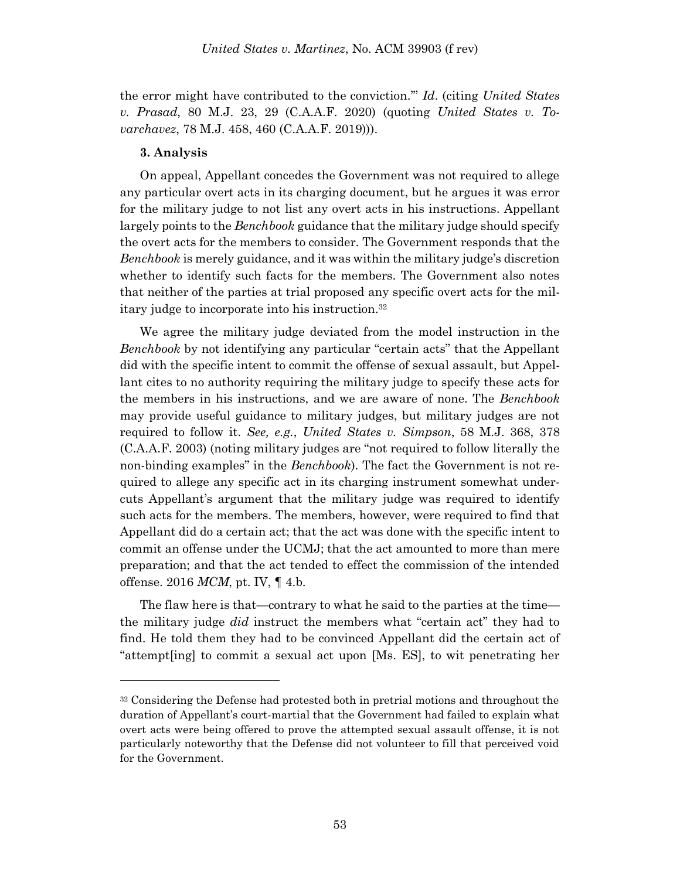the error might have contributed to the conviction.'" *Id*. (citing *United States v. Prasad*, 80 M.J. 23, 29 (C.A.A.F. 2020) (quoting *United States v. Tovarchavez*, 78 M.J. 458, 460 (C.A.A.F. 2019))).

### 3. Analysis

On appeal, Appellant concedes the Government was not required to allege any particular overt acts in its charging document, but he argues it was error for the military judge to not list any overt acts in his instructions. Appellant largely points to the *Benchbook* guidance that the military judge should specify the overt acts for the members to consider. The Government responds that the *Benchbook* is merely guidance, and it was within the military judge's discretion whether to identify such facts for the members. The Government also notes that neither of the parties at trial proposed any specific overt acts for the military judge to incorporate into his instruction.[32]

We agree the military judge deviated from the model instruction in the *Benchbook* by not identifying any particular "certain acts" that the Appellant did with the specific intent to commit the offense of sexual assault, but Appellant cites to no authority requiring the military judge to specify these acts for the members in his instructions, and we are aware of none. The *Benchbook* may provide useful guidance to military judges, but military judges are not required to follow it. *See, e.g.*, *United States v. Simpson*, 58 M.J. 368, 378 (C.A.A.F. 2003) (noting military judges are "not required to follow literally the non-binding examples" in the *Benchbook*). The fact the Government is not required to allege any specific act in its charging instrument somewhat undercuts Appellant's argument that the military judge was required to identify such acts for the members. The members, however, were required to find that Appellant did do a certain act; that the act was done with the specific intent to commit an offense under the UCMJ; that the act amounted to more than mere preparation; and that the act tended to effect the commission of the intended offense. 2016 *MCM*, pt. IV, ¶ 4.b.

The flaw here is that—contrary to what he said to the parties at the time—the military judge *did* instruct the members what "certain act" they had to find. He told them they had to be convinced Appellant did the certain act of "attempt[ing] to commit a sexual act upon [Ms. ES], to wit penetrating her

---

[32] Considering the Defense had protested both in pretrial motions and throughout the duration of Appellant's court-martial that the Government had failed to explain what overt acts were being offered to prove the attempted sexual assault offense, it is not particularly noteworthy that the Defense did not volunteer to fill that perceived void for the Government.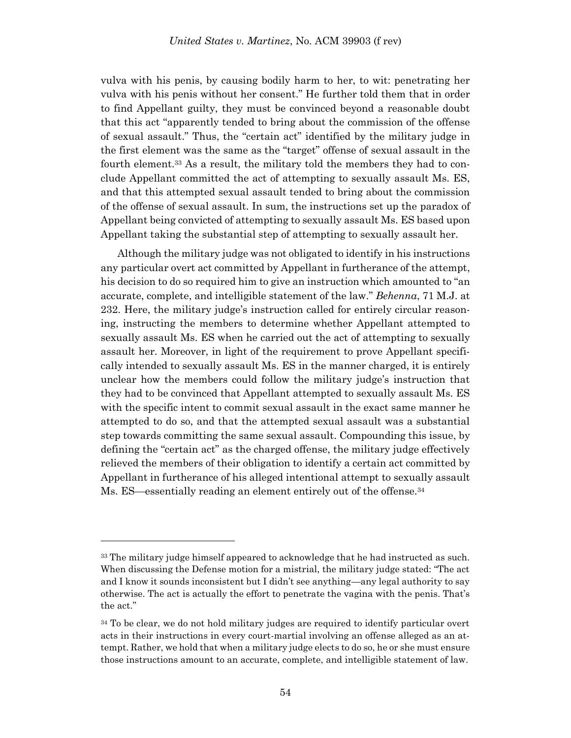vulva with his penis, by causing bodily harm to her, to wit: penetrating her vulva with his penis without her consent." He further told them that in order to find Appellant guilty, they must be convinced beyond a reasonable doubt that this act "apparently tended to bring about the commission of the offense of sexual assault." Thus, the "certain act" identified by the military judge in the first element was the same as the "target" offense of sexual assault in the fourth element.[33] As a result, the military told the members they had to conclude Appellant committed the act of attempting to sexually assault Ms. ES, and that this attempted sexual assault tended to bring about the commission of the offense of sexual assault. In sum, the instructions set up the paradox of Appellant being convicted of attempting to sexually assault Ms. ES based upon Appellant taking the substantial step of attempting to sexually assault her.

Although the military judge was not obligated to identify in his instructions any particular overt act committed by Appellant in furtherance of the attempt, his decision to do so required him to give an instruction which amounted to "an accurate, complete, and intelligible statement of the law." *Behenna*, 71 M.J. at 232. Here, the military judge's instruction called for entirely circular reasoning, instructing the members to determine whether Appellant attempted to sexually assault Ms. ES when he carried out the act of attempting to sexually assault her. Moreover, in light of the requirement to prove Appellant specifically intended to sexually assault Ms. ES in the manner charged, it is entirely unclear how the members could follow the military judge's instruction that they had to be convinced that Appellant attempted to sexually assault Ms. ES with the specific intent to commit sexual assault in the exact same manner he attempted to do so, and that the attempted sexual assault was a substantial step towards committing the same sexual assault. Compounding this issue, by defining the "certain act" as the charged offense, the military judge effectively relieved the members of their obligation to identify a certain act committed by Appellant in furtherance of his alleged intentional attempt to sexually assault Ms. ES—essentially reading an element entirely out of the offense.[34]

---

[33] The military judge himself appeared to acknowledge that he had instructed as such. When discussing the Defense motion for a mistrial, the military judge stated: "The act and I know it sounds inconsistent but I didn't see anything—any legal authority to say otherwise. The act is actually the effort to penetrate the vagina with the penis. That's the act."

[34] To be clear, we do not hold military judges are required to identify particular overt acts in their instructions in every court-martial involving an offense alleged as an attempt. Rather, we hold that when a military judge elects to do so, he or she must ensure those instructions amount to an accurate, complete, and intelligible statement of law.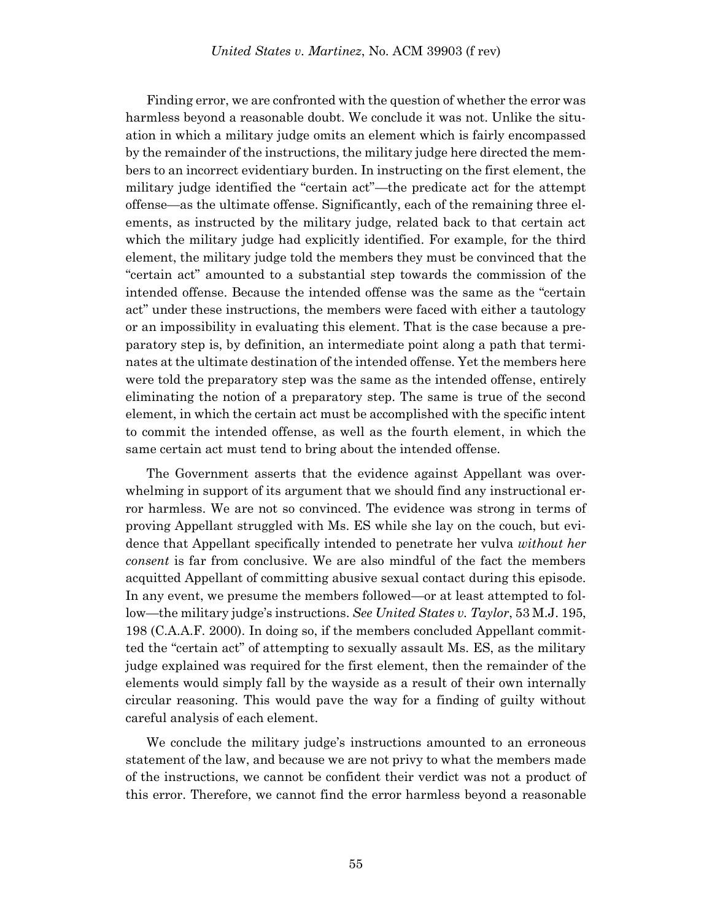Finding error, we are confronted with the question of whether the error was harmless beyond a reasonable doubt. We conclude it was not. Unlike the situation in which a military judge omits an element which is fairly encompassed by the remainder of the instructions, the military judge here directed the members to an incorrect evidentiary burden. In instructing on the first element, the military judge identified the "certain act"—the predicate act for the attempt offense—as the ultimate offense. Significantly, each of the remaining three elements, as instructed by the military judge, related back to that certain act which the military judge had explicitly identified. For example, for the third element, the military judge told the members they must be convinced that the "certain act" amounted to a substantial step towards the commission of the intended offense. Because the intended offense was the same as the "certain act" under these instructions, the members were faced with either a tautology or an impossibility in evaluating this element. That is the case because a preparatory step is, by definition, an intermediate point along a path that terminates at the ultimate destination of the intended offense. Yet the members here were told the preparatory step was the same as the intended offense, entirely eliminating the notion of a preparatory step. The same is true of the second element, in which the certain act must be accomplished with the specific intent to commit the intended offense, as well as the fourth element, in which the same certain act must tend to bring about the intended offense.

The Government asserts that the evidence against Appellant was overwhelming in support of its argument that we should find any instructional error harmless. We are not so convinced. The evidence was strong in terms of proving Appellant struggled with Ms. ES while she lay on the couch, but evidence that Appellant specifically intended to penetrate her vulva *without her consent* is far from conclusive. We are also mindful of the fact the members acquitted Appellant of committing abusive sexual contact during this episode. In any event, we presume the members followed—or at least attempted to follow—the military judge's instructions. *See United States v. Taylor*, 53 M.J. 195, 198 (C.A.A.F. 2000). In doing so, if the members concluded Appellant committed the "certain act" of attempting to sexually assault Ms. ES, as the military judge explained was required for the first element, then the remainder of the elements would simply fall by the wayside as a result of their own internally circular reasoning. This would pave the way for a finding of guilty without careful analysis of each element.

We conclude the military judge's instructions amounted to an erroneous statement of the law, and because we are not privy to what the members made of the instructions, we cannot be confident their verdict was not a product of this error. Therefore, we cannot find the error harmless beyond a reasonable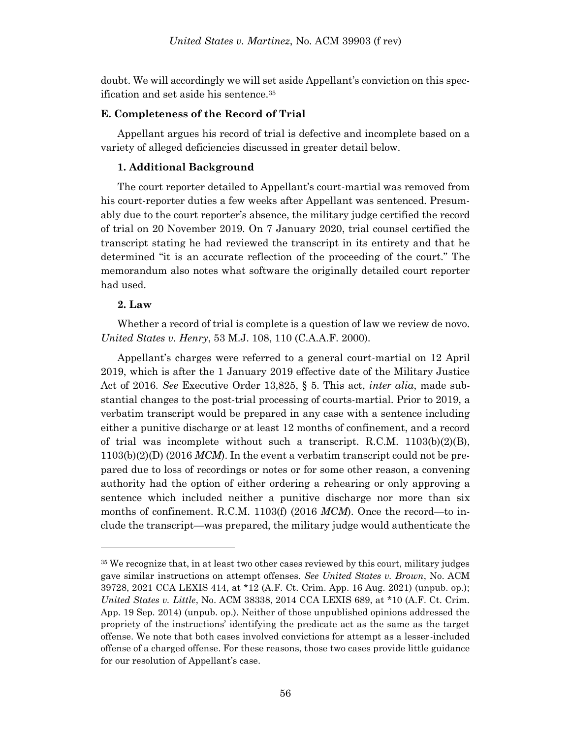doubt. We will accordingly we will set aside Appellant's conviction on this specification and set aside his sentence.[35]

**E. Completeness of the Record of Trial**

Appellant argues his record of trial is defective and incomplete based on a variety of alleged deficiencies discussed in greater detail below.

**1. Additional Background**

The court reporter detailed to Appellant's court-martial was removed from his court-reporter duties a few weeks after Appellant was sentenced. Presumably due to the court reporter's absence, the military judge certified the record of trial on 20 November 2019. On 7 January 2020, trial counsel certified the transcript stating he had reviewed the transcript in its entirety and that he determined "it is an accurate reflection of the proceeding of the court." The memorandum also notes what software the originally detailed court reporter had used.

**2. Law**

Whether a record of trial is complete is a question of law we review de novo. *United States v. Henry*, 53 M.J. 108, 110 (C.A.A.F. 2000).

Appellant's charges were referred to a general court-martial on 12 April 2019, which is after the 1 January 2019 effective date of the Military Justice Act of 2016. *See* Executive Order 13,825, § 5. This act, *inter alia*, made substantial changes to the post-trial processing of courts-martial. Prior to 2019, a verbatim transcript would be prepared in any case with a sentence including either a punitive discharge or at least 12 months of confinement, and a record of trial was incomplete without such a transcript. R.C.M. 1103(b)(2)(B), 1103(b)(2)(D) (2016 *MCM*). In the event a verbatim transcript could not be prepared due to loss of recordings or notes or for some other reason, a convening authority had the option of either ordering a rehearing or only approving a sentence which included neither a punitive discharge nor more than six months of confinement. R.C.M. 1103(f) (2016 *MCM*). Once the record—to include the transcript—was prepared, the military judge would authenticate the

---

[35] We recognize that, in at least two other cases reviewed by this court, military judges gave similar instructions on attempt offenses. *See United States v. Brown*, No. ACM 39728, 2021 CCA LEXIS 414, at *12 (A.F. Ct. Crim. App. 16 Aug. 2021) (unpub. op.); *United States v. Little*, No. ACM 38338, 2014 CCA LEXIS 689, at *10 (A.F. Ct. Crim. App. 19 Sep. 2014) (unpub. op.). Neither of those unpublished opinions addressed the propriety of the instructions' identifying the predicate act as the same as the target offense. We note that both cases involved convictions for attempt as a lesser-included offense of a charged offense. For these reasons, those two cases provide little guidance for our resolution of Appellant's case.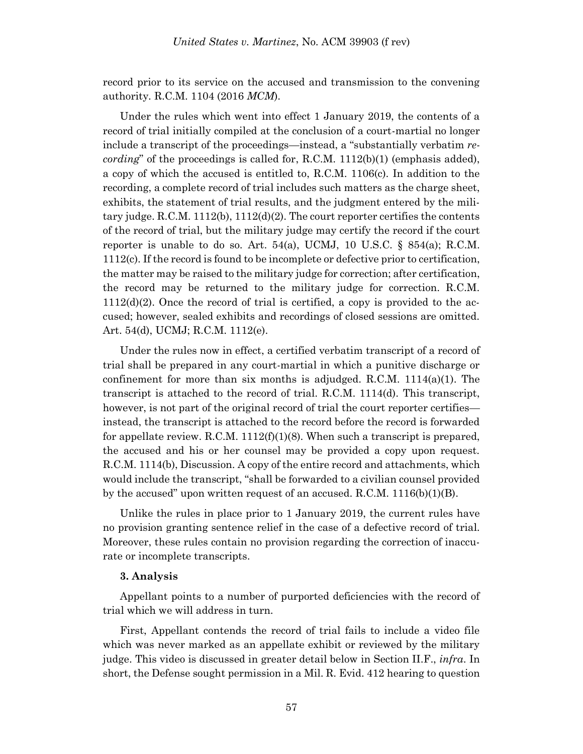record prior to its service on the accused and transmission to the convening authority. R.C.M. 1104 (2016 *MCM*).

Under the rules which went into effect 1 January 2019, the contents of a record of trial initially compiled at the conclusion of a court-martial no longer include a transcript of the proceedings—instead, a "substantially verbatim *recording*" of the proceedings is called for, R.C.M. 1112(b)(1) (emphasis added), a copy of which the accused is entitled to, R.C.M. 1106(c). In addition to the recording, a complete record of trial includes such matters as the charge sheet, exhibits, the statement of trial results, and the judgment entered by the military judge. R.C.M. 1112(b), 1112(d)(2). The court reporter certifies the contents of the record of trial, but the military judge may certify the record if the court reporter is unable to do so. Art. 54(a), UCMJ, 10 U.S.C. § 854(a); R.C.M. 1112(c). If the record is found to be incomplete or defective prior to certification, the matter may be raised to the military judge for correction; after certification, the record may be returned to the military judge for correction. R.C.M. 1112(d)(2). Once the record of trial is certified, a copy is provided to the accused; however, sealed exhibits and recordings of closed sessions are omitted. Art. 54(d), UCMJ; R.C.M. 1112(e).

Under the rules now in effect, a certified verbatim transcript of a record of trial shall be prepared in any court-martial in which a punitive discharge or confinement for more than six months is adjudged. R.C.M. 1114(a)(1). The transcript is attached to the record of trial. R.C.M. 1114(d). This transcript, however, is not part of the original record of trial the court reporter certifies—instead, the transcript is attached to the record before the record is forwarded for appellate review. R.C.M. 1112(f)(1)(8). When such a transcript is prepared, the accused and his or her counsel may be provided a copy upon request. R.C.M. 1114(b), Discussion. A copy of the entire record and attachments, which would include the transcript, "shall be forwarded to a civilian counsel provided by the accused" upon written request of an accused. R.C.M. 1116(b)(1)(B).

Unlike the rules in place prior to 1 January 2019, the current rules have no provision granting sentence relief in the case of a defective record of trial. Moreover, these rules contain no provision regarding the correction of inaccurate or incomplete transcripts.

#### 3. Analysis

Appellant points to a number of purported deficiencies with the record of trial which we will address in turn.

First, Appellant contends the record of trial fails to include a video file which was never marked as an appellate exhibit or reviewed by the military judge. This video is discussed in greater detail below in Section II.F., *infra*. In short, the Defense sought permission in a Mil. R. Evid. 412 hearing to question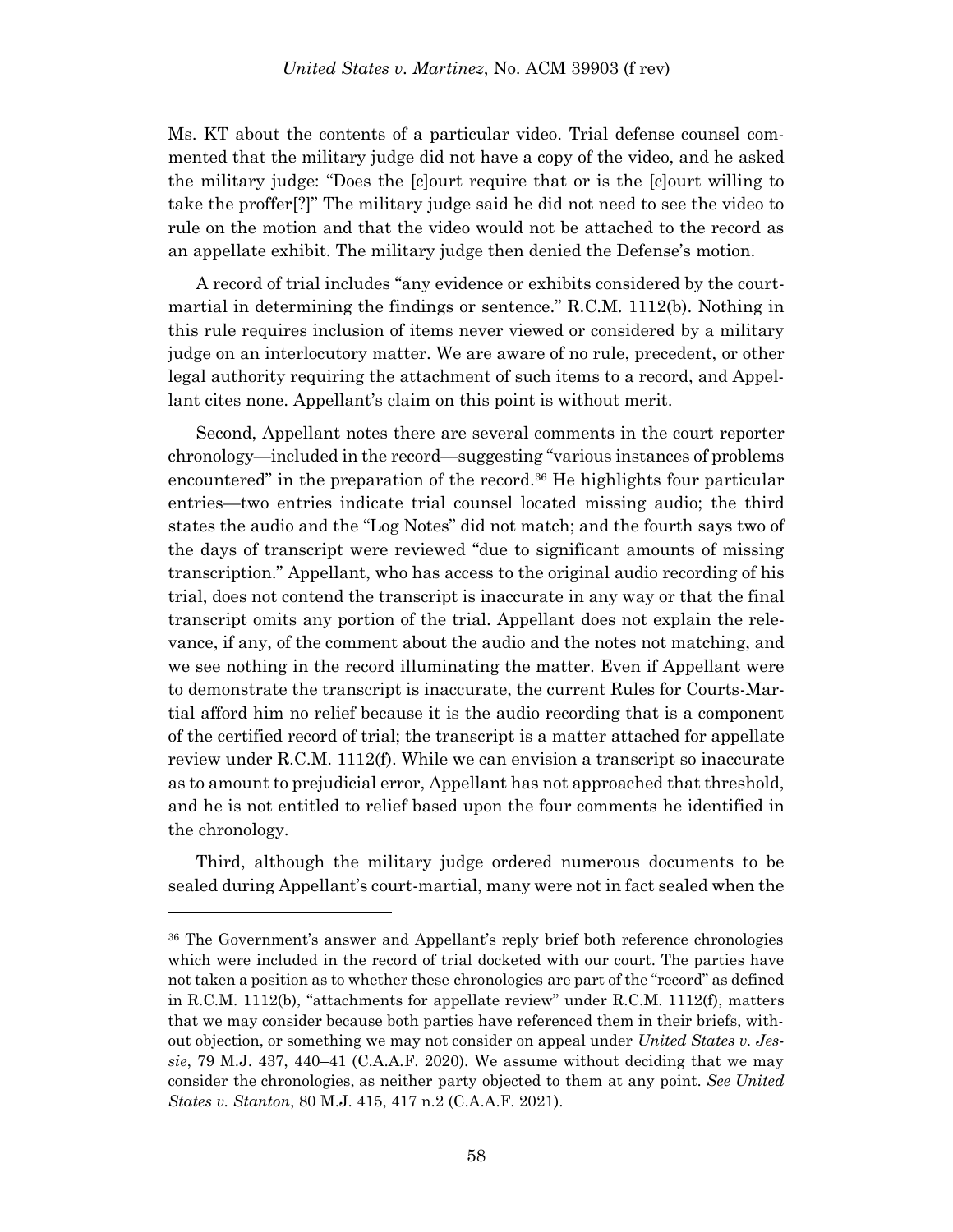Ms. KT about the contents of a particular video. Trial defense counsel commented that the military judge did not have a copy of the video, and he asked the military judge: "Does the [c]ourt require that or is the [c]ourt willing to take the proffer[?]" The military judge said he did not need to see the video to rule on the motion and that the video would not be attached to the record as an appellate exhibit. The military judge then denied the Defense's motion.

A record of trial includes "any evidence or exhibits considered by the court-martial in determining the findings or sentence." R.C.M. 1112(b). Nothing in this rule requires inclusion of items never viewed or considered by a military judge on an interlocutory matter. We are aware of no rule, precedent, or other legal authority requiring the attachment of such items to a record, and Appellant cites none. Appellant's claim on this point is without merit.

Second, Appellant notes there are several comments in the court reporter chronology—included in the record—suggesting "various instances of problems encountered" in the preparation of the record.[36] He highlights four particular entries—two entries indicate trial counsel located missing audio; the third states the audio and the "Log Notes" did not match; and the fourth says two of the days of transcript were reviewed "due to significant amounts of missing transcription." Appellant, who has access to the original audio recording of his trial, does not contend the transcript is inaccurate in any way or that the final transcript omits any portion of the trial. Appellant does not explain the relevance, if any, of the comment about the audio and the notes not matching, and we see nothing in the record illuminating the matter. Even if Appellant were to demonstrate the transcript is inaccurate, the current Rules for Courts-Martial afford him no relief because it is the audio recording that is a component of the certified record of trial; the transcript is a matter attached for appellate review under R.C.M. 1112(f). While we can envision a transcript so inaccurate as to amount to prejudicial error, Appellant has not approached that threshold, and he is not entitled to relief based upon the four comments he identified in the chronology.

Third, although the military judge ordered numerous documents to be sealed during Appellant's court-martial, many were not in fact sealed when the

---

[36] The Government's answer and Appellant's reply brief both reference chronologies which were included in the record of trial docketed with our court. The parties have not taken a position as to whether these chronologies are part of the "record" as defined in R.C.M. 1112(b), "attachments for appellate review" under R.C.M. 1112(f), matters that we may consider because both parties have referenced them in their briefs, without objection, or something we may not consider on appeal under *United States v. Jessie*, 79 M.J. 437, 440–41 (C.A.A.F. 2020). We assume without deciding that we may consider the chronologies, as neither party objected to them at any point. *See United States v. Stanton*, 80 M.J. 415, 417 n.2 (C.A.A.F. 2021).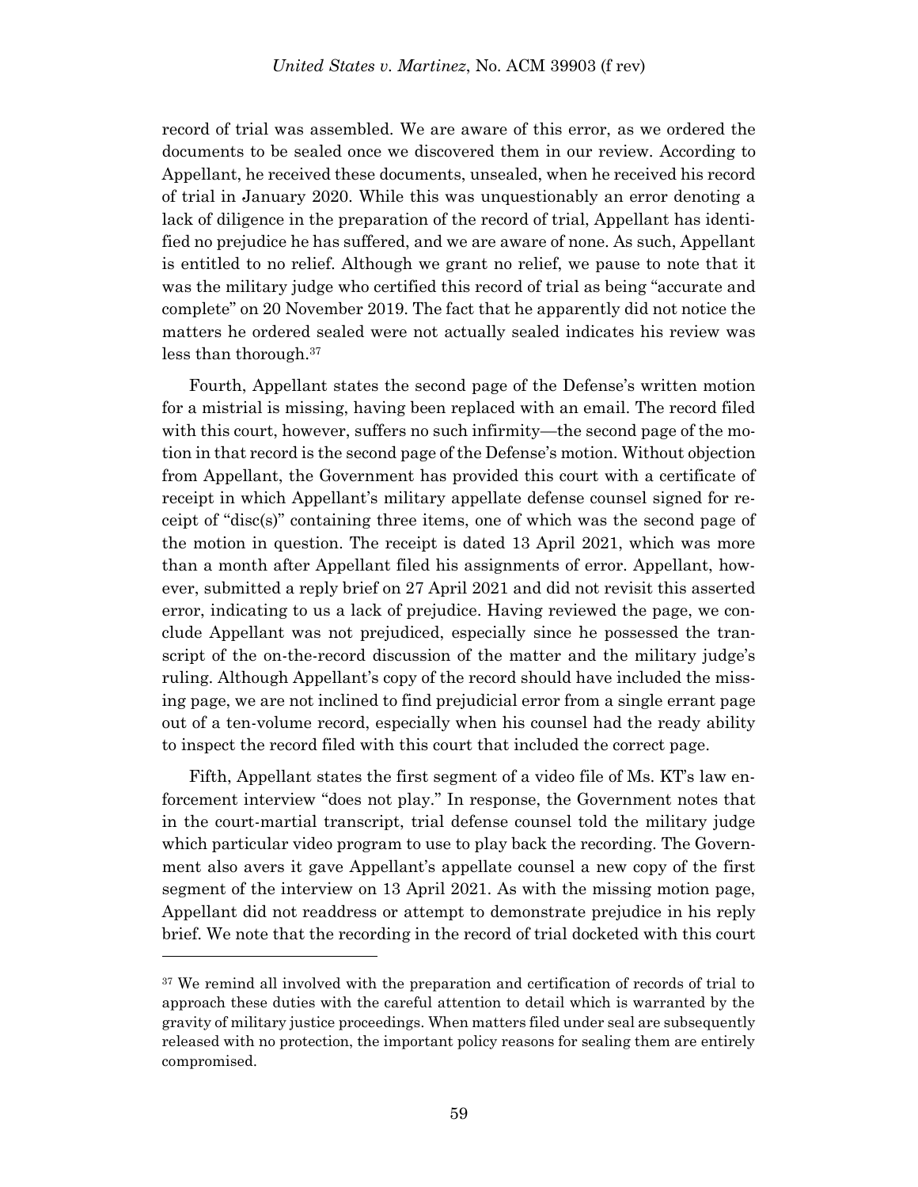record of trial was assembled. We are aware of this error, as we ordered the documents to be sealed once we discovered them in our review. According to Appellant, he received these documents, unsealed, when he received his record of trial in January 2020. While this was unquestionably an error denoting a lack of diligence in the preparation of the record of trial, Appellant has identified no prejudice he has suffered, and we are aware of none. As such, Appellant is entitled to no relief. Although we grant no relief, we pause to note that it was the military judge who certified this record of trial as being "accurate and complete" on 20 November 2019. The fact that he apparently did not notice the matters he ordered sealed were not actually sealed indicates his review was less than thorough.[37]

Fourth, Appellant states the second page of the Defense's written motion for a mistrial is missing, having been replaced with an email. The record filed with this court, however, suffers no such infirmity—the second page of the motion in that record is the second page of the Defense's motion. Without objection from Appellant, the Government has provided this court with a certificate of receipt in which Appellant's military appellate defense counsel signed for receipt of "disc(s)" containing three items, one of which was the second page of the motion in question. The receipt is dated 13 April 2021, which was more than a month after Appellant filed his assignments of error. Appellant, however, submitted a reply brief on 27 April 2021 and did not revisit this asserted error, indicating to us a lack of prejudice. Having reviewed the page, we conclude Appellant was not prejudiced, especially since he possessed the transcript of the on-the-record discussion of the matter and the military judge's ruling. Although Appellant's copy of the record should have included the missing page, we are not inclined to find prejudicial error from a single errant page out of a ten-volume record, especially when his counsel had the ready ability to inspect the record filed with this court that included the correct page.

Fifth, Appellant states the first segment of a video file of Ms. KT's law enforcement interview "does not play." In response, the Government notes that in the court-martial transcript, trial defense counsel told the military judge which particular video program to use to play back the recording. The Government also avers it gave Appellant's appellate counsel a new copy of the first segment of the interview on 13 April 2021. As with the missing motion page, Appellant did not readdress or attempt to demonstrate prejudice in his reply brief. We note that the recording in the record of trial docketed with this court

---

[37] We remind all involved with the preparation and certification of records of trial to approach these duties with the careful attention to detail which is warranted by the gravity of military justice proceedings. When matters filed under seal are subsequently released with no protection, the important policy reasons for sealing them are entirely compromised.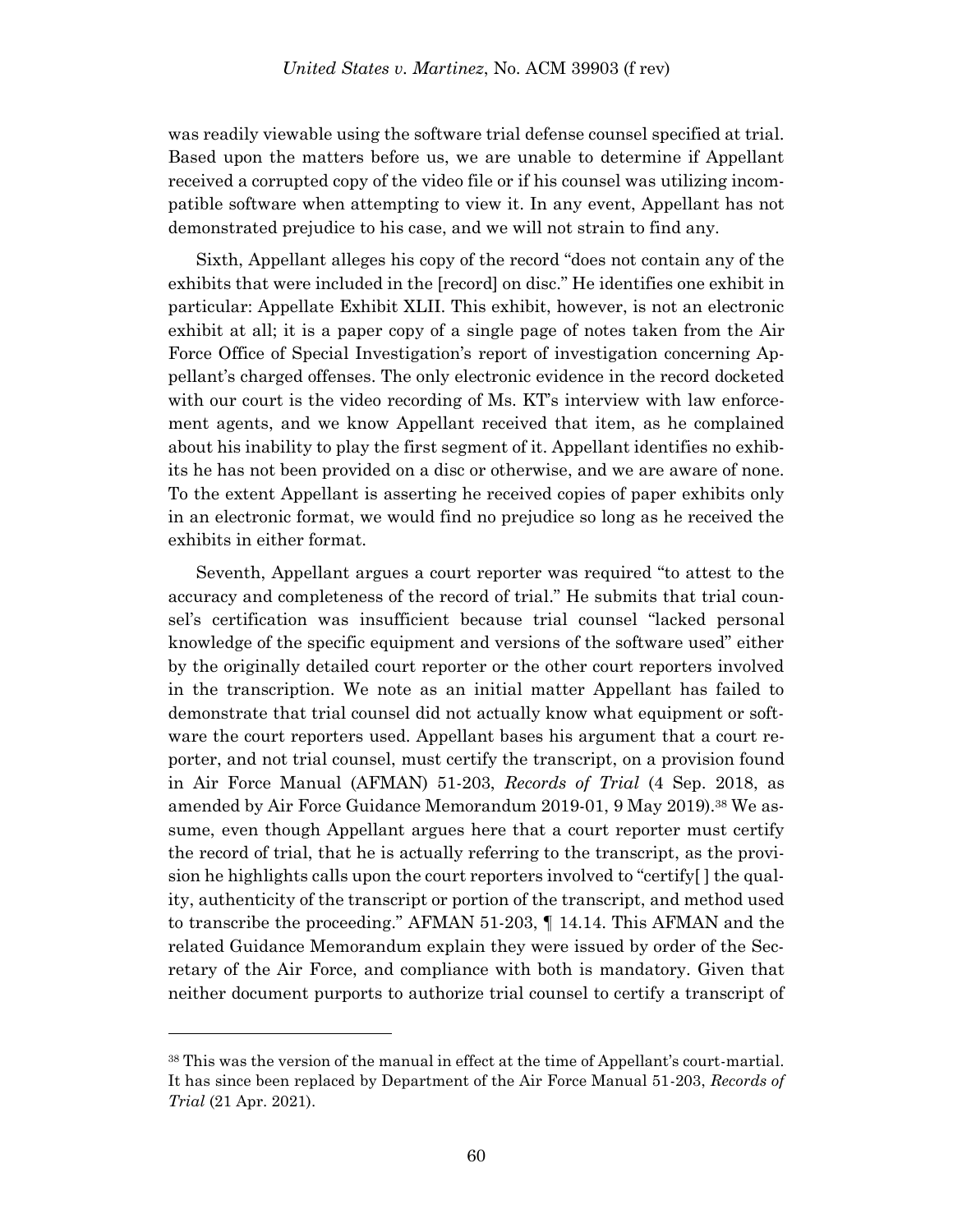was readily viewable using the software trial defense counsel specified at trial. Based upon the matters before us, we are unable to determine if Appellant received a corrupted copy of the video file or if his counsel was utilizing incompatible software when attempting to view it. In any event, Appellant has not demonstrated prejudice to his case, and we will not strain to find any.

Sixth, Appellant alleges his copy of the record "does not contain any of the exhibits that were included in the [record] on disc." He identifies one exhibit in particular: Appellate Exhibit XLII. This exhibit, however, is not an electronic exhibit at all; it is a paper copy of a single page of notes taken from the Air Force Office of Special Investigation's report of investigation concerning Appellant's charged offenses. The only electronic evidence in the record docketed with our court is the video recording of Ms. KT's interview with law enforcement agents, and we know Appellant received that item, as he complained about his inability to play the first segment of it. Appellant identifies no exhibits he has not been provided on a disc or otherwise, and we are aware of none. To the extent Appellant is asserting he received copies of paper exhibits only in an electronic format, we would find no prejudice so long as he received the exhibits in either format.

Seventh, Appellant argues a court reporter was required "to attest to the accuracy and completeness of the record of trial." He submits that trial counsel's certification was insufficient because trial counsel "lacked personal knowledge of the specific equipment and versions of the software used" either by the originally detailed court reporter or the other court reporters involved in the transcription. We note as an initial matter Appellant has failed to demonstrate that trial counsel did not actually know what equipment or software the court reporters used. Appellant bases his argument that a court reporter, and not trial counsel, must certify the transcript, on a provision found in Air Force Manual (AFMAN) 51-203, *Records of Trial* (4 Sep. 2018, as amended by Air Force Guidance Memorandum 2019-01, 9 May 2019).[38] We assume, even though Appellant argues here that a court reporter must certify the record of trial, that he is actually referring to the transcript, as the provision he highlights calls upon the court reporters involved to "certify[ ] the quality, authenticity of the transcript or portion of the transcript, and method used to transcribe the proceeding." AFMAN 51-203, ¶ 14.14. This AFMAN and the related Guidance Memorandum explain they were issued by order of the Secretary of the Air Force, and compliance with both is mandatory. Given that neither document purports to authorize trial counsel to certify a transcript of

---

[38] This was the version of the manual in effect at the time of Appellant's court-martial. It has since been replaced by Department of the Air Force Manual 51-203, *Records of Trial* (21 Apr. 2021).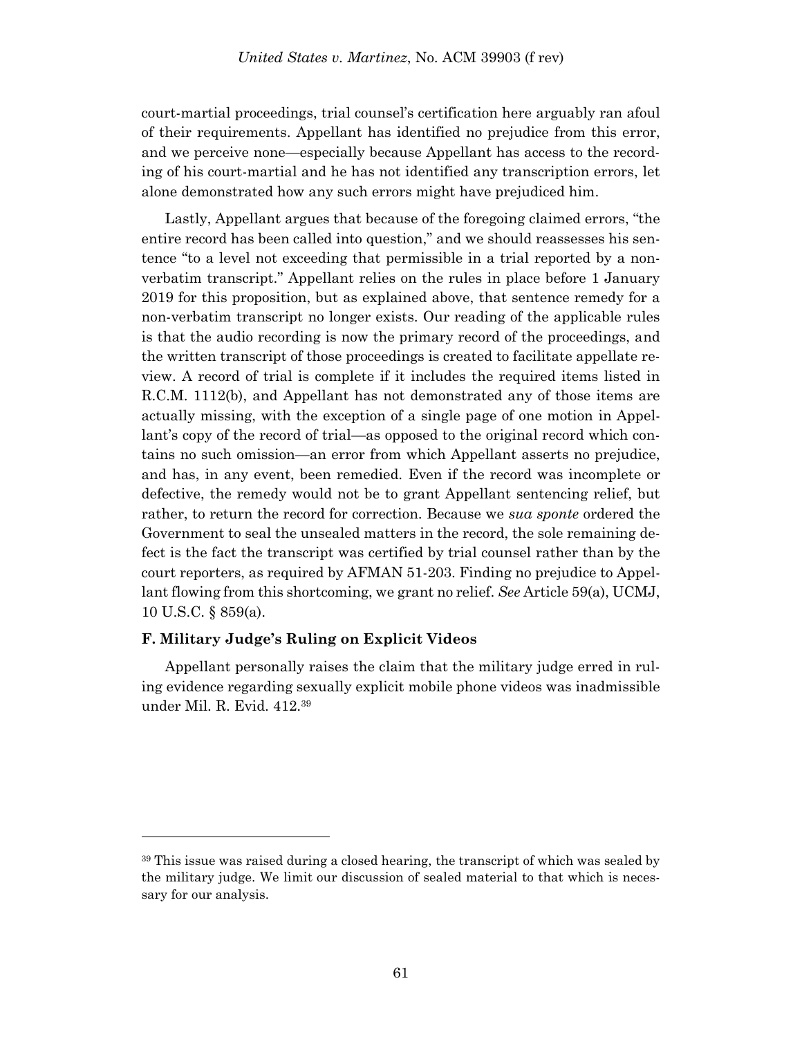court-martial proceedings, trial counsel's certification here arguably ran afoul of their requirements. Appellant has identified no prejudice from this error, and we perceive none—especially because Appellant has access to the recording of his court-martial and he has not identified any transcription errors, let alone demonstrated how any such errors might have prejudiced him.

Lastly, Appellant argues that because of the foregoing claimed errors, "the entire record has been called into question," and we should reassesses his sentence "to a level not exceeding that permissible in a trial reported by a non-verbatim transcript." Appellant relies on the rules in place before 1 January 2019 for this proposition, but as explained above, that sentence remedy for a non-verbatim transcript no longer exists. Our reading of the applicable rules is that the audio recording is now the primary record of the proceedings, and the written transcript of those proceedings is created to facilitate appellate review. A record of trial is complete if it includes the required items listed in R.C.M. 1112(b), and Appellant has not demonstrated any of those items are actually missing, with the exception of a single page of one motion in Appellant's copy of the record of trial—as opposed to the original record which contains no such omission—an error from which Appellant asserts no prejudice, and has, in any event, been remedied. Even if the record was incomplete or defective, the remedy would not be to grant Appellant sentencing relief, but rather, to return the record for correction. Because we *sua sponte* ordered the Government to seal the unsealed matters in the record, the sole remaining defect is the fact the transcript was certified by trial counsel rather than by the court reporters, as required by AFMAN 51-203. Finding no prejudice to Appellant flowing from this shortcoming, we grant no relief. *See* Article 59(a), UCMJ, 10 U.S.C. § 859(a).

### F. Military Judge's Ruling on Explicit Videos

Appellant personally raises the claim that the military judge erred in ruling evidence regarding sexually explicit mobile phone videos was inadmissible under Mil. R. Evid. 412.[39]

---

[39] This issue was raised during a closed hearing, the transcript of which was sealed by the military judge. We limit our discussion of sealed material to that which is necessary for our analysis.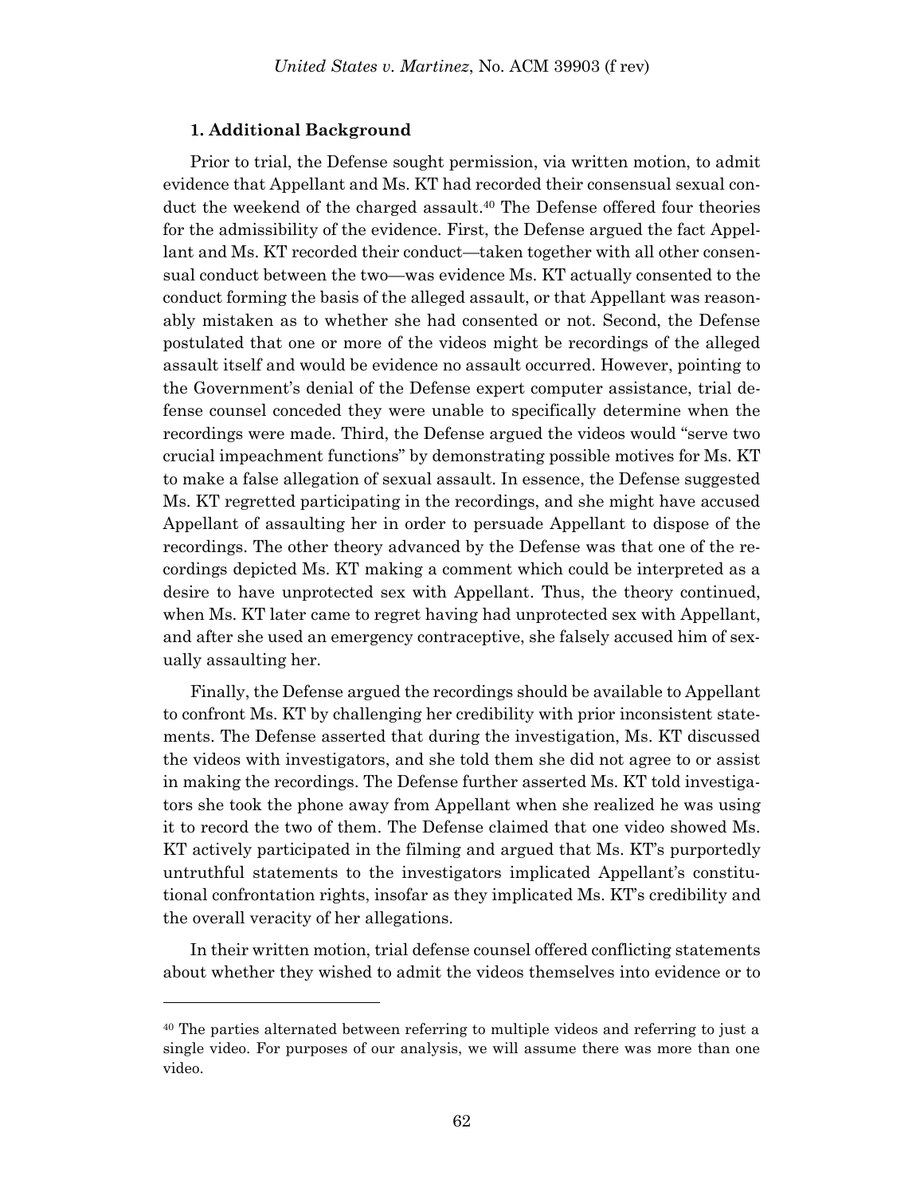### 1. Additional Background

Prior to trial, the Defense sought permission, via written motion, to admit evidence that Appellant and Ms. KT had recorded their consensual sexual conduct the weekend of the charged assault.[40] The Defense offered four theories for the admissibility of the evidence. First, the Defense argued the fact Appellant and Ms. KT recorded their conduct—taken together with all other consensual conduct between the two—was evidence Ms. KT actually consented to the conduct forming the basis of the alleged assault, or that Appellant was reasonably mistaken as to whether she had consented or not. Second, the Defense postulated that one or more of the videos might be recordings of the alleged assault itself and would be evidence no assault occurred. However, pointing to the Government's denial of the Defense expert computer assistance, trial defense counsel conceded they were unable to specifically determine when the recordings were made. Third, the Defense argued the videos would "serve two crucial impeachment functions" by demonstrating possible motives for Ms. KT to make a false allegation of sexual assault. In essence, the Defense suggested Ms. KT regretted participating in the recordings, and she might have accused Appellant of assaulting her in order to persuade Appellant to dispose of the recordings. The other theory advanced by the Defense was that one of the recordings depicted Ms. KT making a comment which could be interpreted as a desire to have unprotected sex with Appellant. Thus, the theory continued, when Ms. KT later came to regret having had unprotected sex with Appellant, and after she used an emergency contraceptive, she falsely accused him of sexually assaulting her.

Finally, the Defense argued the recordings should be available to Appellant to confront Ms. KT by challenging her credibility with prior inconsistent statements. The Defense asserted that during the investigation, Ms. KT discussed the videos with investigators, and she told them she did not agree to or assist in making the recordings. The Defense further asserted Ms. KT told investigators she took the phone away from Appellant when she realized he was using it to record the two of them. The Defense claimed that one video showed Ms. KT actively participated in the filming and argued that Ms. KT's purportedly untruthful statements to the investigators implicated Appellant's constitutional confrontation rights, insofar as they implicated Ms. KT's credibility and the overall veracity of her allegations.

In their written motion, trial defense counsel offered conflicting statements about whether they wished to admit the videos themselves into evidence or to

[40] The parties alternated between referring to multiple videos and referring to just a single video. For purposes of our analysis, we will assume there was more than one video.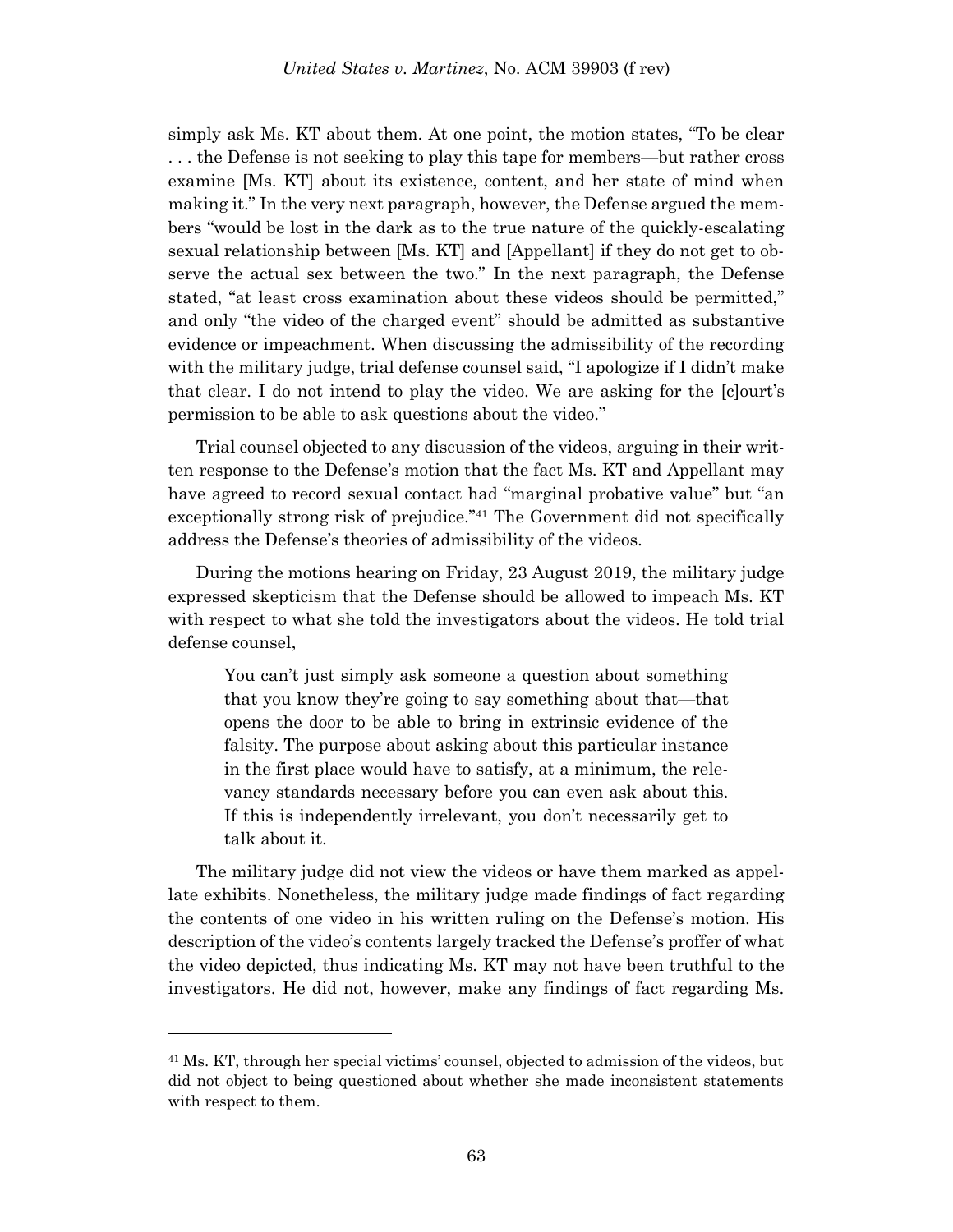simply ask Ms. KT about them. At one point, the motion states, "To be clear . . . the Defense is not seeking to play this tape for members—but rather cross examine [Ms. KT] about its existence, content, and her state of mind when making it." In the very next paragraph, however, the Defense argued the members "would be lost in the dark as to the true nature of the quickly-escalating sexual relationship between [Ms. KT] and [Appellant] if they do not get to observe the actual sex between the two." In the next paragraph, the Defense stated, "at least cross examination about these videos should be permitted," and only "the video of the charged event" should be admitted as substantive evidence or impeachment. When discussing the admissibility of the recording with the military judge, trial defense counsel said, "I apologize if I didn't make that clear. I do not intend to play the video. We are asking for the [c]ourt's permission to be able to ask questions about the video."

Trial counsel objected to any discussion of the videos, arguing in their written response to the Defense's motion that the fact Ms. KT and Appellant may have agreed to record sexual contact had "marginal probative value" but "an exceptionally strong risk of prejudice."[41] The Government did not specifically address the Defense's theories of admissibility of the videos.

During the motions hearing on Friday, 23 August 2019, the military judge expressed skepticism that the Defense should be allowed to impeach Ms. KT with respect to what she told the investigators about the videos. He told trial defense counsel,

> You can't just simply ask someone a question about something that you know they're going to say something about that—that opens the door to be able to bring in extrinsic evidence of the falsity. The purpose about asking about this particular instance in the first place would have to satisfy, at a minimum, the relevancy standards necessary before you can even ask about this. If this is independently irrelevant, you don't necessarily get to talk about it.

The military judge did not view the videos or have them marked as appellate exhibits. Nonetheless, the military judge made findings of fact regarding the contents of one video in his written ruling on the Defense's motion. His description of the video's contents largely tracked the Defense's proffer of what the video depicted, thus indicating Ms. KT may not have been truthful to the investigators. He did not, however, make any findings of fact regarding Ms.

---

[41] Ms. KT, through her special victims' counsel, objected to admission of the videos, but did not object to being questioned about whether she made inconsistent statements with respect to them.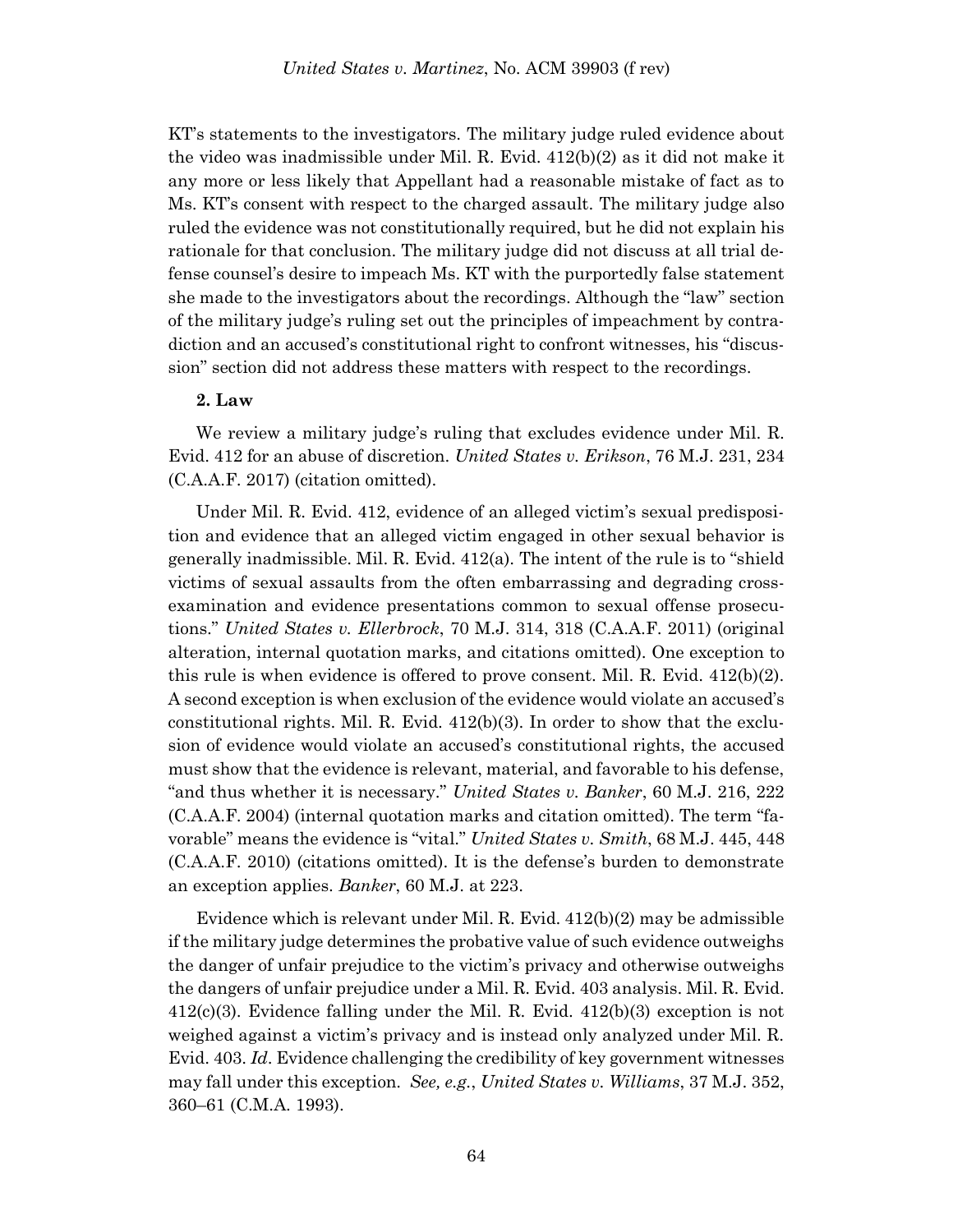KT's statements to the investigators. The military judge ruled evidence about the video was inadmissible under Mil. R. Evid. 412(b)(2) as it did not make it any more or less likely that Appellant had a reasonable mistake of fact as to Ms. KT's consent with respect to the charged assault. The military judge also ruled the evidence was not constitutionally required, but he did not explain his rationale for that conclusion. The military judge did not discuss at all trial defense counsel's desire to impeach Ms. KT with the purportedly false statement she made to the investigators about the recordings. Although the "law" section of the military judge's ruling set out the principles of impeachment by contradiction and an accused's constitutional right to confront witnesses, his "discussion" section did not address these matters with respect to the recordings.

**2. Law**

We review a military judge's ruling that excludes evidence under Mil. R. Evid. 412 for an abuse of discretion. *United States v. Erikson*, 76 M.J. 231, 234 (C.A.A.F. 2017) (citation omitted).

Under Mil. R. Evid. 412, evidence of an alleged victim's sexual predisposition and evidence that an alleged victim engaged in other sexual behavior is generally inadmissible. Mil. R. Evid. 412(a). The intent of the rule is to "shield victims of sexual assaults from the often embarrassing and degrading cross-examination and evidence presentations common to sexual offense prosecutions." *United States v. Ellerbrock*, 70 M.J. 314, 318 (C.A.A.F. 2011) (original alteration, internal quotation marks, and citations omitted). One exception to this rule is when evidence is offered to prove consent. Mil. R. Evid. 412(b)(2). A second exception is when exclusion of the evidence would violate an accused's constitutional rights. Mil. R. Evid. 412(b)(3). In order to show that the exclusion of evidence would violate an accused's constitutional rights, the accused must show that the evidence is relevant, material, and favorable to his defense, "and thus whether it is necessary." *United States v. Banker*, 60 M.J. 216, 222 (C.A.A.F. 2004) (internal quotation marks and citation omitted). The term "favorable" means the evidence is "vital." *United States v. Smith*, 68 M.J. 445, 448 (C.A.A.F. 2010) (citations omitted). It is the defense's burden to demonstrate an exception applies. *Banker*, 60 M.J. at 223.

Evidence which is relevant under Mil. R. Evid. 412(b)(2) may be admissible if the military judge determines the probative value of such evidence outweighs the danger of unfair prejudice to the victim's privacy and otherwise outweighs the dangers of unfair prejudice under a Mil. R. Evid. 403 analysis. Mil. R. Evid. 412(c)(3). Evidence falling under the Mil. R. Evid. 412(b)(3) exception is not weighed against a victim's privacy and is instead only analyzed under Mil. R. Evid. 403. *Id*. Evidence challenging the credibility of key government witnesses may fall under this exception. *See, e.g.*, *United States v. Williams*, 37 M.J. 352, 360–61 (C.M.A. 1993).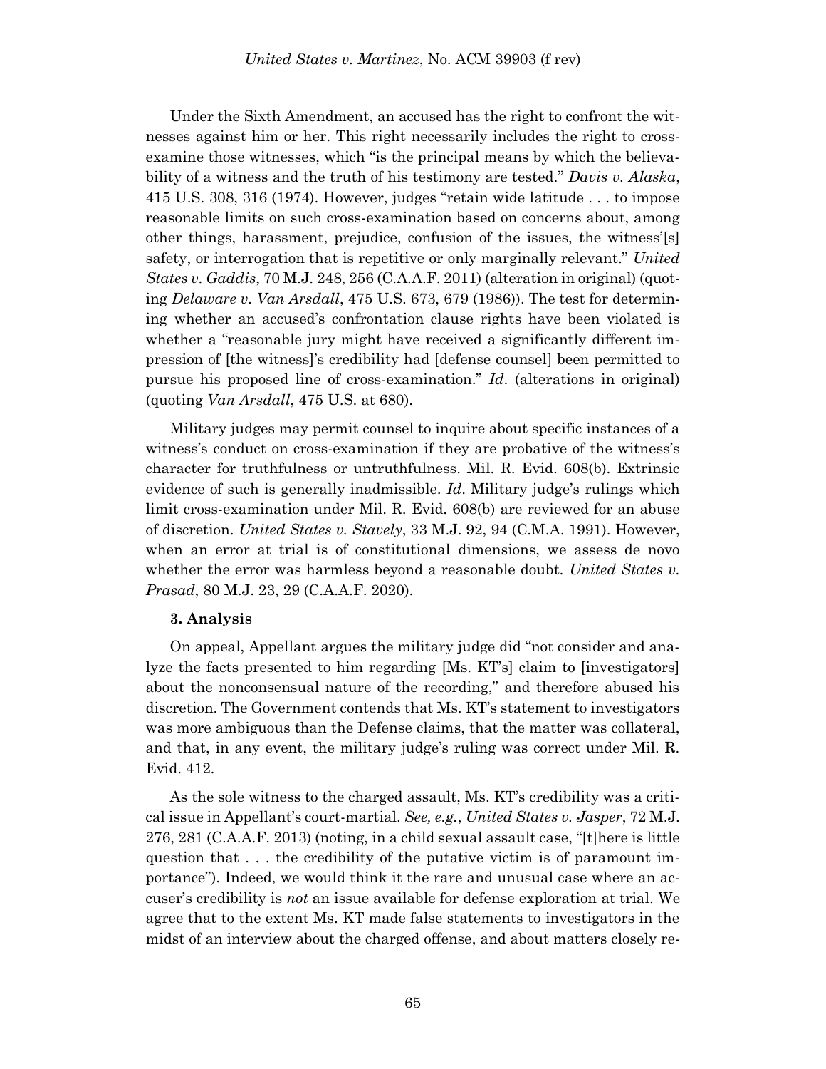Under the Sixth Amendment, an accused has the right to confront the witnesses against him or her. This right necessarily includes the right to cross-examine those witnesses, which "is the principal means by which the believability of a witness and the truth of his testimony are tested." *Davis v. Alaska*, 415 U.S. 308, 316 (1974). However, judges "retain wide latitude . . . to impose reasonable limits on such cross-examination based on concerns about, among other things, harassment, prejudice, confusion of the issues, the witness'[s] safety, or interrogation that is repetitive or only marginally relevant." *United States v. Gaddis*, 70 M.J. 248, 256 (C.A.A.F. 2011) (alteration in original) (quoting *Delaware v. Van Arsdall*, 475 U.S. 673, 679 (1986)). The test for determining whether an accused's confrontation clause rights have been violated is whether a "reasonable jury might have received a significantly different impression of [the witness]'s credibility had [defense counsel] been permitted to pursue his proposed line of cross-examination." *Id*. (alterations in original) (quoting *Van Arsdall*, 475 U.S. at 680).

Military judges may permit counsel to inquire about specific instances of a witness's conduct on cross-examination if they are probative of the witness's character for truthfulness or untruthfulness. Mil. R. Evid. 608(b). Extrinsic evidence of such is generally inadmissible. *Id*. Military judge's rulings which limit cross-examination under Mil. R. Evid. 608(b) are reviewed for an abuse of discretion. *United States v. Stavely*, 33 M.J. 92, 94 (C.M.A. 1991). However, when an error at trial is of constitutional dimensions, we assess de novo whether the error was harmless beyond a reasonable doubt. *United States v. Prasad*, 80 M.J. 23, 29 (C.A.A.F. 2020).

**3. Analysis**

On appeal, Appellant argues the military judge did "not consider and analyze the facts presented to him regarding [Ms. KT's] claim to [investigators] about the nonconsensual nature of the recording," and therefore abused his discretion. The Government contends that Ms. KT's statement to investigators was more ambiguous than the Defense claims, that the matter was collateral, and that, in any event, the military judge's ruling was correct under Mil. R. Evid. 412.

As the sole witness to the charged assault, Ms. KT's credibility was a critical issue in Appellant's court-martial. *See, e.g.*, *United States v. Jasper*, 72 M.J. 276, 281 (C.A.A.F. 2013) (noting, in a child sexual assault case, "[t]here is little question that . . . the credibility of the putative victim is of paramount importance"). Indeed, we would think it the rare and unusual case where an accuser's credibility is *not* an issue available for defense exploration at trial. We agree that to the extent Ms. KT made false statements to investigators in the midst of an interview about the charged offense, and about matters closely re-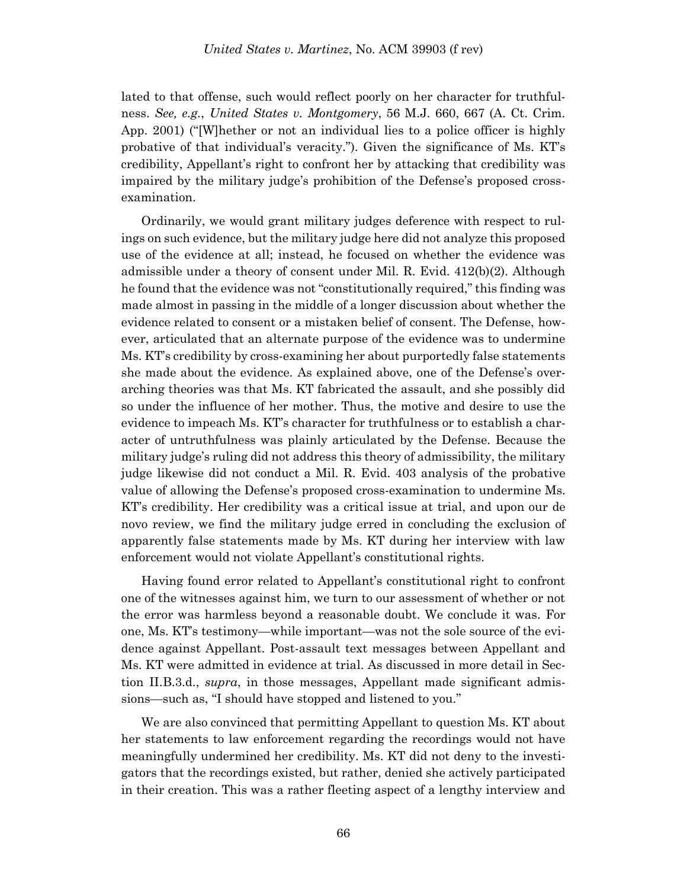lated to that offense, such would reflect poorly on her character for truthfulness. *See, e.g.*, *United States v. Montgomery*, 56 M.J. 660, 667 (A. Ct. Crim. App. 2001) ("[W]hether or not an individual lies to a police officer is highly probative of that individual's veracity."). Given the significance of Ms. KT's credibility, Appellant's right to confront her by attacking that credibility was impaired by the military judge's prohibition of the Defense's proposed cross-examination.

Ordinarily, we would grant military judges deference with respect to rulings on such evidence, but the military judge here did not analyze this proposed use of the evidence at all; instead, he focused on whether the evidence was admissible under a theory of consent under Mil. R. Evid. 412(b)(2). Although he found that the evidence was not "constitutionally required," this finding was made almost in passing in the middle of a longer discussion about whether the evidence related to consent or a mistaken belief of consent. The Defense, however, articulated that an alternate purpose of the evidence was to undermine Ms. KT's credibility by cross-examining her about purportedly false statements she made about the evidence. As explained above, one of the Defense's overarching theories was that Ms. KT fabricated the assault, and she possibly did so under the influence of her mother. Thus, the motive and desire to use the evidence to impeach Ms. KT's character for truthfulness or to establish a character of untruthfulness was plainly articulated by the Defense. Because the military judge's ruling did not address this theory of admissibility, the military judge likewise did not conduct a Mil. R. Evid. 403 analysis of the probative value of allowing the Defense's proposed cross-examination to undermine Ms. KT's credibility. Her credibility was a critical issue at trial, and upon our de novo review, we find the military judge erred in concluding the exclusion of apparently false statements made by Ms. KT during her interview with law enforcement would not violate Appellant's constitutional rights.

Having found error related to Appellant's constitutional right to confront one of the witnesses against him, we turn to our assessment of whether or not the error was harmless beyond a reasonable doubt. We conclude it was. For one, Ms. KT's testimony—while important—was not the sole source of the evidence against Appellant. Post-assault text messages between Appellant and Ms. KT were admitted in evidence at trial. As discussed in more detail in Section II.B.3.d., *supra*, in those messages, Appellant made significant admissions—such as, "I should have stopped and listened to you."

We are also convinced that permitting Appellant to question Ms. KT about her statements to law enforcement regarding the recordings would not have meaningfully undermined her credibility. Ms. KT did not deny to the investigators that the recordings existed, but rather, denied she actively participated in their creation. This was a rather fleeting aspect of a lengthy interview and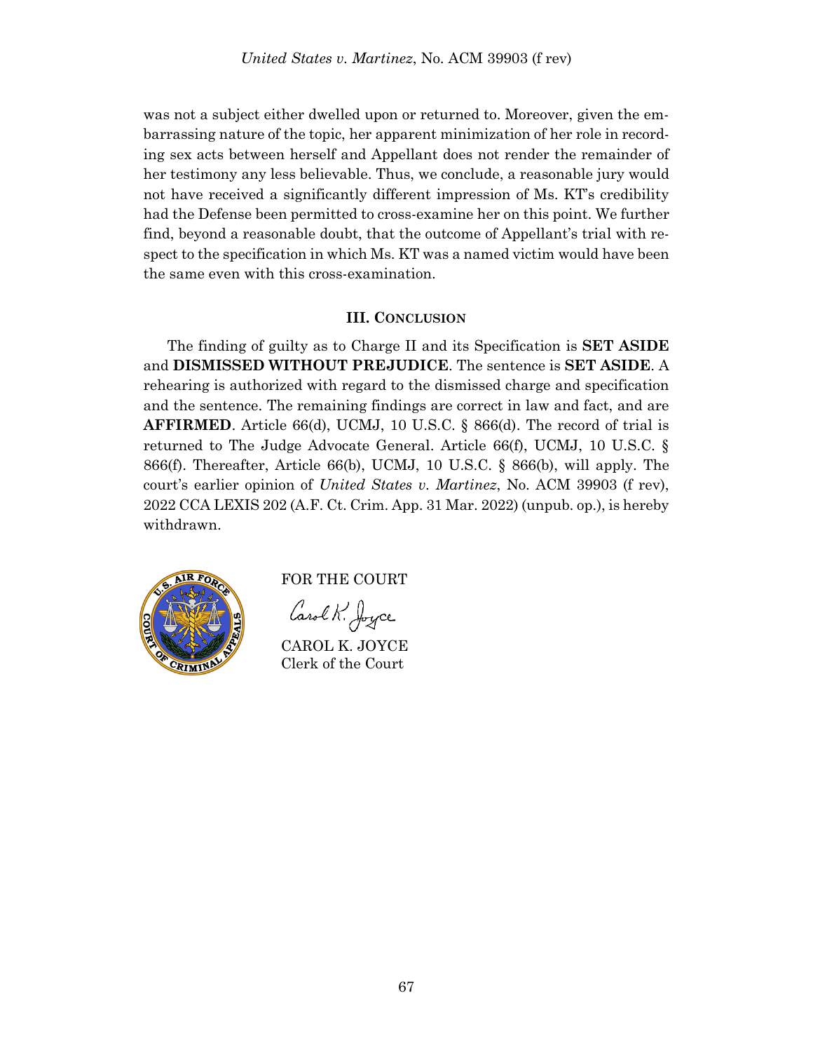was not a subject either dwelled upon or returned to. Moreover, given the embarrassing nature of the topic, her apparent minimization of her role in recording sex acts between herself and Appellant does not render the remainder of her testimony any less believable. Thus, we conclude, a reasonable jury would not have received a significantly different impression of Ms. KT's credibility had the Defense been permitted to cross-examine her on this point. We further find, beyond a reasonable doubt, that the outcome of Appellant's trial with respect to the specification in which Ms. KT was a named victim would have been the same even with this cross-examination.

## III. CONCLUSION

The finding of guilty as to Charge II and its Specification is **SET ASIDE** and **DISMISSED WITHOUT PREJUDICE**. The sentence is **SET ASIDE**. A rehearing is authorized with regard to the dismissed charge and specification and the sentence. The remaining findings are correct in law and fact, and are **AFFIRMED**. Article 66(d), UCMJ, 10 U.S.C. § 866(d). The record of trial is returned to The Judge Advocate General. Article 66(f), UCMJ, 10 U.S.C. § 866(f). Thereafter, Article 66(b), UCMJ, 10 U.S.C. § 866(b), will apply. The court's earlier opinion of *United States v. Martinez*, No. ACM 39903 (f rev), 2022 CCA LEXIS 202 (A.F. Ct. Crim. App. 31 Mar. 2022) (unpub. op.), is hereby withdrawn.

FOR THE COURT

Carol K. Joyce

CAROL K. JOYCE
Clerk of the Court